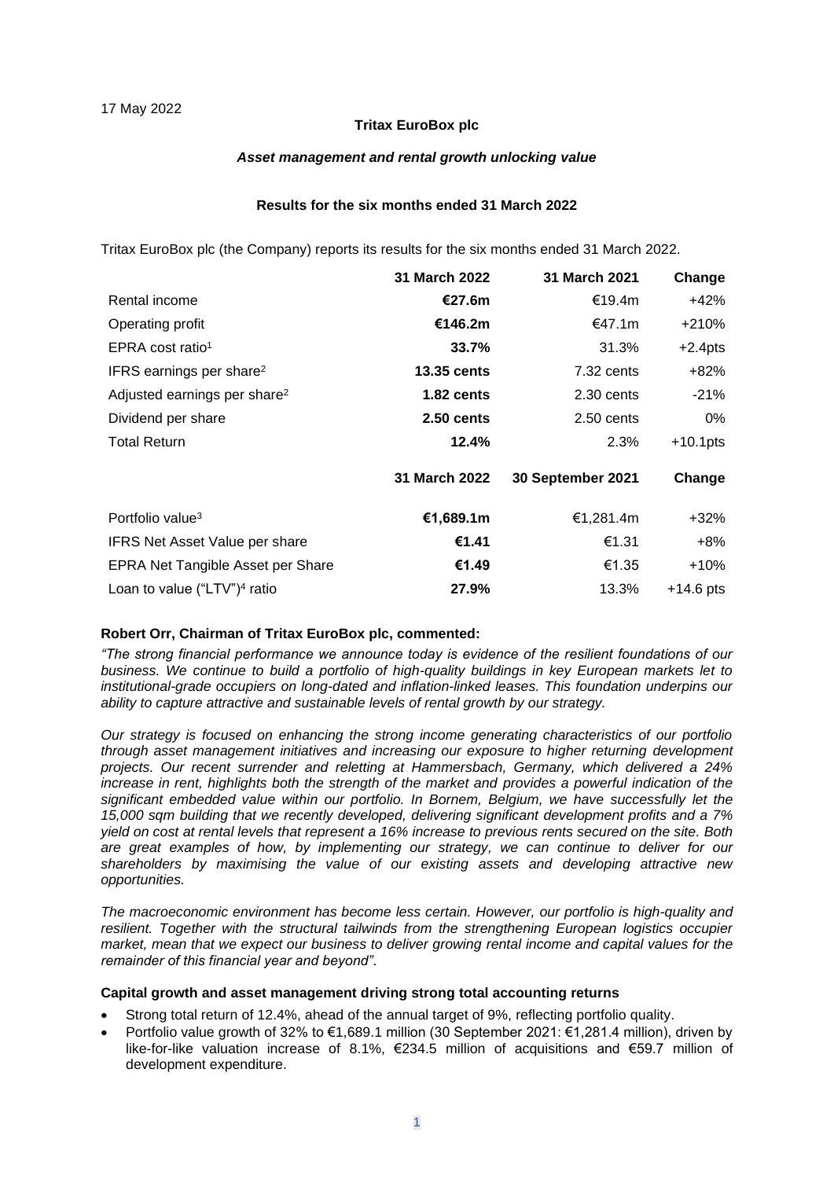17 May 2022

**Tritax EuroBox plc**

***Asset management and rental growth unlocking value***

**Results for the six months ended 31 March 2022**

Tritax EuroBox plc (the Company) reports its results for the six months ended 31 March 2022.

| | 31 March 2022 | 31 March 2021 | Change |
|---|---|---|---|
| Rental income | **€27.6m** | €19.4m | +42% |
| Operating profit | **€146.2m** | €47.1m | +210% |
| EPRA cost ratio[1] | **33.7%** | 31.3% | +2.4pts |
| IFRS earnings per share[2] | **13.35 cents** | 7.32 cents | +82% |
| Adjusted earnings per share[2] | **1.82 cents** | 2.30 cents | -21% |
| Dividend per share | **2.50 cents** | 2.50 cents | 0% |
| Total Return | **12.4%** | 2.3% | +10.1pts |
| | **31 March 2022** | **30 September 2021** | **Change** |
| Portfolio value[3] | **€1,689.1m** | €1,281.4m | +32% |
| IFRS Net Asset Value per share | **€1.41** | €1.31 | +8% |
| EPRA Net Tangible Asset per Share | **€1.49** | €1.35 | +10% |
| Loan to value ("LTV")[4] ratio | **27.9%** | 13.3% | +14.6 pts |

**Robert Orr, Chairman of Tritax EuroBox plc, commented:**

*"The strong financial performance we announce today is evidence of the resilient foundations of our business. We continue to build a portfolio of high-quality buildings in key European markets let to institutional-grade occupiers on long-dated and inflation-linked leases. This foundation underpins our ability to capture attractive and sustainable levels of rental growth by our strategy.*

*Our strategy is focused on enhancing the strong income generating characteristics of our portfolio through asset management initiatives and increasing our exposure to higher returning development projects. Our recent surrender and reletting at Hammersbach, Germany, which delivered a 24% increase in rent, highlights both the strength of the market and provides a powerful indication of the significant embedded value within our portfolio. In Bornem, Belgium, we have successfully let the 15,000 sqm building that we recently developed, delivering significant development profits and a 7% yield on cost at rental levels that represent a 16% increase to previous rents secured on the site. Both are great examples of how, by implementing our strategy, we can continue to deliver for our shareholders by maximising the value of our existing assets and developing attractive new opportunities.*

*The macroeconomic environment has become less certain. However, our portfolio is high-quality and resilient. Together with the structural tailwinds from the strengthening European logistics occupier market, mean that we expect our business to deliver growing rental income and capital values for the remainder of this financial year and beyond".*

**Capital growth and asset management driving strong total accounting returns**

- Strong total return of 12.4%, ahead of the annual target of 9%, reflecting portfolio quality.
- Portfolio value growth of 32% to €1,689.1 million (30 September 2021: €1,281.4 million), driven by like-for-like valuation increase of 8.1%, €234.5 million of acquisitions and €59.7 million of development expenditure.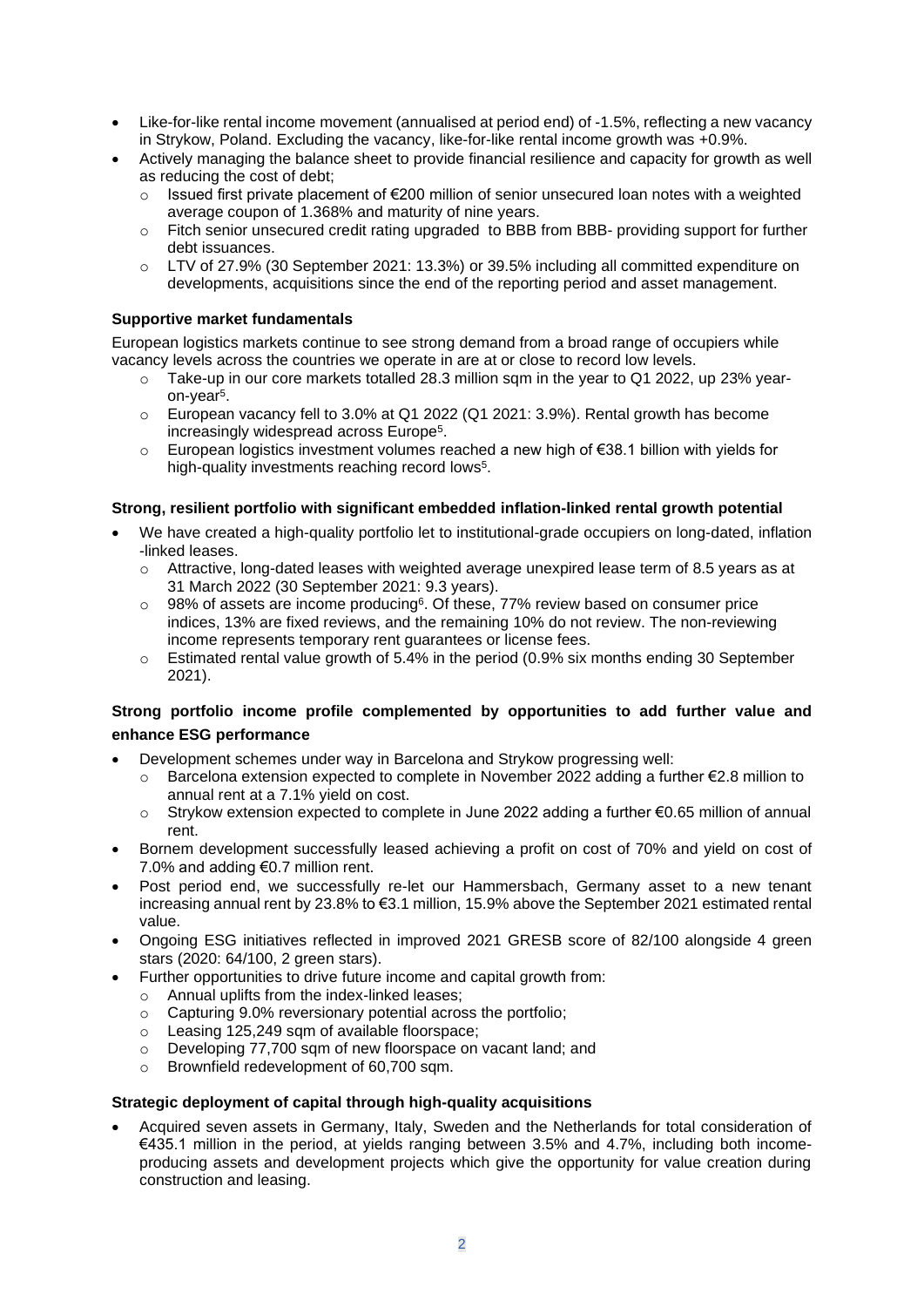- Like-for-like rental income movement (annualised at period end) of -1.5%, reflecting a new vacancy in Strykow, Poland. Excluding the vacancy, like-for-like rental income growth was +0.9%.
- Actively managing the balance sheet to provide financial resilience and capacity for growth as well as reducing the cost of debt;
  - Issued first private placement of €200 million of senior unsecured loan notes with a weighted average coupon of 1.368% and maturity of nine years.
  - Fitch senior unsecured credit rating upgraded to BBB from BBB- providing support for further debt issuances.
  - LTV of 27.9% (30 September 2021: 13.3%) or 39.5% including all committed expenditure on developments, acquisitions since the end of the reporting period and asset management.

**Supportive market fundamentals**

European logistics markets continue to see strong demand from a broad range of occupiers while vacancy levels across the countries we operate in are at or close to record low levels.

- Take-up in our core markets totalled 28.3 million sqm in the year to Q1 2022, up 23% year-on-year[5].
- European vacancy fell to 3.0% at Q1 2022 (Q1 2021: 3.9%). Rental growth has become increasingly widespread across Europe[5].
- European logistics investment volumes reached a new high of €38.1 billion with yields for high-quality investments reaching record lows[5].

**Strong, resilient portfolio with significant embedded inflation-linked rental growth potential**

- We have created a high-quality portfolio let to institutional-grade occupiers on long-dated, inflation -linked leases.
  - Attractive, long-dated leases with weighted average unexpired lease term of 8.5 years as at 31 March 2022 (30 September 2021: 9.3 years).
  - 98% of assets are income producing[6]. Of these, 77% review based on consumer price indices, 13% are fixed reviews, and the remaining 10% do not review. The non-reviewing income represents temporary rent guarantees or license fees.
  - Estimated rental value growth of 5.4% in the period (0.9% six months ending 30 September 2021).

**Strong portfolio income profile complemented by opportunities to add further value and enhance ESG performance**

- Development schemes under way in Barcelona and Strykow progressing well:
  - Barcelona extension expected to complete in November 2022 adding a further €2.8 million to annual rent at a 7.1% yield on cost.
  - Strykow extension expected to complete in June 2022 adding a further €0.65 million of annual rent.
- Bornem development successfully leased achieving a profit on cost of 70% and yield on cost of 7.0% and adding €0.7 million rent.
- Post period end, we successfully re-let our Hammersbach, Germany asset to a new tenant increasing annual rent by 23.8% to €3.1 million, 15.9% above the September 2021 estimated rental value.
- Ongoing ESG initiatives reflected in improved 2021 GRESB score of 82/100 alongside 4 green stars (2020: 64/100, 2 green stars).
- Further opportunities to drive future income and capital growth from:
  - Annual uplifts from the index-linked leases;
  - Capturing 9.0% reversionary potential across the portfolio;
  - Leasing 125,249 sqm of available floorspace;
  - Developing 77,700 sqm of new floorspace on vacant land; and
  - Brownfield redevelopment of 60,700 sqm.

**Strategic deployment of capital through high-quality acquisitions**

- Acquired seven assets in Germany, Italy, Sweden and the Netherlands for total consideration of €435.1 million in the period, at yields ranging between 3.5% and 4.7%, including both income-producing assets and development projects which give the opportunity for value creation during construction and leasing.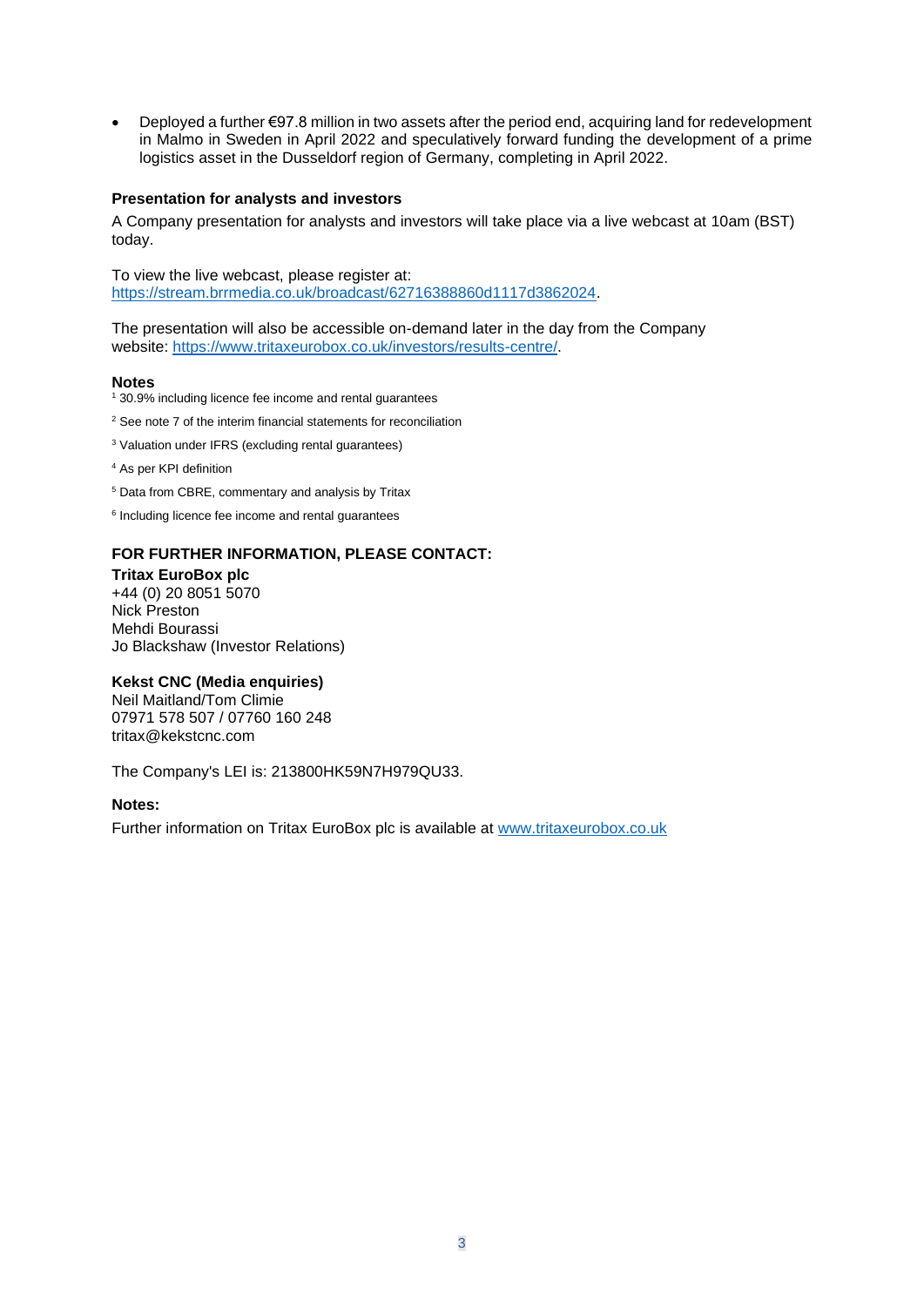- Deployed a further €97.8 million in two assets after the period end, acquiring land for redevelopment in Malmo in Sweden in April 2022 and speculatively forward funding the development of a prime logistics asset in the Dusseldorf region of Germany, completing in April 2022.

**Presentation for analysts and investors**

A Company presentation for analysts and investors will take place via a live webcast at 10am (BST) today.

To view the live webcast, please register at: https://stream.brrmedia.co.uk/broadcast/62716388860d1117d3862024.

The presentation will also be accessible on-demand later in the day from the Company website: https://www.tritaxeurobox.co.uk/investors/results-centre/.

**Notes**

[1] 30.9% including licence fee income and rental guarantees

[2] See note 7 of the interim financial statements for reconciliation

[3] Valuation under IFRS (excluding rental guarantees)

[4] As per KPI definition

[5] Data from CBRE, commentary and analysis by Tritax

[6] Including licence fee income and rental guarantees

**FOR FURTHER INFORMATION, PLEASE CONTACT:**

**Tritax EuroBox plc**
+44 (0) 20 8051 5070
Nick Preston
Mehdi Bourassi
Jo Blackshaw (Investor Relations)

**Kekst CNC (Media enquiries)**
Neil Maitland/Tom Climie
07971 578 507 / 07760 160 248
tritax@kekstcnc.com

The Company's LEI is: 213800HK59N7H979QU33.

**Notes:**

Further information on Tritax EuroBox plc is available at www.tritaxeurobox.co.uk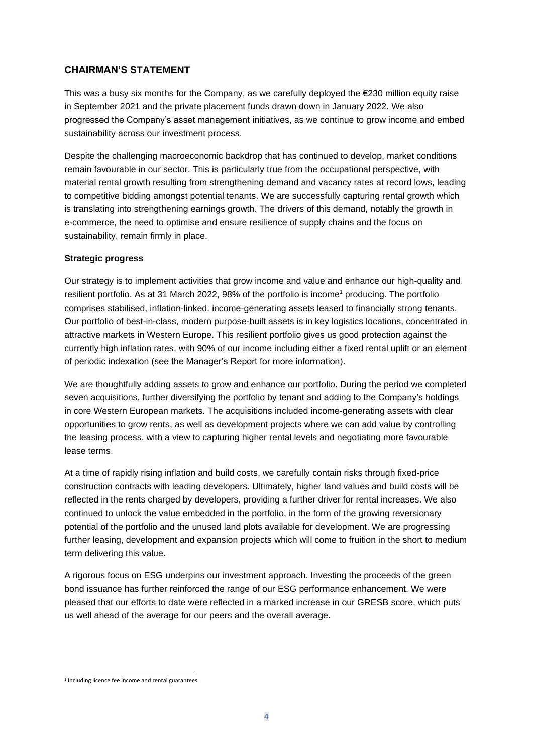## CHAIRMAN'S STATEMENT

This was a busy six months for the Company, as we carefully deployed the €230 million equity raise in September 2021 and the private placement funds drawn down in January 2022. We also progressed the Company's asset management initiatives, as we continue to grow income and embed sustainability across our investment process.

Despite the challenging macroeconomic backdrop that has continued to develop, market conditions remain favourable in our sector. This is particularly true from the occupational perspective, with material rental growth resulting from strengthening demand and vacancy rates at record lows, leading to competitive bidding amongst potential tenants. We are successfully capturing rental growth which is translating into strengthening earnings growth. The drivers of this demand, notably the growth in e-commerce, the need to optimise and ensure resilience of supply chains and the focus on sustainability, remain firmly in place.

**Strategic progress**

Our strategy is to implement activities that grow income and value and enhance our high-quality and resilient portfolio. As at 31 March 2022, 98% of the portfolio is income[1] producing. The portfolio comprises stabilised, inflation-linked, income-generating assets leased to financially strong tenants. Our portfolio of best-in-class, modern purpose-built assets is in key logistics locations, concentrated in attractive markets in Western Europe. This resilient portfolio gives us good protection against the currently high inflation rates, with 90% of our income including either a fixed rental uplift or an element of periodic indexation (see the Manager's Report for more information).

We are thoughtfully adding assets to grow and enhance our portfolio. During the period we completed seven acquisitions, further diversifying the portfolio by tenant and adding to the Company's holdings in core Western European markets. The acquisitions included income-generating assets with clear opportunities to grow rents, as well as development projects where we can add value by controlling the leasing process, with a view to capturing higher rental levels and negotiating more favourable lease terms.

At a time of rapidly rising inflation and build costs, we carefully contain risks through fixed-price construction contracts with leading developers. Ultimately, higher land values and build costs will be reflected in the rents charged by developers, providing a further driver for rental increases. We also continued to unlock the value embedded in the portfolio, in the form of the growing reversionary potential of the portfolio and the unused land plots available for development. We are progressing further leasing, development and expansion projects which will come to fruition in the short to medium term delivering this value.

A rigorous focus on ESG underpins our investment approach. Investing the proceeds of the green bond issuance has further reinforced the range of our ESG performance enhancement. We were pleased that our efforts to date were reflected in a marked increase in our GRESB score, which puts us well ahead of the average for our peers and the overall average.

---

[1] Including licence fee income and rental guarantees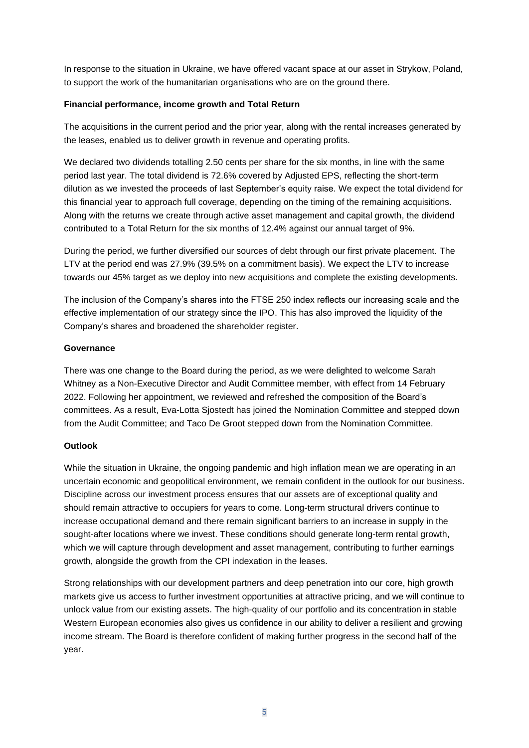In response to the situation in Ukraine, we have offered vacant space at our asset in Strykow, Poland, to support the work of the humanitarian organisations who are on the ground there.

**Financial performance, income growth and Total Return**

The acquisitions in the current period and the prior year, along with the rental increases generated by the leases, enabled us to deliver growth in revenue and operating profits.

We declared two dividends totalling 2.50 cents per share for the six months, in line with the same period last year. The total dividend is 72.6% covered by Adjusted EPS, reflecting the short-term dilution as we invested the proceeds of last September's equity raise. We expect the total dividend for this financial year to approach full coverage, depending on the timing of the remaining acquisitions. Along with the returns we create through active asset management and capital growth, the dividend contributed to a Total Return for the six months of 12.4% against our annual target of 9%.

During the period, we further diversified our sources of debt through our first private placement. The LTV at the period end was 27.9% (39.5% on a commitment basis). We expect the LTV to increase towards our 45% target as we deploy into new acquisitions and complete the existing developments.

The inclusion of the Company's shares into the FTSE 250 index reflects our increasing scale and the effective implementation of our strategy since the IPO. This has also improved the liquidity of the Company's shares and broadened the shareholder register.

**Governance**

There was one change to the Board during the period, as we were delighted to welcome Sarah Whitney as a Non-Executive Director and Audit Committee member, with effect from 14 February 2022. Following her appointment, we reviewed and refreshed the composition of the Board's committees. As a result, Eva-Lotta Sjostedt has joined the Nomination Committee and stepped down from the Audit Committee; and Taco De Groot stepped down from the Nomination Committee.

**Outlook**

While the situation in Ukraine, the ongoing pandemic and high inflation mean we are operating in an uncertain economic and geopolitical environment, we remain confident in the outlook for our business. Discipline across our investment process ensures that our assets are of exceptional quality and should remain attractive to occupiers for years to come. Long-term structural drivers continue to increase occupational demand and there remain significant barriers to an increase in supply in the sought-after locations where we invest. These conditions should generate long-term rental growth, which we will capture through development and asset management, contributing to further earnings growth, alongside the growth from the CPI indexation in the leases.

Strong relationships with our development partners and deep penetration into our core, high growth markets give us access to further investment opportunities at attractive pricing, and we will continue to unlock value from our existing assets. The high-quality of our portfolio and its concentration in stable Western European economies also gives us confidence in our ability to deliver a resilient and growing income stream. The Board is therefore confident of making further progress in the second half of the year.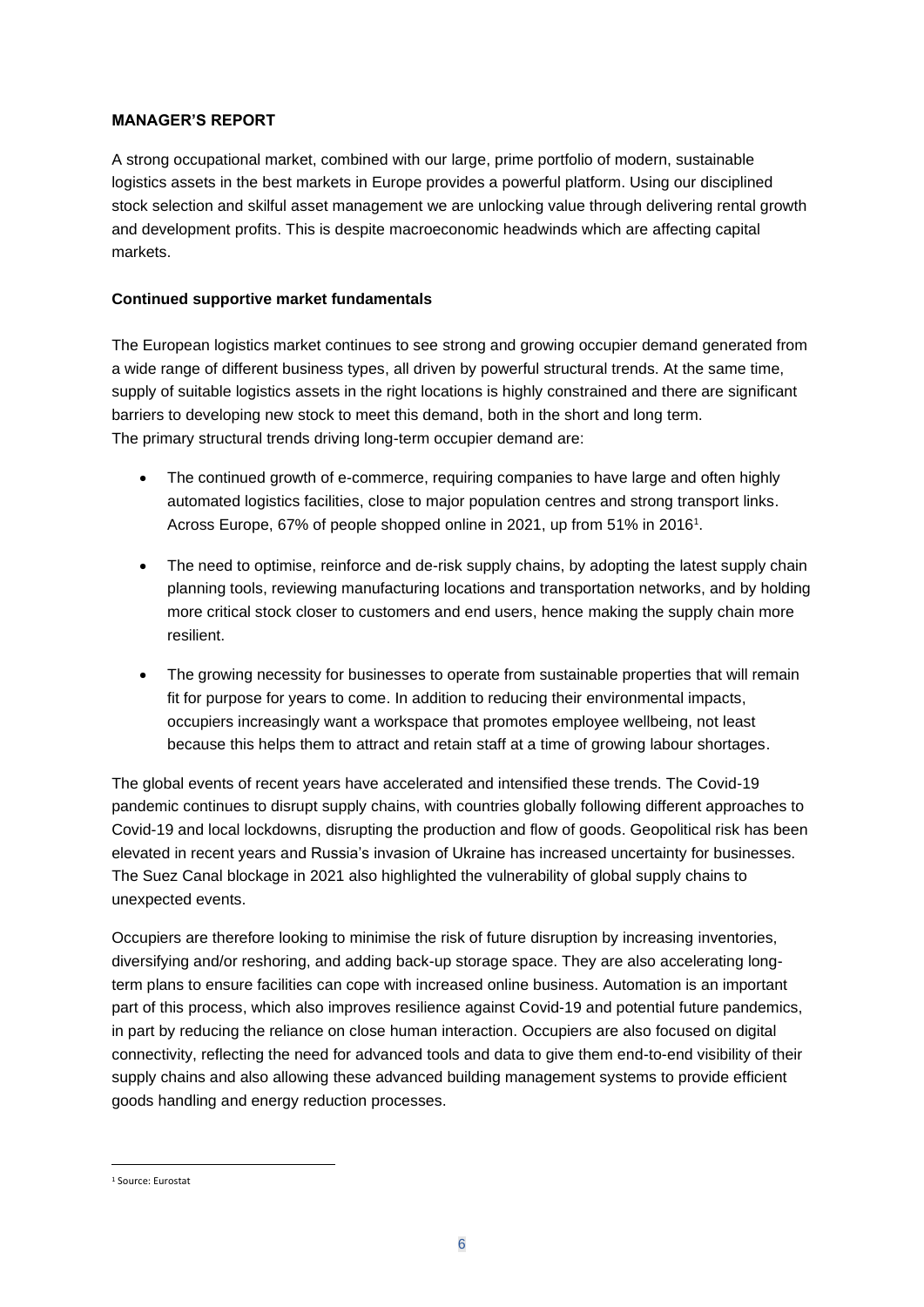## MANAGER'S REPORT

A strong occupational market, combined with our large, prime portfolio of modern, sustainable logistics assets in the best markets in Europe provides a powerful platform. Using our disciplined stock selection and skilful asset management we are unlocking value through delivering rental growth and development profits. This is despite macroeconomic headwinds which are affecting capital markets.

### Continued supportive market fundamentals

The European logistics market continues to see strong and growing occupier demand generated from a wide range of different business types, all driven by powerful structural trends. At the same time, supply of suitable logistics assets in the right locations is highly constrained and there are significant barriers to developing new stock to meet this demand, both in the short and long term.
The primary structural trends driving long-term occupier demand are:

- The continued growth of e-commerce, requiring companies to have large and often highly automated logistics facilities, close to major population centres and strong transport links. Across Europe, 67% of people shopped online in 2021, up from 51% in 2016[1].
- The need to optimise, reinforce and de-risk supply chains, by adopting the latest supply chain planning tools, reviewing manufacturing locations and transportation networks, and by holding more critical stock closer to customers and end users, hence making the supply chain more resilient.
- The growing necessity for businesses to operate from sustainable properties that will remain fit for purpose for years to come. In addition to reducing their environmental impacts, occupiers increasingly want a workspace that promotes employee wellbeing, not least because this helps them to attract and retain staff at a time of growing labour shortages.

The global events of recent years have accelerated and intensified these trends. The Covid-19 pandemic continues to disrupt supply chains, with countries globally following different approaches to Covid-19 and local lockdowns, disrupting the production and flow of goods. Geopolitical risk has been elevated in recent years and Russia's invasion of Ukraine has increased uncertainty for businesses. The Suez Canal blockage in 2021 also highlighted the vulnerability of global supply chains to unexpected events.

Occupiers are therefore looking to minimise the risk of future disruption by increasing inventories, diversifying and/or reshoring, and adding back-up storage space. They are also accelerating long-term plans to ensure facilities can cope with increased online business. Automation is an important part of this process, which also improves resilience against Covid-19 and potential future pandemics, in part by reducing the reliance on close human interaction. Occupiers are also focused on digital connectivity, reflecting the need for advanced tools and data to give them end-to-end visibility of their supply chains and also allowing these advanced building management systems to provide efficient goods handling and energy reduction processes.

[1] Source: Eurostat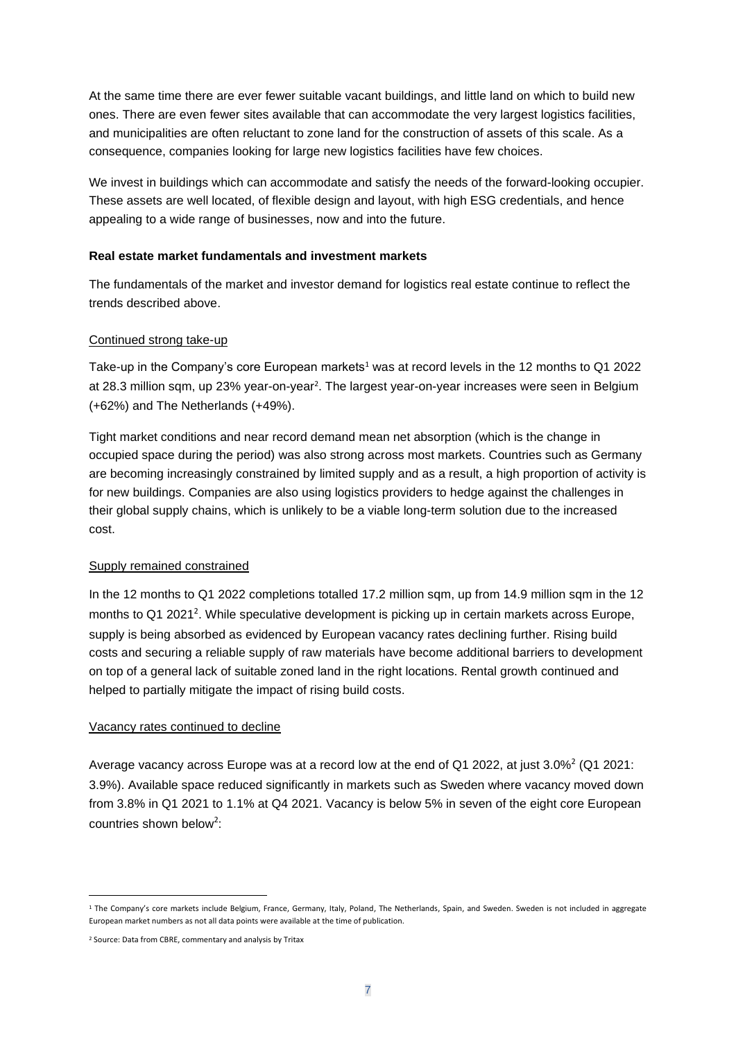At the same time there are ever fewer suitable vacant buildings, and little land on which to build new ones. There are even fewer sites available that can accommodate the very largest logistics facilities, and municipalities are often reluctant to zone land for the construction of assets of this scale. As a consequence, companies looking for large new logistics facilities have few choices.

We invest in buildings which can accommodate and satisfy the needs of the forward-looking occupier. These assets are well located, of flexible design and layout, with high ESG credentials, and hence appealing to a wide range of businesses, now and into the future.

**Real estate market fundamentals and investment markets**

The fundamentals of the market and investor demand for logistics real estate continue to reflect the trends described above.

Continued strong take-up

Take-up in the Company's core European markets[1] was at record levels in the 12 months to Q1 2022 at 28.3 million sqm, up 23% year-on-year[2]. The largest year-on-year increases were seen in Belgium (+62%) and The Netherlands (+49%).

Tight market conditions and near record demand mean net absorption (which is the change in occupied space during the period) was also strong across most markets. Countries such as Germany are becoming increasingly constrained by limited supply and as a result, a high proportion of activity is for new buildings. Companies are also using logistics providers to hedge against the challenges in their global supply chains, which is unlikely to be a viable long-term solution due to the increased cost.

Supply remained constrained

In the 12 months to Q1 2022 completions totalled 17.2 million sqm, up from 14.9 million sqm in the 12 months to Q1 2021[2]. While speculative development is picking up in certain markets across Europe, supply is being absorbed as evidenced by European vacancy rates declining further. Rising build costs and securing a reliable supply of raw materials have become additional barriers to development on top of a general lack of suitable zoned land in the right locations. Rental growth continued and helped to partially mitigate the impact of rising build costs.

Vacancy rates continued to decline

Average vacancy across Europe was at a record low at the end of Q1 2022, at just 3.0%[2] (Q1 2021: 3.9%). Available space reduced significantly in markets such as Sweden where vacancy moved down from 3.8% in Q1 2021 to 1.1% at Q4 2021. Vacancy is below 5% in seven of the eight core European countries shown below[2]:

---

[1] The Company's core markets include Belgium, France, Germany, Italy, Poland, The Netherlands, Spain, and Sweden. Sweden is not included in aggregate European market numbers as not all data points were available at the time of publication.

[2] Source: Data from CBRE, commentary and analysis by Tritax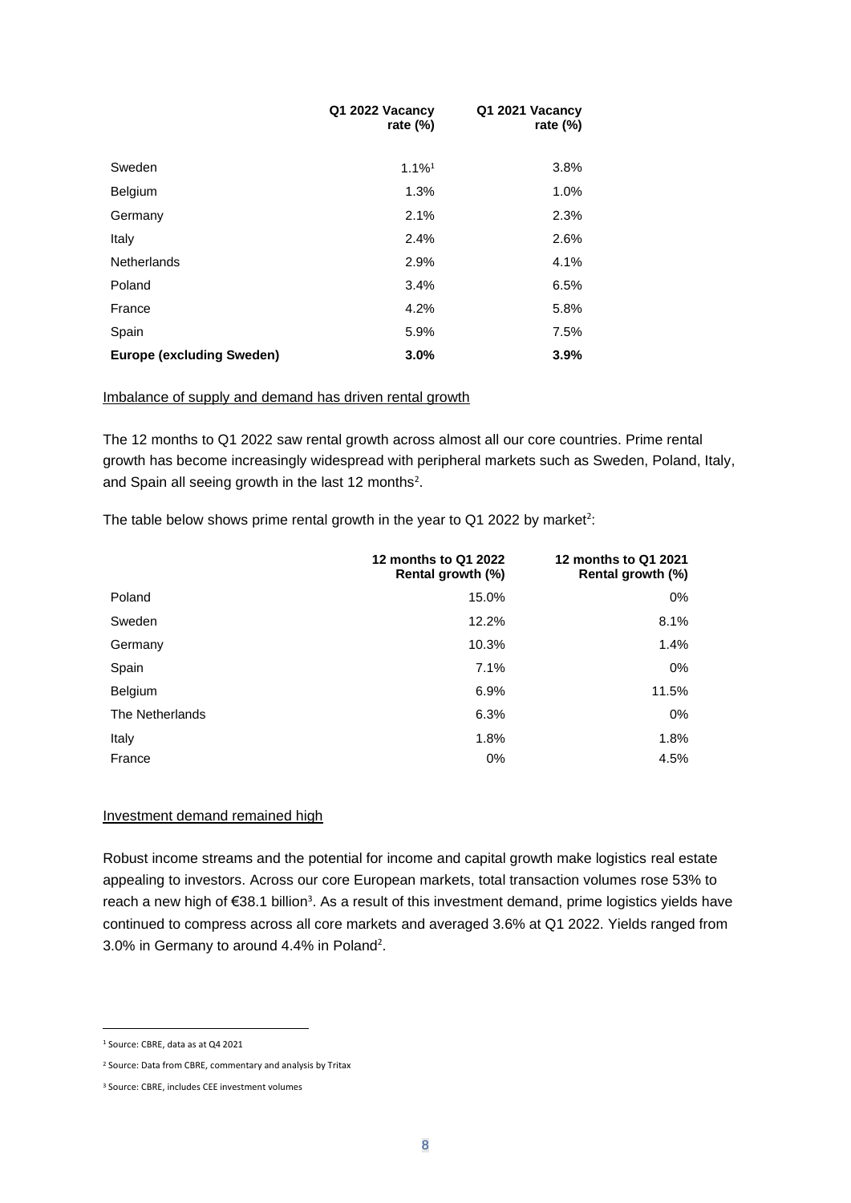| | Q1 2022 Vacancy rate (%) | Q1 2021 Vacancy rate (%) |
|---|---|---|
| Sweden | 1.1%[1] | 3.8% |
| Belgium | 1.3% | 1.0% |
| Germany | 2.1% | 2.3% |
| Italy | 2.4% | 2.6% |
| Netherlands | 2.9% | 4.1% |
| Poland | 3.4% | 6.5% |
| France | 4.2% | 5.8% |
| Spain | 5.9% | 7.5% |
| **Europe (excluding Sweden)** | **3.0%** | **3.9%** |

Imbalance of supply and demand has driven rental growth

The 12 months to Q1 2022 saw rental growth across almost all our core countries. Prime rental growth has become increasingly widespread with peripheral markets such as Sweden, Poland, Italy, and Spain all seeing growth in the last 12 months[2].

The table below shows prime rental growth in the year to Q1 2022 by market[2]:

| | 12 months to Q1 2022 Rental growth (%) | 12 months to Q1 2021 Rental growth (%) |
|---|---|---|
| Poland | 15.0% | 0% |
| Sweden | 12.2% | 8.1% |
| Germany | 10.3% | 1.4% |
| Spain | 7.1% | 0% |
| Belgium | 6.9% | 11.5% |
| The Netherlands | 6.3% | 0% |
| Italy | 1.8% | 1.8% |
| France | 0% | 4.5% |

Investment demand remained high

Robust income streams and the potential for income and capital growth make logistics real estate appealing to investors. Across our core European markets, total transaction volumes rose 53% to reach a new high of €38.1 billion[3]. As a result of this investment demand, prime logistics yields have continued to compress across all core markets and averaged 3.6% at Q1 2022. Yields ranged from 3.0% in Germany to around 4.4% in Poland[2].

[1] Source: CBRE, data as at Q4 2021

[2] Source: Data from CBRE, commentary and analysis by Tritax

[3] Source: CBRE, includes CEE investment volumes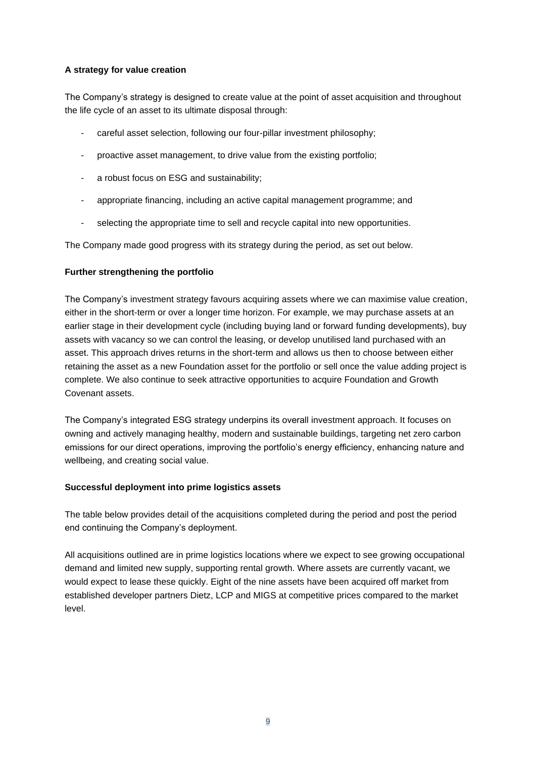**A strategy for value creation**

The Company's strategy is designed to create value at the point of asset acquisition and throughout the life cycle of an asset to its ultimate disposal through:

- careful asset selection, following our four-pillar investment philosophy;
- proactive asset management, to drive value from the existing portfolio;
- a robust focus on ESG and sustainability;
- appropriate financing, including an active capital management programme; and
- selecting the appropriate time to sell and recycle capital into new opportunities.

The Company made good progress with its strategy during the period, as set out below.

**Further strengthening the portfolio**

The Company's investment strategy favours acquiring assets where we can maximise value creation, either in the short-term or over a longer time horizon. For example, we may purchase assets at an earlier stage in their development cycle (including buying land or forward funding developments), buy assets with vacancy so we can control the leasing, or develop unutilised land purchased with an asset. This approach drives returns in the short-term and allows us then to choose between either retaining the asset as a new Foundation asset for the portfolio or sell once the value adding project is complete. We also continue to seek attractive opportunities to acquire Foundation and Growth Covenant assets.

The Company's integrated ESG strategy underpins its overall investment approach. It focuses on owning and actively managing healthy, modern and sustainable buildings, targeting net zero carbon emissions for our direct operations, improving the portfolio's energy efficiency, enhancing nature and wellbeing, and creating social value.

**Successful deployment into prime logistics assets**

The table below provides detail of the acquisitions completed during the period and post the period end continuing the Company's deployment.

All acquisitions outlined are in prime logistics locations where we expect to see growing occupational demand and limited new supply, supporting rental growth. Where assets are currently vacant, we would expect to lease these quickly. Eight of the nine assets have been acquired off market from established developer partners Dietz, LCP and MIGS at competitive prices compared to the market level.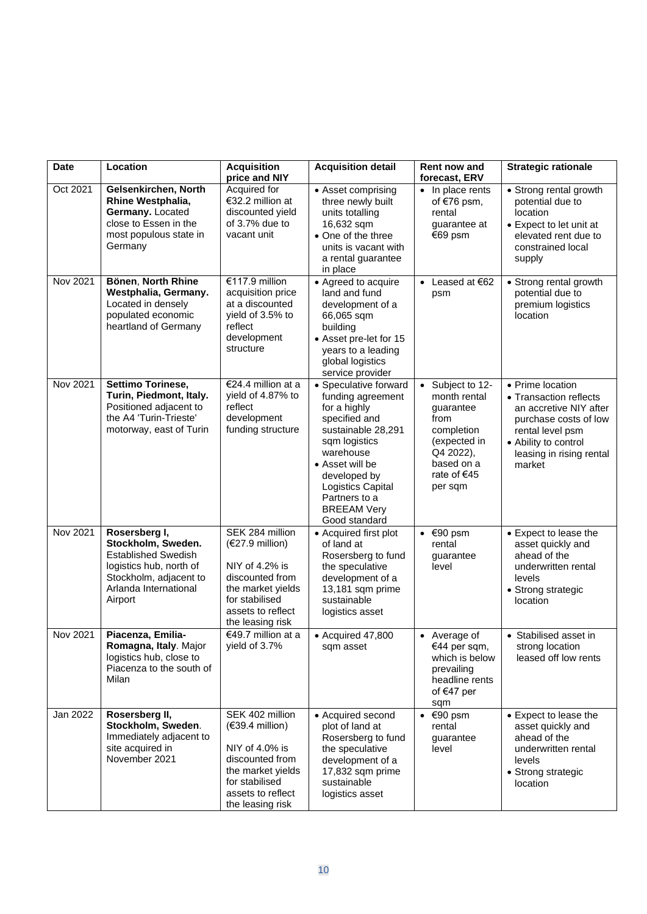| Date | Location | Acquisition price and NIY | Acquisition detail | Rent now and forecast, ERV | Strategic rationale |
|---|---|---|---|---|---|
| Oct 2021 | **Gelsenkirchen, North Rhine Westphalia, Germany.** Located close to Essen in the most populous state in Germany | Acquired for €32.2 million at discounted yield of 3.7% due to vacant unit | • Asset comprising three newly built units totalling 16,632 sqm<br>• One of the three units is vacant with a rental guarantee in place | • In place rents of €76 psm, rental guarantee at €69 psm | • Strong rental growth potential due to location<br>• Expect to let unit at elevated rent due to constrained local supply |
| Nov 2021 | **Bönen, North Rhine Westphalia, Germany.** Located in densely populated economic heartland of Germany | €117.9 million acquisition price at a discounted yield of 3.5% to reflect development structure | • Agreed to acquire land and fund development of a 66,065 sqm building<br>• Asset pre-let for 15 years to a leading global logistics service provider | • Leased at €62 psm | • Strong rental growth potential due to premium logistics location |
| Nov 2021 | **Settimo Torinese, Turin, Piedmont, Italy.** Positioned adjacent to the A4 'Turin-Trieste' motorway, east of Turin | €24.4 million at a yield of 4.87% to reflect development funding structure | • Speculative forward funding agreement for a highly specified and sustainable 28,291 sqm logistics warehouse<br>• Asset will be developed by Logistics Capital Partners to a BREEAM Very Good standard | • Subject to 12-month rental guarantee from completion (expected in Q4 2022), based on a rate of €45 per sqm | • Prime location<br>• Transaction reflects an accretive NIY after purchase costs of low rental level psm<br>• Ability to control leasing in rising rental market |
| Nov 2021 | **Rosersberg I, Stockholm, Sweden.** Established Swedish logistics hub, north of Stockholm, adjacent to Arlanda International Airport | SEK 284 million (€27.9 million)<br><br>NIY of 4.2% is discounted from the market yields for stabilised assets to reflect the leasing risk | • Acquired first plot of land at Rosersberg to fund the speculative development of a 13,181 sqm prime sustainable logistics asset | • €90 psm rental guarantee level | • Expect to lease the asset quickly and ahead of the underwritten rental levels<br>• Strong strategic location |
| Nov 2021 | **Piacenza, Emilia-Romagna, Italy**. Major logistics hub, close to Piacenza to the south of Milan | €49.7 million at a yield of 3.7% | • Acquired 47,800 sqm asset | • Average of €44 per sqm, which is below prevailing headline rents of €47 per sqm | • Stabilised asset in strong location leased off low rents |
| Jan 2022 | **Rosersberg II, Stockholm, Sweden**. Immediately adjacent to site acquired in November 2021 | SEK 402 million (€39.4 million)<br><br>NIY of 4.0% is discounted from the market yields for stabilised assets to reflect the leasing risk | • Acquired second plot of land at Rosersberg to fund the speculative development of a 17,832 sqm prime sustainable logistics asset | • €90 psm rental guarantee level | • Expect to lease the asset quickly and ahead of the underwritten rental levels<br>• Strong strategic location |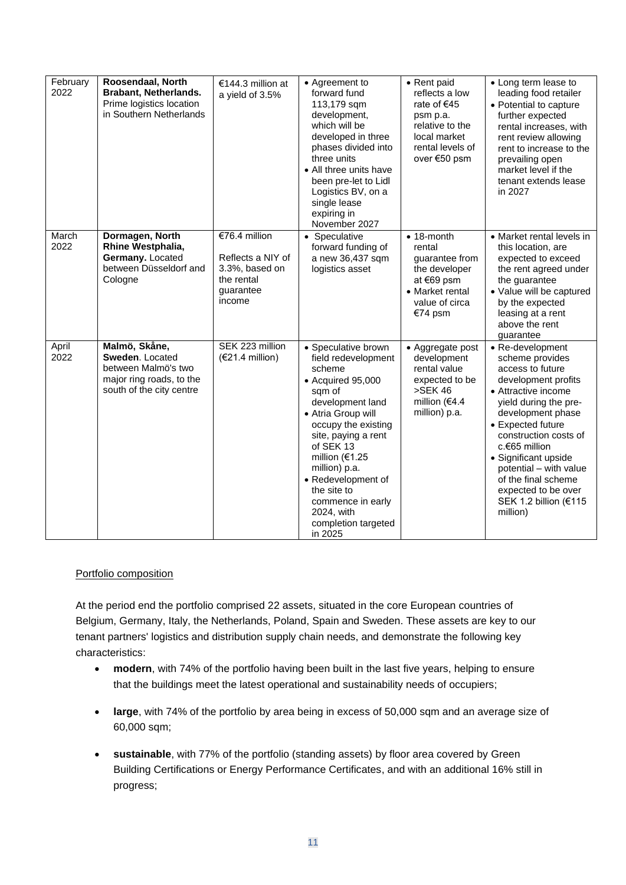| February 2022 | **Roosendaal, North Brabant, Netherlands.** Prime logistics location in Southern Netherlands | €144.3 million at a yield of 3.5% | • Agreement to forward fund 113,179 sqm development, which will be developed in three phases divided into three units<br>• All three units have been pre-let to Lidl Logistics BV, on a single lease expiring in November 2027 | • Rent paid reflects a low rate of €45 psm p.a. relative to the local market rental levels of over €50 psm | • Long term lease to leading food retailer<br>• Potential to capture further expected rental increases, with rent review allowing rent to increase to the prevailing open market level if the tenant extends lease in 2027 |
|---|---|---|---|---|---|
| March 2022 | **Dormagen, North Rhine Westphalia, Germany.** Located between Düsseldorf and Cologne | €76.4 million<br><br>Reflects a NIY of 3.3%, based on the rental guarantee income | • Speculative forward funding of a new 36,437 sqm logistics asset | • 18-month rental guarantee from the developer at €69 psm<br>• Market rental value of circa €74 psm | • Market rental levels in this location, are expected to exceed the rent agreed under the guarantee<br>• Value will be captured by the expected leasing at a rent above the rent guarantee |
| April 2022 | **Malmö, Skåne, Sweden**. Located between Malmö's two major ring roads, to the south of the city centre | SEK 223 million (€21.4 million) | • Speculative brown field redevelopment scheme<br>• Acquired 95,000 sqm of development land<br>• Atria Group will occupy the existing site, paying a rent of SEK 13 million (€1.25 million) p.a.<br>• Redevelopment of the site to commence in early 2024, with completion targeted in 2025 | • Aggregate post development rental value expected to be >SEK 46 million (€4.4 million) p.a. | • Re-development scheme provides access to future development profits<br>• Attractive income yield during the pre-development phase<br>• Expected future construction costs of c.€65 million<br>• Significant upside potential – with value of the final scheme expected to be over SEK 1.2 billion (€115 million) |

Portfolio composition

At the period end the portfolio comprised 22 assets, situated in the core European countries of Belgium, Germany, Italy, the Netherlands, Poland, Spain and Sweden. These assets are key to our tenant partners' logistics and distribution supply chain needs, and demonstrate the following key characteristics:

- **modern**, with 74% of the portfolio having been built in the last five years, helping to ensure that the buildings meet the latest operational and sustainability needs of occupiers;
- **large**, with 74% of the portfolio by area being in excess of 50,000 sqm and an average size of 60,000 sqm;
- **sustainable**, with 77% of the portfolio (standing assets) by floor area covered by Green Building Certifications or Energy Performance Certificates, and with an additional 16% still in progress;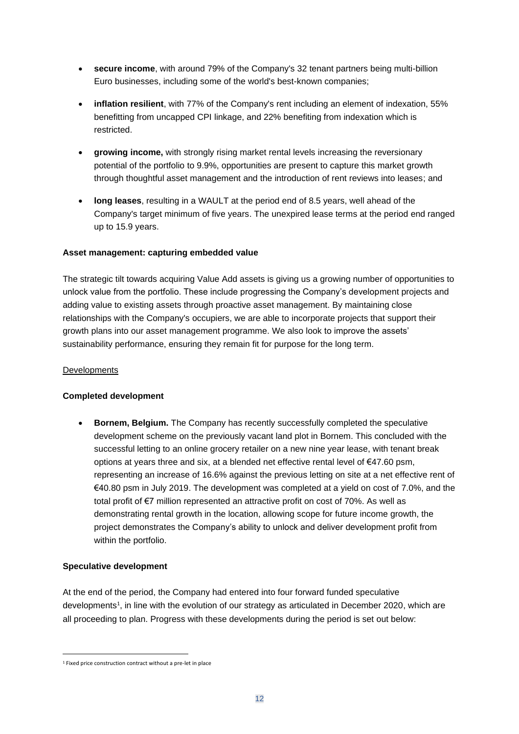- **secure income**, with around 79% of the Company's 32 tenant partners being multi-billion Euro businesses, including some of the world's best-known companies;
- **inflation resilient**, with 77% of the Company's rent including an element of indexation, 55% benefitting from uncapped CPI linkage, and 22% benefiting from indexation which is restricted.
- **growing income,** with strongly rising market rental levels increasing the reversionary potential of the portfolio to 9.9%, opportunities are present to capture this market growth through thoughtful asset management and the introduction of rent reviews into leases; and
- **long leases**, resulting in a WAULT at the period end of 8.5 years, well ahead of the Company's target minimum of five years. The unexpired lease terms at the period end ranged up to 15.9 years.

**Asset management: capturing embedded value**

The strategic tilt towards acquiring Value Add assets is giving us a growing number of opportunities to unlock value from the portfolio. These include progressing the Company's development projects and adding value to existing assets through proactive asset management. By maintaining close relationships with the Company's occupiers, we are able to incorporate projects that support their growth plans into our asset management programme. We also look to improve the assets' sustainability performance, ensuring they remain fit for purpose for the long term.

Developments

**Completed development**

- **Bornem, Belgium.** The Company has recently successfully completed the speculative development scheme on the previously vacant land plot in Bornem. This concluded with the successful letting to an online grocery retailer on a new nine year lease, with tenant break options at years three and six, at a blended net effective rental level of €47.60 psm, representing an increase of 16.6% against the previous letting on site at a net effective rent of €40.80 psm in July 2019. The development was completed at a yield on cost of 7.0%, and the total profit of €7 million represented an attractive profit on cost of 70%. As well as demonstrating rental growth in the location, allowing scope for future income growth, the project demonstrates the Company's ability to unlock and deliver development profit from within the portfolio.

**Speculative development**

At the end of the period, the Company had entered into four forward funded speculative developments[1], in line with the evolution of our strategy as articulated in December 2020, which are all proceeding to plan. Progress with these developments during the period is set out below:

[1] Fixed price construction contract without a pre-let in place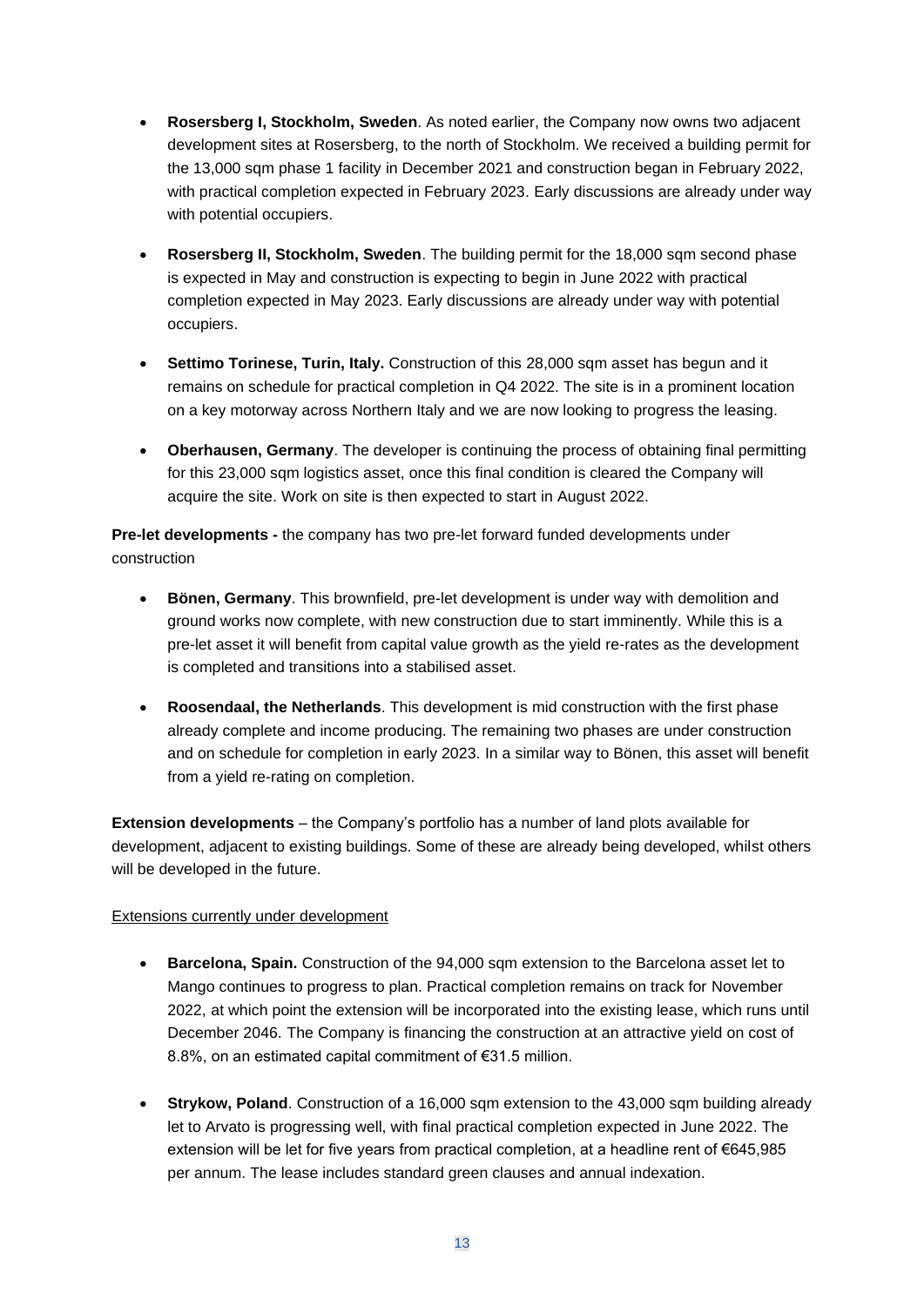- **Rosersberg I, Stockholm, Sweden**. As noted earlier, the Company now owns two adjacent development sites at Rosersberg, to the north of Stockholm. We received a building permit for the 13,000 sqm phase 1 facility in December 2021 and construction began in February 2022, with practical completion expected in February 2023. Early discussions are already under way with potential occupiers.

- **Rosersberg II, Stockholm, Sweden**. The building permit for the 18,000 sqm second phase is expected in May and construction is expecting to begin in June 2022 with practical completion expected in May 2023. Early discussions are already under way with potential occupiers.

- **Settimo Torinese, Turin, Italy.** Construction of this 28,000 sqm asset has begun and it remains on schedule for practical completion in Q4 2022. The site is in a prominent location on a key motorway across Northern Italy and we are now looking to progress the leasing.

- **Oberhausen, Germany**. The developer is continuing the process of obtaining final permitting for this 23,000 sqm logistics asset, once this final condition is cleared the Company will acquire the site. Work on site is then expected to start in August 2022.

**Pre-let developments -** the company has two pre-let forward funded developments under construction

- **Bönen, Germany**. This brownfield, pre-let development is under way with demolition and ground works now complete, with new construction due to start imminently. While this is a pre-let asset it will benefit from capital value growth as the yield re-rates as the development is completed and transitions into a stabilised asset.

- **Roosendaal, the Netherlands**. This development is mid construction with the first phase already complete and income producing. The remaining two phases are under construction and on schedule for completion in early 2023. In a similar way to Bönen, this asset will benefit from a yield re-rating on completion.

**Extension developments** – the Company's portfolio has a number of land plots available for development, adjacent to existing buildings. Some of these are already being developed, whilst others will be developed in the future.

Extensions currently under development

- **Barcelona, Spain.** Construction of the 94,000 sqm extension to the Barcelona asset let to Mango continues to progress to plan. Practical completion remains on track for November 2022, at which point the extension will be incorporated into the existing lease, which runs until December 2046. The Company is financing the construction at an attractive yield on cost of 8.8%, on an estimated capital commitment of €31.5 million.

- **Strykow, Poland**. Construction of a 16,000 sqm extension to the 43,000 sqm building already let to Arvato is progressing well, with final practical completion expected in June 2022. The extension will be let for five years from practical completion, at a headline rent of €645,985 per annum. The lease includes standard green clauses and annual indexation.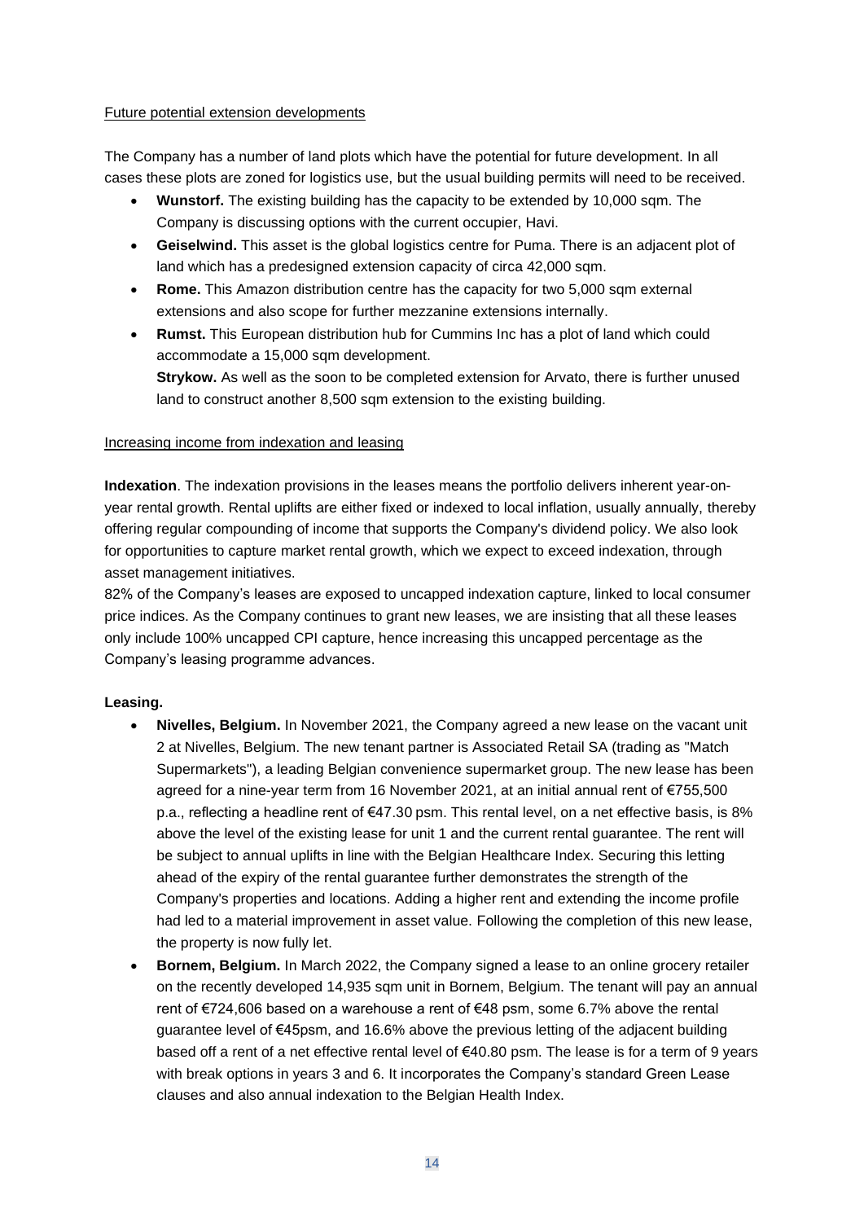Future potential extension developments

The Company has a number of land plots which have the potential for future development. In all cases these plots are zoned for logistics use, but the usual building permits will need to be received.

- **Wunstorf.** The existing building has the capacity to be extended by 10,000 sqm. The Company is discussing options with the current occupier, Havi.
- **Geiselwind.** This asset is the global logistics centre for Puma. There is an adjacent plot of land which has a predesigned extension capacity of circa 42,000 sqm.
- **Rome.** This Amazon distribution centre has the capacity for two 5,000 sqm external extensions and also scope for further mezzanine extensions internally.
- **Rumst.** This European distribution hub for Cummins Inc has a plot of land which could accommodate a 15,000 sqm development.
  **Strykow.** As well as the soon to be completed extension for Arvato, there is further unused land to construct another 8,500 sqm extension to the existing building.

Increasing income from indexation and leasing

**Indexation**. The indexation provisions in the leases means the portfolio delivers inherent year-on-year rental growth. Rental uplifts are either fixed or indexed to local inflation, usually annually, thereby offering regular compounding of income that supports the Company's dividend policy. We also look for opportunities to capture market rental growth, which we expect to exceed indexation, through asset management initiatives.
82% of the Company's leases are exposed to uncapped indexation capture, linked to local consumer price indices. As the Company continues to grant new leases, we are insisting that all these leases only include 100% uncapped CPI capture, hence increasing this uncapped percentage as the Company's leasing programme advances.

**Leasing.**

- **Nivelles, Belgium.** In November 2021, the Company agreed a new lease on the vacant unit 2 at Nivelles, Belgium. The new tenant partner is Associated Retail SA (trading as "Match Supermarkets"), a leading Belgian convenience supermarket group. The new lease has been agreed for a nine-year term from 16 November 2021, at an initial annual rent of €755,500 p.a., reflecting a headline rent of €47.30 psm. This rental level, on a net effective basis, is 8% above the level of the existing lease for unit 1 and the current rental guarantee. The rent will be subject to annual uplifts in line with the Belgian Healthcare Index. Securing this letting ahead of the expiry of the rental guarantee further demonstrates the strength of the Company's properties and locations. Adding a higher rent and extending the income profile had led to a material improvement in asset value. Following the completion of this new lease, the property is now fully let.
- **Bornem, Belgium.** In March 2022, the Company signed a lease to an online grocery retailer on the recently developed 14,935 sqm unit in Bornem, Belgium. The tenant will pay an annual rent of €724,606 based on a warehouse a rent of €48 psm, some 6.7% above the rental guarantee level of €45psm, and 16.6% above the previous letting of the adjacent building based off a rent of a net effective rental level of €40.80 psm. The lease is for a term of 9 years with break options in years 3 and 6. It incorporates the Company's standard Green Lease clauses and also annual indexation to the Belgian Health Index.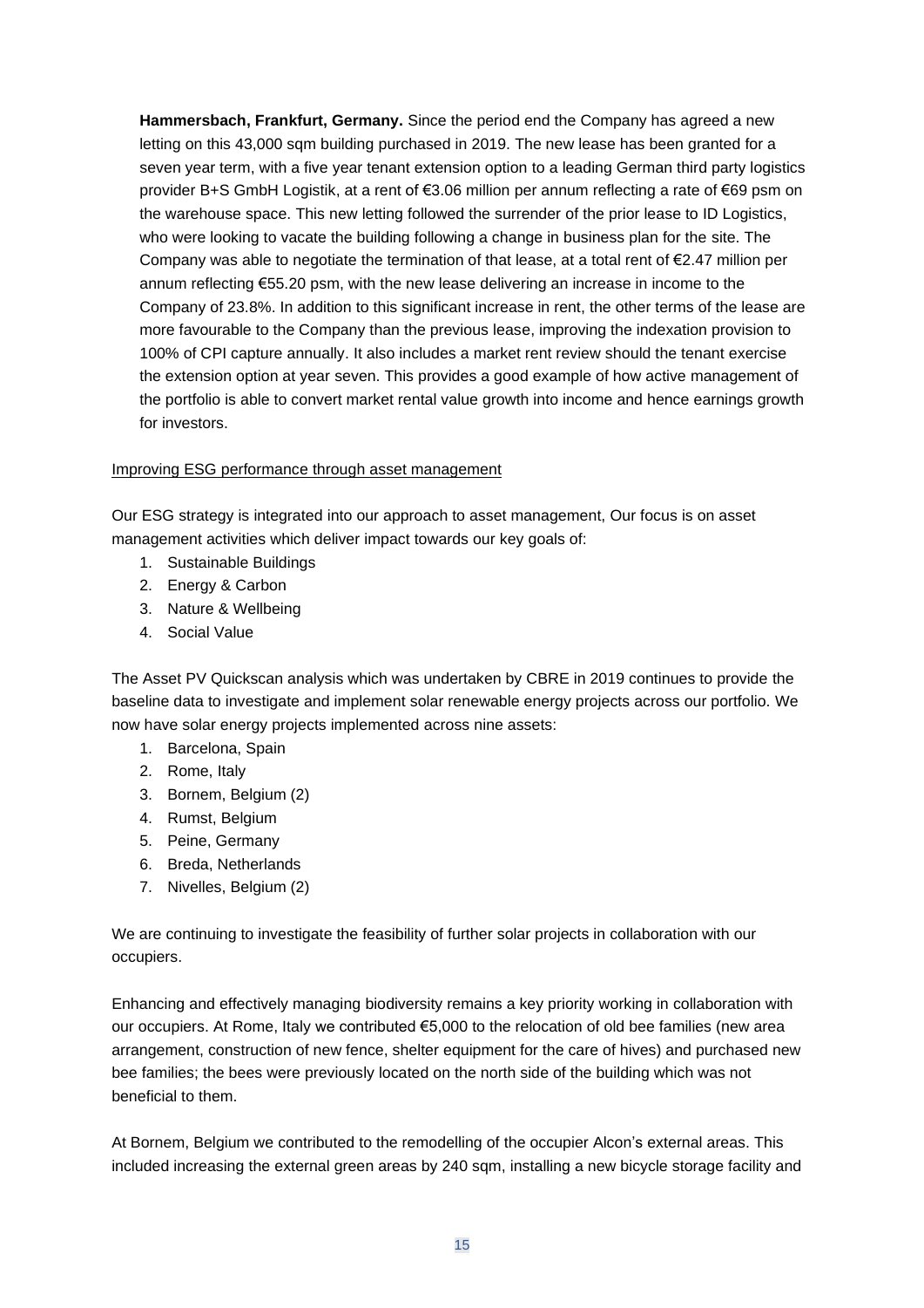**Hammersbach, Frankfurt, Germany.** Since the period end the Company has agreed a new letting on this 43,000 sqm building purchased in 2019. The new lease has been granted for a seven year term, with a five year tenant extension option to a leading German third party logistics provider B+S GmbH Logistik, at a rent of €3.06 million per annum reflecting a rate of €69 psm on the warehouse space. This new letting followed the surrender of the prior lease to ID Logistics, who were looking to vacate the building following a change in business plan for the site. The Company was able to negotiate the termination of that lease, at a total rent of €2.47 million per annum reflecting €55.20 psm, with the new lease delivering an increase in income to the Company of 23.8%. In addition to this significant increase in rent, the other terms of the lease are more favourable to the Company than the previous lease, improving the indexation provision to 100% of CPI capture annually. It also includes a market rent review should the tenant exercise the extension option at year seven. This provides a good example of how active management of the portfolio is able to convert market rental value growth into income and hence earnings growth for investors.

<u>Improving ESG performance through asset management</u>

Our ESG strategy is integrated into our approach to asset management, Our focus is on asset management activities which deliver impact towards our key goals of:

1. Sustainable Buildings
2. Energy & Carbon
3. Nature & Wellbeing
4. Social Value

The Asset PV Quickscan analysis which was undertaken by CBRE in 2019 continues to provide the baseline data to investigate and implement solar renewable energy projects across our portfolio. We now have solar energy projects implemented across nine assets:

1. Barcelona, Spain
2. Rome, Italy
3. Bornem, Belgium (2)
4. Rumst, Belgium
5. Peine, Germany
6. Breda, Netherlands
7. Nivelles, Belgium (2)

We are continuing to investigate the feasibility of further solar projects in collaboration with our occupiers.

Enhancing and effectively managing biodiversity remains a key priority working in collaboration with our occupiers. At Rome, Italy we contributed €5,000 to the relocation of old bee families (new area arrangement, construction of new fence, shelter equipment for the care of hives) and purchased new bee families; the bees were previously located on the north side of the building which was not beneficial to them.

At Bornem, Belgium we contributed to the remodelling of the occupier Alcon's external areas. This included increasing the external green areas by 240 sqm, installing a new bicycle storage facility and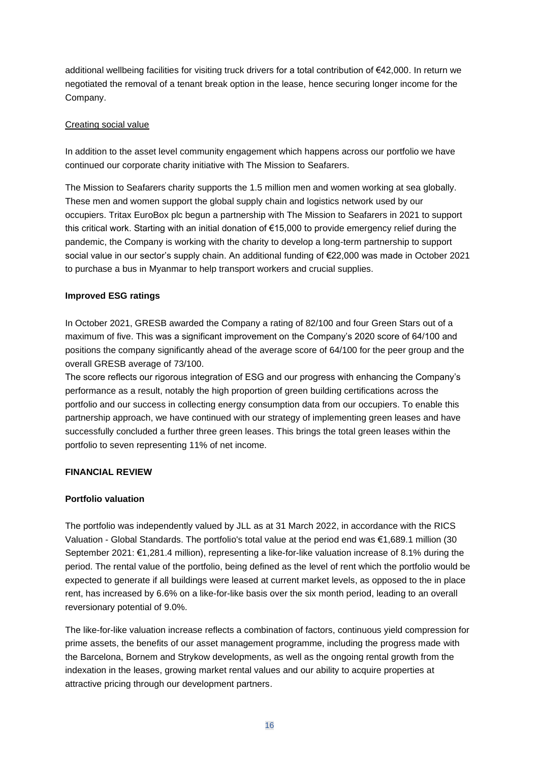additional wellbeing facilities for visiting truck drivers for a total contribution of €42,000. In return we negotiated the removal of a tenant break option in the lease, hence securing longer income for the Company.

Creating social value

In addition to the asset level community engagement which happens across our portfolio we have continued our corporate charity initiative with The Mission to Seafarers.

The Mission to Seafarers charity supports the 1.5 million men and women working at sea globally. These men and women support the global supply chain and logistics network used by our occupiers. Tritax EuroBox plc begun a partnership with The Mission to Seafarers in 2021 to support this critical work. Starting with an initial donation of €15,000 to provide emergency relief during the pandemic, the Company is working with the charity to develop a long-term partnership to support social value in our sector's supply chain. An additional funding of €22,000 was made in October 2021 to purchase a bus in Myanmar to help transport workers and crucial supplies.

**Improved ESG ratings**

In October 2021, GRESB awarded the Company a rating of 82/100 and four Green Stars out of a maximum of five. This was a significant improvement on the Company's 2020 score of 64/100 and positions the company significantly ahead of the average score of 64/100 for the peer group and the overall GRESB average of 73/100.

The score reflects our rigorous integration of ESG and our progress with enhancing the Company's performance as a result, notably the high proportion of green building certifications across the portfolio and our success in collecting energy consumption data from our occupiers. To enable this partnership approach, we have continued with our strategy of implementing green leases and have successfully concluded a further three green leases. This brings the total green leases within the portfolio to seven representing 11% of net income.

## FINANCIAL REVIEW

**Portfolio valuation**

The portfolio was independently valued by JLL as at 31 March 2022, in accordance with the RICS Valuation - Global Standards. The portfolio's total value at the period end was €1,689.1 million (30 September 2021: €1,281.4 million), representing a like-for-like valuation increase of 8.1% during the period. The rental value of the portfolio, being defined as the level of rent which the portfolio would be expected to generate if all buildings were leased at current market levels, as opposed to the in place rent, has increased by 6.6% on a like-for-like basis over the six month period, leading to an overall reversionary potential of 9.0%.

The like-for-like valuation increase reflects a combination of factors, continuous yield compression for prime assets, the benefits of our asset management programme, including the progress made with the Barcelona, Bornem and Strykow developments, as well as the ongoing rental growth from the indexation in the leases, growing market rental values and our ability to acquire properties at attractive pricing through our development partners.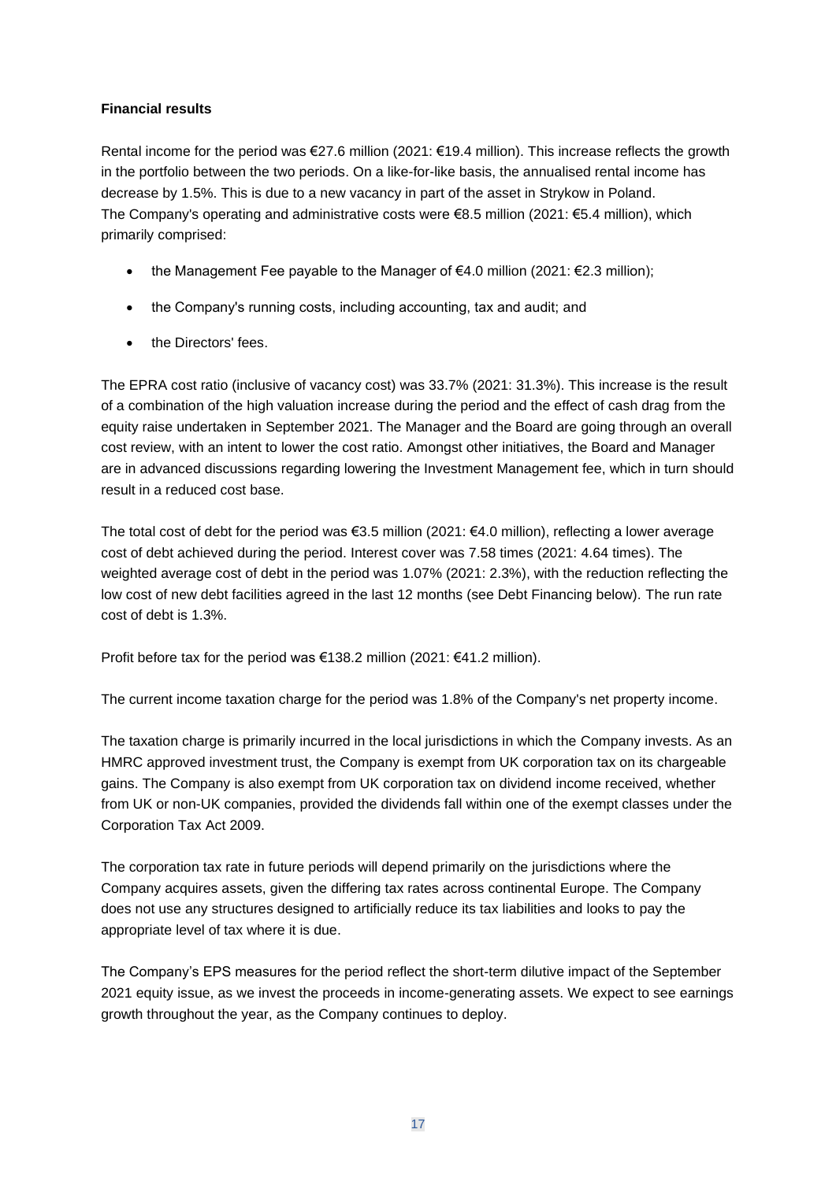**Financial results**

Rental income for the period was €27.6 million (2021: €19.4 million). This increase reflects the growth in the portfolio between the two periods. On a like-for-like basis, the annualised rental income has decrease by 1.5%. This is due to a new vacancy in part of the asset in Strykow in Poland. The Company's operating and administrative costs were €8.5 million (2021: €5.4 million), which primarily comprised:

- the Management Fee payable to the Manager of €4.0 million (2021: €2.3 million);
- the Company's running costs, including accounting, tax and audit; and
- the Directors' fees.

The EPRA cost ratio (inclusive of vacancy cost) was 33.7% (2021: 31.3%). This increase is the result of a combination of the high valuation increase during the period and the effect of cash drag from the equity raise undertaken in September 2021. The Manager and the Board are going through an overall cost review, with an intent to lower the cost ratio. Amongst other initiatives, the Board and Manager are in advanced discussions regarding lowering the Investment Management fee, which in turn should result in a reduced cost base.

The total cost of debt for the period was €3.5 million (2021: €4.0 million), reflecting a lower average cost of debt achieved during the period. Interest cover was 7.58 times (2021: 4.64 times). The weighted average cost of debt in the period was 1.07% (2021: 2.3%), with the reduction reflecting the low cost of new debt facilities agreed in the last 12 months (see Debt Financing below). The run rate cost of debt is 1.3%.

Profit before tax for the period was €138.2 million (2021: €41.2 million).

The current income taxation charge for the period was 1.8% of the Company's net property income.

The taxation charge is primarily incurred in the local jurisdictions in which the Company invests. As an HMRC approved investment trust, the Company is exempt from UK corporation tax on its chargeable gains. The Company is also exempt from UK corporation tax on dividend income received, whether from UK or non-UK companies, provided the dividends fall within one of the exempt classes under the Corporation Tax Act 2009.

The corporation tax rate in future periods will depend primarily on the jurisdictions where the Company acquires assets, given the differing tax rates across continental Europe. The Company does not use any structures designed to artificially reduce its tax liabilities and looks to pay the appropriate level of tax where it is due.

The Company's EPS measures for the period reflect the short-term dilutive impact of the September 2021 equity issue, as we invest the proceeds in income-generating assets. We expect to see earnings growth throughout the year, as the Company continues to deploy.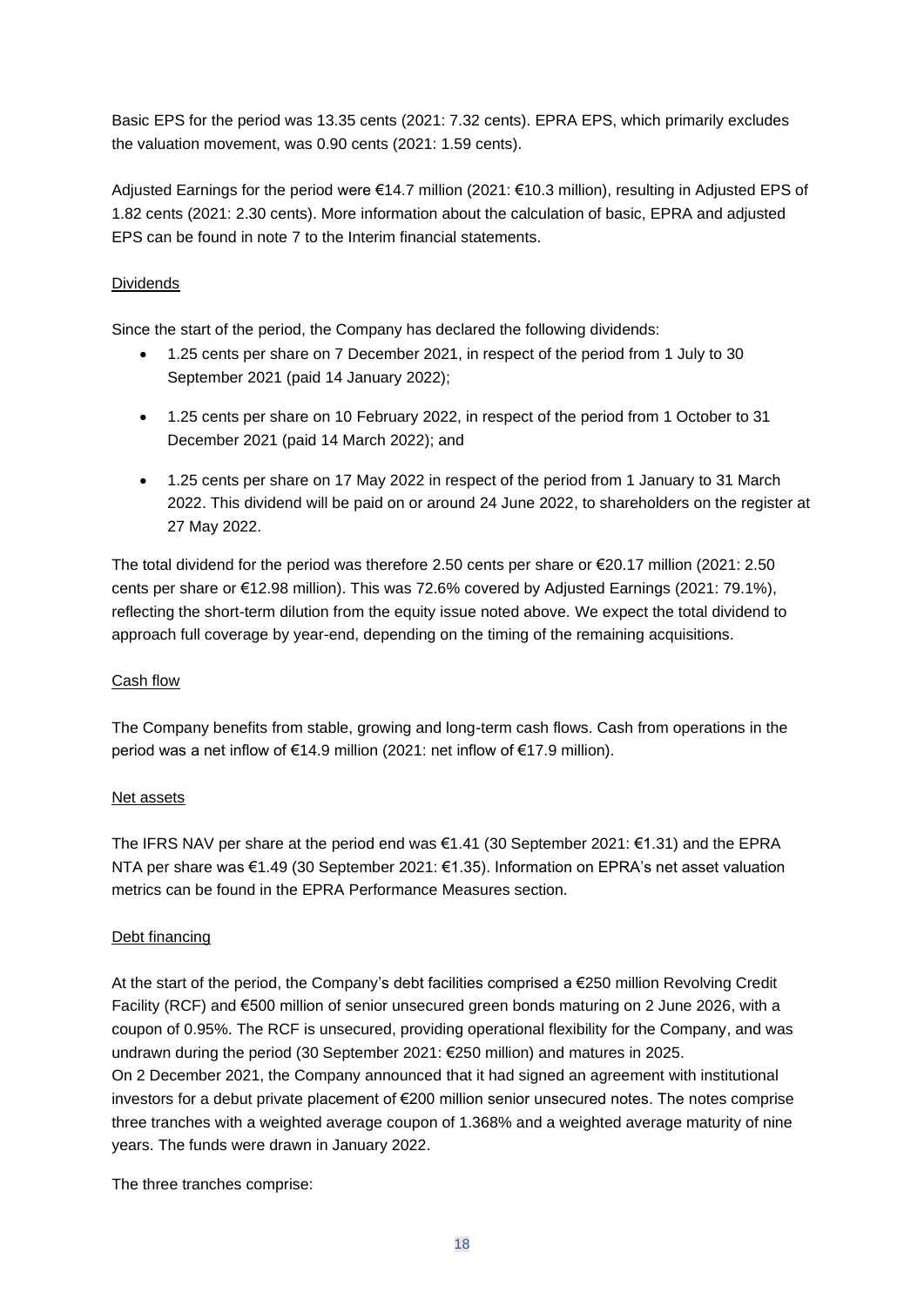Basic EPS for the period was 13.35 cents (2021: 7.32 cents). EPRA EPS, which primarily excludes the valuation movement, was 0.90 cents (2021: 1.59 cents).

Adjusted Earnings for the period were €14.7 million (2021: €10.3 million), resulting in Adjusted EPS of 1.82 cents (2021: 2.30 cents). More information about the calculation of basic, EPRA and adjusted EPS can be found in note 7 to the Interim financial statements.

<u>Dividends</u>

Since the start of the period, the Company has declared the following dividends:

- 1.25 cents per share on 7 December 2021, in respect of the period from 1 July to 30 September 2021 (paid 14 January 2022);
- 1.25 cents per share on 10 February 2022, in respect of the period from 1 October to 31 December 2021 (paid 14 March 2022); and
- 1.25 cents per share on 17 May 2022 in respect of the period from 1 January to 31 March 2022. This dividend will be paid on or around 24 June 2022, to shareholders on the register at 27 May 2022.

The total dividend for the period was therefore 2.50 cents per share or €20.17 million (2021: 2.50 cents per share or €12.98 million). This was 72.6% covered by Adjusted Earnings (2021: 79.1%), reflecting the short-term dilution from the equity issue noted above. We expect the total dividend to approach full coverage by year-end, depending on the timing of the remaining acquisitions.

<u>Cash flow</u>

The Company benefits from stable, growing and long-term cash flows. Cash from operations in the period was a net inflow of €14.9 million (2021: net inflow of €17.9 million).

<u>Net assets</u>

The IFRS NAV per share at the period end was €1.41 (30 September 2021: €1.31) and the EPRA NTA per share was €1.49 (30 September 2021: €1.35). Information on EPRA's net asset valuation metrics can be found in the EPRA Performance Measures section.

<u>Debt financing</u>

At the start of the period, the Company's debt facilities comprised a €250 million Revolving Credit Facility (RCF) and €500 million of senior unsecured green bonds maturing on 2 June 2026, with a coupon of 0.95%. The RCF is unsecured, providing operational flexibility for the Company, and was undrawn during the period (30 September 2021: €250 million) and matures in 2025.
On 2 December 2021, the Company announced that it had signed an agreement with institutional investors for a debut private placement of €200 million senior unsecured notes. The notes comprise three tranches with a weighted average coupon of 1.368% and a weighted average maturity of nine years. The funds were drawn in January 2022.

The three tranches comprise: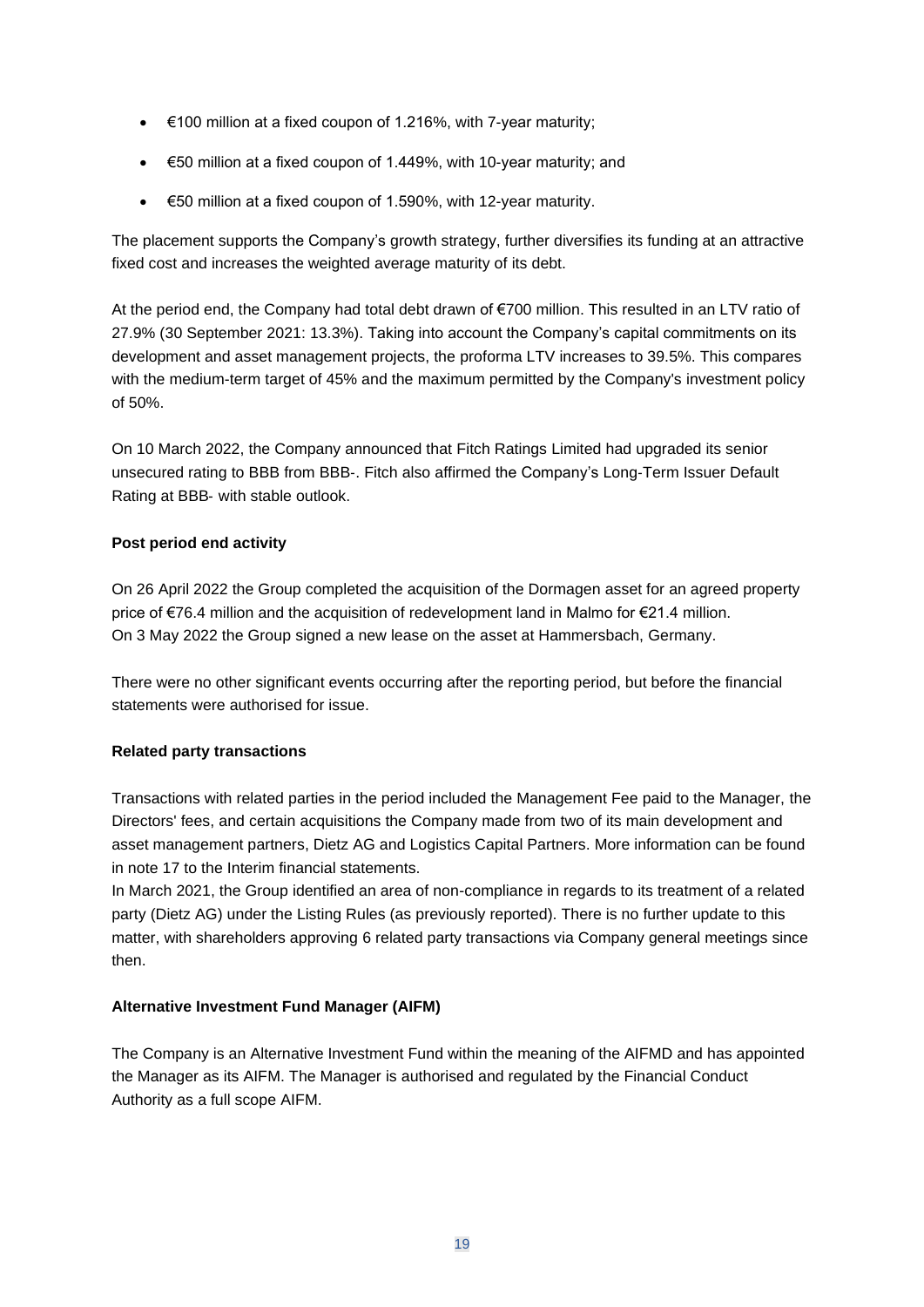- €100 million at a fixed coupon of 1.216%, with 7-year maturity;
- €50 million at a fixed coupon of 1.449%, with 10-year maturity; and
- €50 million at a fixed coupon of 1.590%, with 12-year maturity.

The placement supports the Company's growth strategy, further diversifies its funding at an attractive fixed cost and increases the weighted average maturity of its debt.

At the period end, the Company had total debt drawn of €700 million. This resulted in an LTV ratio of 27.9% (30 September 2021: 13.3%). Taking into account the Company's capital commitments on its development and asset management projects, the proforma LTV increases to 39.5%. This compares with the medium-term target of 45% and the maximum permitted by the Company's investment policy of 50%.

On 10 March 2022, the Company announced that Fitch Ratings Limited had upgraded its senior unsecured rating to BBB from BBB-. Fitch also affirmed the Company's Long-Term Issuer Default Rating at BBB- with stable outlook.

**Post period end activity**

On 26 April 2022 the Group completed the acquisition of the Dormagen asset for an agreed property price of €76.4 million and the acquisition of redevelopment land in Malmo for €21.4 million.
On 3 May 2022 the Group signed a new lease on the asset at Hammersbach, Germany.

There were no other significant events occurring after the reporting period, but before the financial statements were authorised for issue.

**Related party transactions**

Transactions with related parties in the period included the Management Fee paid to the Manager, the Directors' fees, and certain acquisitions the Company made from two of its main development and asset management partners, Dietz AG and Logistics Capital Partners. More information can be found in note 17 to the Interim financial statements.
In March 2021, the Group identified an area of non-compliance in regards to its treatment of a related party (Dietz AG) under the Listing Rules (as previously reported). There is no further update to this matter, with shareholders approving 6 related party transactions via Company general meetings since then.

**Alternative Investment Fund Manager (AIFM)**

The Company is an Alternative Investment Fund within the meaning of the AIFMD and has appointed the Manager as its AIFM. The Manager is authorised and regulated by the Financial Conduct Authority as a full scope AIFM.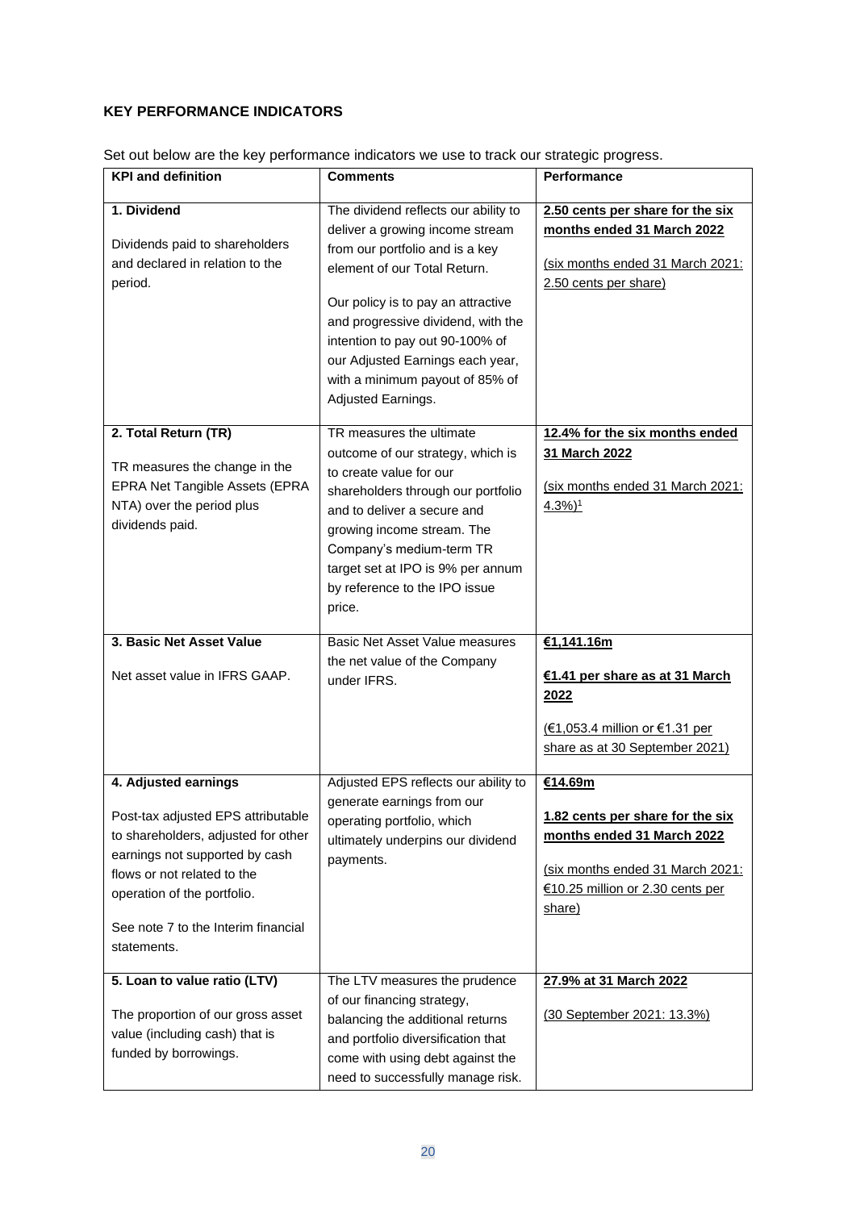**KEY PERFORMANCE INDICATORS**

Set out below are the key performance indicators we use to track our strategic progress.

| KPI and definition | Comments | Performance |
|---|---|---|
| **1. Dividend**<br><br>Dividends paid to shareholders and declared in relation to the period. | The dividend reflects our ability to deliver a growing income stream from our portfolio and is a key element of our Total Return.<br><br>Our policy is to pay an attractive and progressive dividend, with the intention to pay out 90-100% of our Adjusted Earnings each year, with a minimum payout of 85% of Adjusted Earnings. | **2.50 cents per share for the six months ended 31 March 2022**<br><br>(six months ended 31 March 2021: 2.50 cents per share) |
| **2. Total Return (TR)**<br><br>TR measures the change in the EPRA Net Tangible Assets (EPRA NTA) over the period plus dividends paid. | TR measures the ultimate outcome of our strategy, which is to create value for our shareholders through our portfolio and to deliver a secure and growing income stream. The Company's medium-term TR target set at IPO is 9% per annum by reference to the IPO issue price. | **12.4% for the six months ended 31 March 2022**<br><br>(six months ended 31 March 2021: 4.3%)[1] |
| **3. Basic Net Asset Value**<br><br>Net asset value in IFRS GAAP. | Basic Net Asset Value measures the net value of the Company under IFRS. | **€1,141.16m**<br><br>**€1.41 per share as at 31 March 2022**<br><br>(€1,053.4 million or €1.31 per share as at 30 September 2021) |
| **4. Adjusted earnings**<br><br>Post-tax adjusted EPS attributable to shareholders, adjusted for other earnings not supported by cash flows or not related to the operation of the portfolio.<br><br>See note 7 to the Interim financial statements. | Adjusted EPS reflects our ability to generate earnings from our operating portfolio, which ultimately underpins our dividend payments. | **€14.69m**<br><br>**1.82 cents per share for the six months ended 31 March 2022**<br><br>(six months ended 31 March 2021: €10.25 million or 2.30 cents per share) |
| **5. Loan to value ratio (LTV)**<br><br>The proportion of our gross asset value (including cash) that is funded by borrowings. | The LTV measures the prudence of our financing strategy, balancing the additional returns and portfolio diversification that come with using debt against the need to successfully manage risk. | **27.9% at 31 March 2022**<br><br>(30 September 2021: 13.3%) |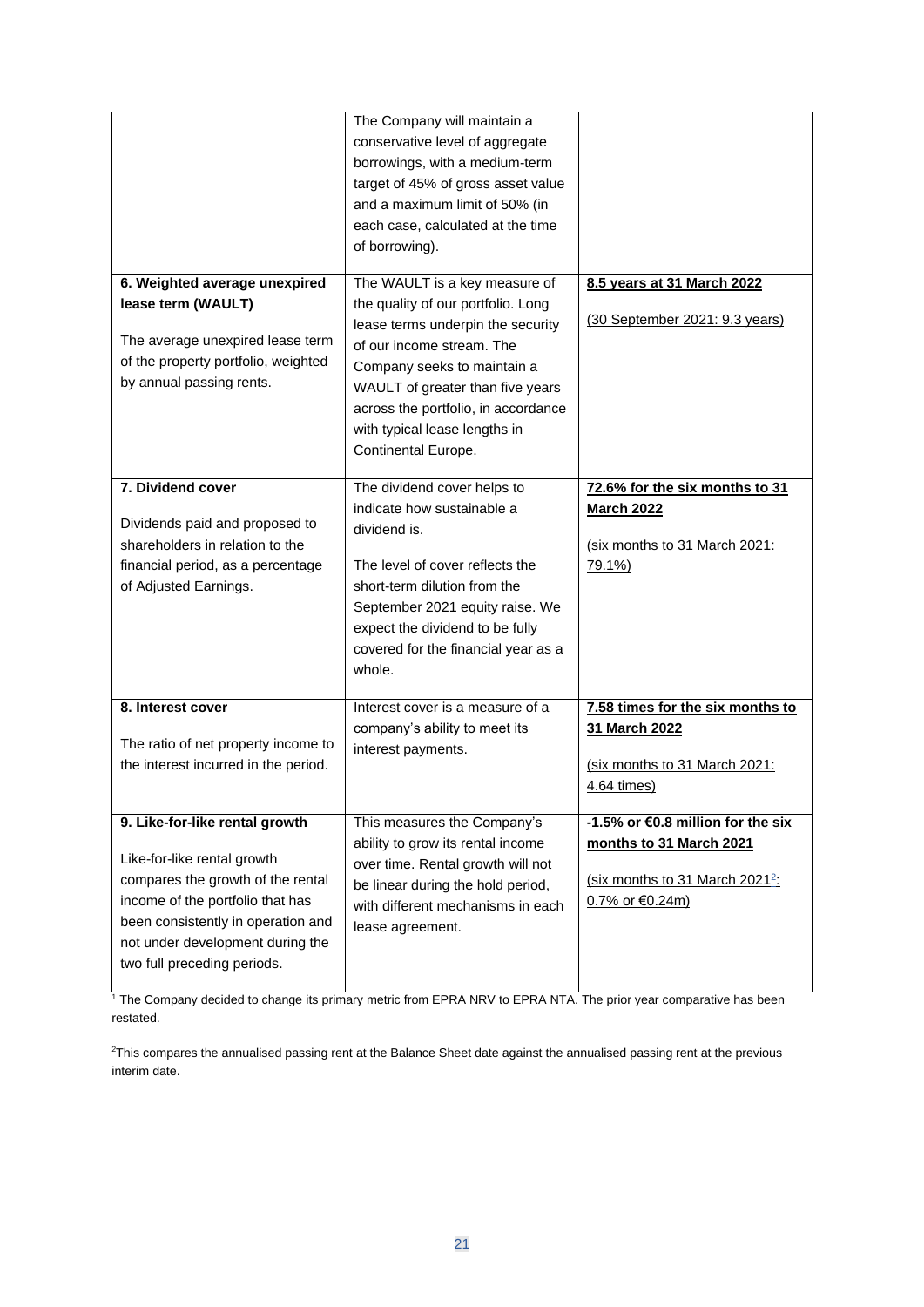| | | |
|---|---|---|
| | The Company will maintain a conservative level of aggregate borrowings, with a medium-term target of 45% of gross asset value and a maximum limit of 50% (in each case, calculated at the time of borrowing). | |
| **6. Weighted average unexpired lease term (WAULT)**<br><br>The average unexpired lease term of the property portfolio, weighted by annual passing rents. | The WAULT is a key measure of the quality of our portfolio. Long lease terms underpin the security of our income stream. The Company seeks to maintain a WAULT of greater than five years across the portfolio, in accordance with typical lease lengths in Continental Europe. | **8.5 years at 31 March 2022**<br><br>(30 September 2021: 9.3 years) |
| **7. Dividend cover**<br><br>Dividends paid and proposed to shareholders in relation to the financial period, as a percentage of Adjusted Earnings. | The dividend cover helps to indicate how sustainable a dividend is.<br><br>The level of cover reflects the short-term dilution from the September 2021 equity raise. We expect the dividend to be fully covered for the financial year as a whole. | **72.6% for the six months to 31 March 2022**<br><br>(six months to 31 March 2021: 79.1%) |
| **8. Interest cover**<br><br>The ratio of net property income to the interest incurred in the period. | Interest cover is a measure of a company's ability to meet its interest payments. | **7.58 times for the six months to 31 March 2022**<br><br>(six months to 31 March 2021: 4.64 times) |
| **9. Like-for-like rental growth**<br><br>Like-for-like rental growth compares the growth of the rental income of the portfolio that has been consistently in operation and not under development during the two full preceding periods. | This measures the Company's ability to grow its rental income over time. Rental growth will not be linear during the hold period, with different mechanisms in each lease agreement. | **-1.5% or €0.8 million for the six months to 31 March 2021**<br><br>(six months to 31 March 2021[2]: 0.7% or €0.24m) |

[1] The Company decided to change its primary metric from EPRA NRV to EPRA NTA. The prior year comparative has been restated.

[2] This compares the annualised passing rent at the Balance Sheet date against the annualised passing rent at the previous interim date.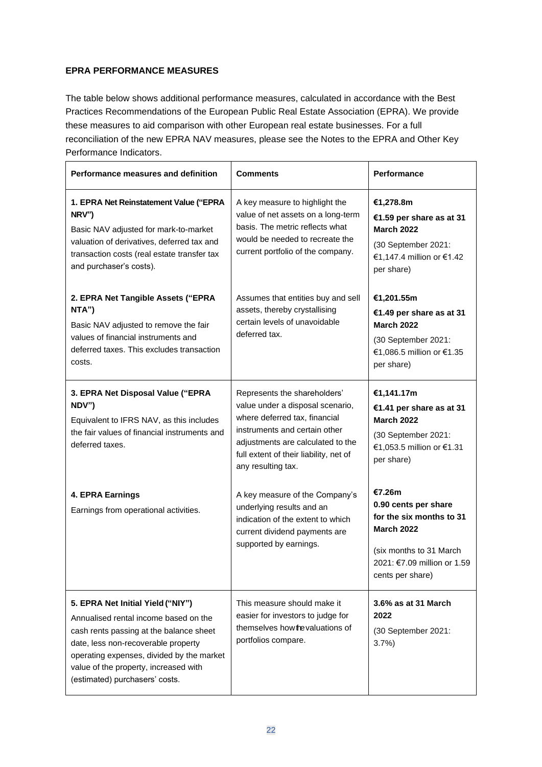**EPRA PERFORMANCE MEASURES**

The table below shows additional performance measures, calculated in accordance with the Best Practices Recommendations of the European Public Real Estate Association (EPRA). We provide these measures to aid comparison with other European real estate businesses. For a full reconciliation of the new EPRA NAV measures, please see the Notes to the EPRA and Other Key Performance Indicators.

| Performance measures and definition | Comments | Performance |
|---|---|---|
| **1. EPRA Net Reinstatement Value ("EPRA NRV")**<br>Basic NAV adjusted for mark-to-market valuation of derivatives, deferred tax and transaction costs (real estate transfer tax and purchaser's costs). | A key measure to highlight the value of net assets on a long-term basis. The metric reflects what would be needed to recreate the current portfolio of the company. | **€1,278.8m**<br>**€1.59 per share as at 31 March 2022**<br>(30 September 2021: €1,147.4 million or €1.42 per share) |
| **2. EPRA Net Tangible Assets ("EPRA NTA")**<br>Basic NAV adjusted to remove the fair values of financial instruments and deferred taxes. This excludes transaction costs. | Assumes that entities buy and sell assets, thereby crystallising certain levels of unavoidable deferred tax. | **€1,201.55m**<br>**€1.49 per share as at 31 March 2022**<br>(30 September 2021: €1,086.5 million or €1.35 per share) |
| **3. EPRA Net Disposal Value ("EPRA NDV")**<br>Equivalent to IFRS NAV, as this includes the fair values of financial instruments and deferred taxes. | Represents the shareholders' value under a disposal scenario, where deferred tax, financial instruments and certain other adjustments are calculated to the full extent of their liability, net of any resulting tax. | **€1,141.17m**<br>**€1.41 per share as at 31 March 2022**<br>(30 September 2021: €1,053.5 million or €1.31 per share) |
| **4. EPRA Earnings**<br>Earnings from operational activities. | A key measure of the Company's underlying results and an indication of the extent to which current dividend payments are supported by earnings. | **€7.26m**<br>**0.90 cents per share for the six months to 31 March 2022**<br>(six months to 31 March 2021: €7.09 million or 1.59 cents per share) |
| **5. EPRA Net Initial Yield ("NIY")**<br>Annualised rental income based on the cash rents passing at the balance sheet date, less non-recoverable property operating expenses, divided by the market value of the property, increased with (estimated) purchasers' costs. | This measure should make it easier for investors to judge for themselves how the valuations of portfolios compare. | **3.6% as at 31 March 2022**<br>(30 September 2021: 3.7%) |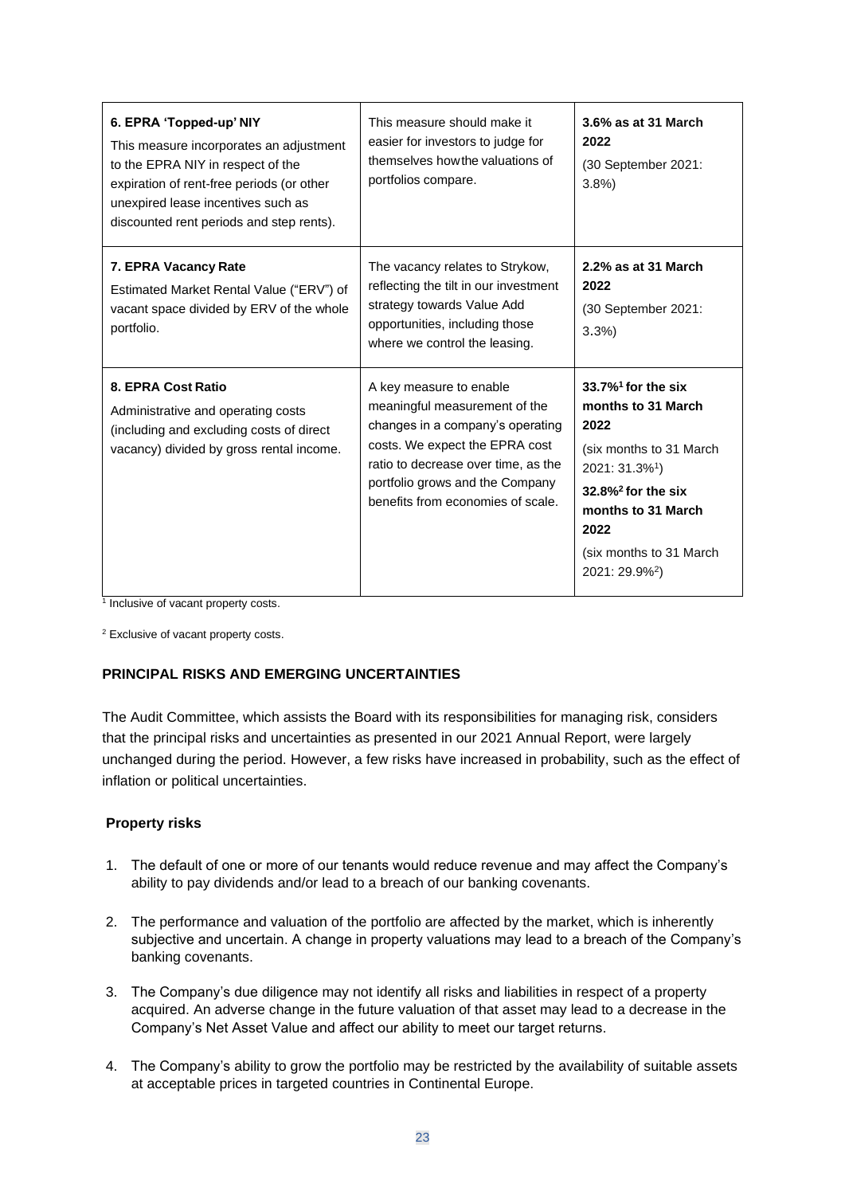| | | |
|---|---|---|
| **6. EPRA 'Topped-up' NIY**<br>This measure incorporates an adjustment to the EPRA NIY in respect of the expiration of rent-free periods (or other unexpired lease incentives such as discounted rent periods and step rents). | This measure should make it easier for investors to judge for themselves how the valuations of portfolios compare. | **3.6% as at 31 March 2022**<br>(30 September 2021: 3.8%) |
| **7. EPRA Vacancy Rate**<br>Estimated Market Rental Value ("ERV") of vacant space divided by ERV of the whole portfolio. | The vacancy relates to Strykow, reflecting the tilt in our investment strategy towards Value Add opportunities, including those where we control the leasing. | **2.2% as at 31 March 2022**<br>(30 September 2021: 3.3%) |
| **8. EPRA Cost Ratio**<br>Administrative and operating costs (including and excluding costs of direct vacancy) divided by gross rental income. | A key measure to enable meaningful measurement of the changes in a company's operating costs. We expect the EPRA cost ratio to decrease over time, as the portfolio grows and the Company benefits from economies of scale. | **33.7%[1] for the six months to 31 March 2022**<br>(six months to 31 March 2021: 31.3%[1])<br>**32.8%[2] for the six months to 31 March 2022**<br>(six months to 31 March 2021: 29.9%[2]) |

[1] Inclusive of vacant property costs.

[2] Exclusive of vacant property costs.

## PRINCIPAL RISKS AND EMERGING UNCERTAINTIES

The Audit Committee, which assists the Board with its responsibilities for managing risk, considers that the principal risks and uncertainties as presented in our 2021 Annual Report, were largely unchanged during the period. However, a few risks have increased in probability, such as the effect of inflation or political uncertainties.

### Property risks

1. The default of one or more of our tenants would reduce revenue and may affect the Company's ability to pay dividends and/or lead to a breach of our banking covenants.
2. The performance and valuation of the portfolio are affected by the market, which is inherently subjective and uncertain. A change in property valuations may lead to a breach of the Company's banking covenants.
3. The Company's due diligence may not identify all risks and liabilities in respect of a property acquired. An adverse change in the future valuation of that asset may lead to a decrease in the Company's Net Asset Value and affect our ability to meet our target returns.
4. The Company's ability to grow the portfolio may be restricted by the availability of suitable assets at acceptable prices in targeted countries in Continental Europe.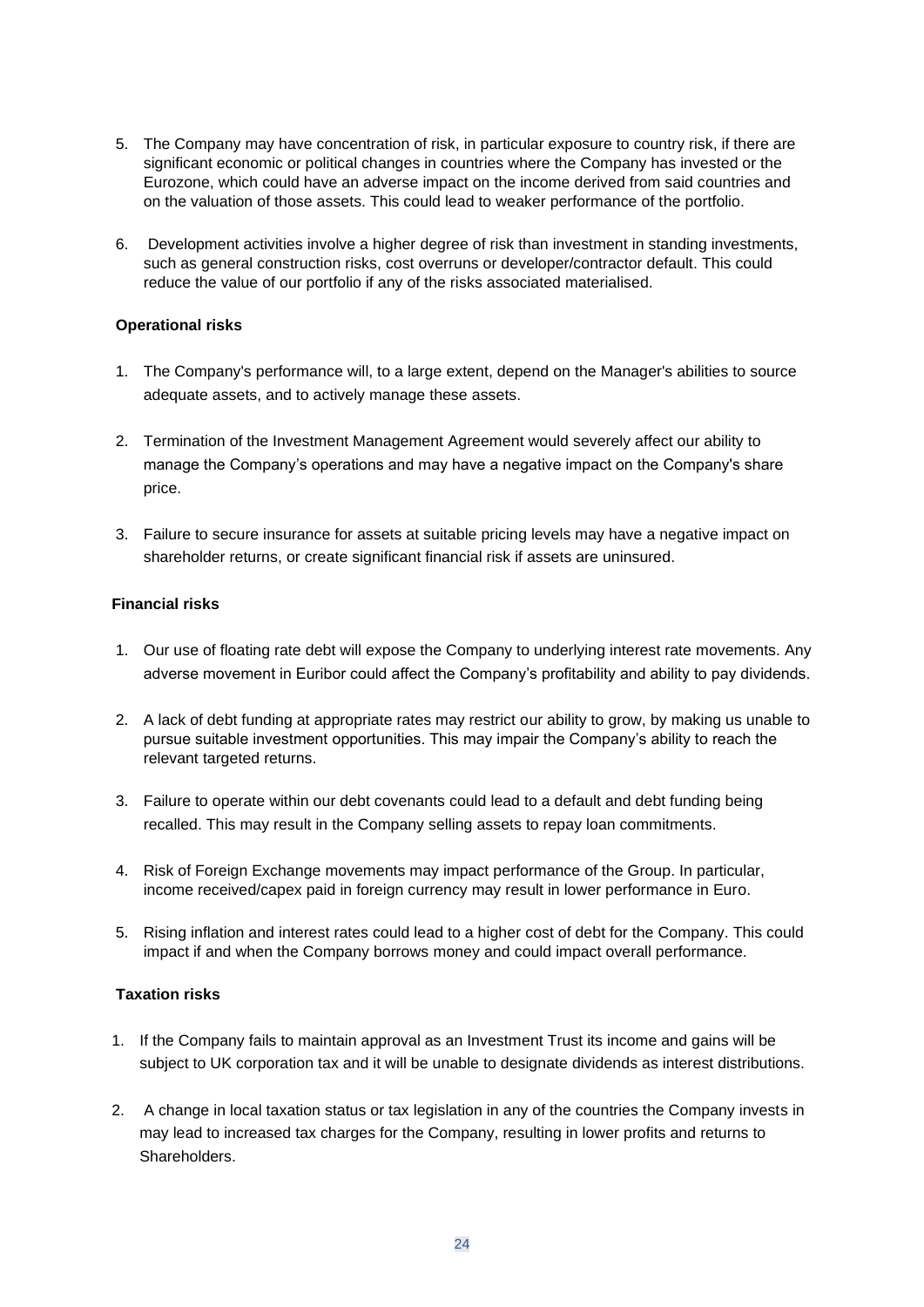5. The Company may have concentration of risk, in particular exposure to country risk, if there are significant economic or political changes in countries where the Company has invested or the Eurozone, which could have an adverse impact on the income derived from said countries and on the valuation of those assets. This could lead to weaker performance of the portfolio.

6. Development activities involve a higher degree of risk than investment in standing investments, such as general construction risks, cost overruns or developer/contractor default. This could reduce the value of our portfolio if any of the risks associated materialised.

**Operational risks**

1. The Company's performance will, to a large extent, depend on the Manager's abilities to source adequate assets, and to actively manage these assets.

2. Termination of the Investment Management Agreement would severely affect our ability to manage the Company's operations and may have a negative impact on the Company's share price.

3. Failure to secure insurance for assets at suitable pricing levels may have a negative impact on shareholder returns, or create significant financial risk if assets are uninsured.

**Financial risks**

1. Our use of floating rate debt will expose the Company to underlying interest rate movements. Any adverse movement in Euribor could affect the Company's profitability and ability to pay dividends.

2. A lack of debt funding at appropriate rates may restrict our ability to grow, by making us unable to pursue suitable investment opportunities. This may impair the Company's ability to reach the relevant targeted returns.

3. Failure to operate within our debt covenants could lead to a default and debt funding being recalled. This may result in the Company selling assets to repay loan commitments.

4. Risk of Foreign Exchange movements may impact performance of the Group. In particular, income received/capex paid in foreign currency may result in lower performance in Euro.

5. Rising inflation and interest rates could lead to a higher cost of debt for the Company. This could impact if and when the Company borrows money and could impact overall performance.

**Taxation risks**

1. If the Company fails to maintain approval as an Investment Trust its income and gains will be subject to UK corporation tax and it will be unable to designate dividends as interest distributions.

2. A change in local taxation status or tax legislation in any of the countries the Company invests in may lead to increased tax charges for the Company, resulting in lower profits and returns to Shareholders.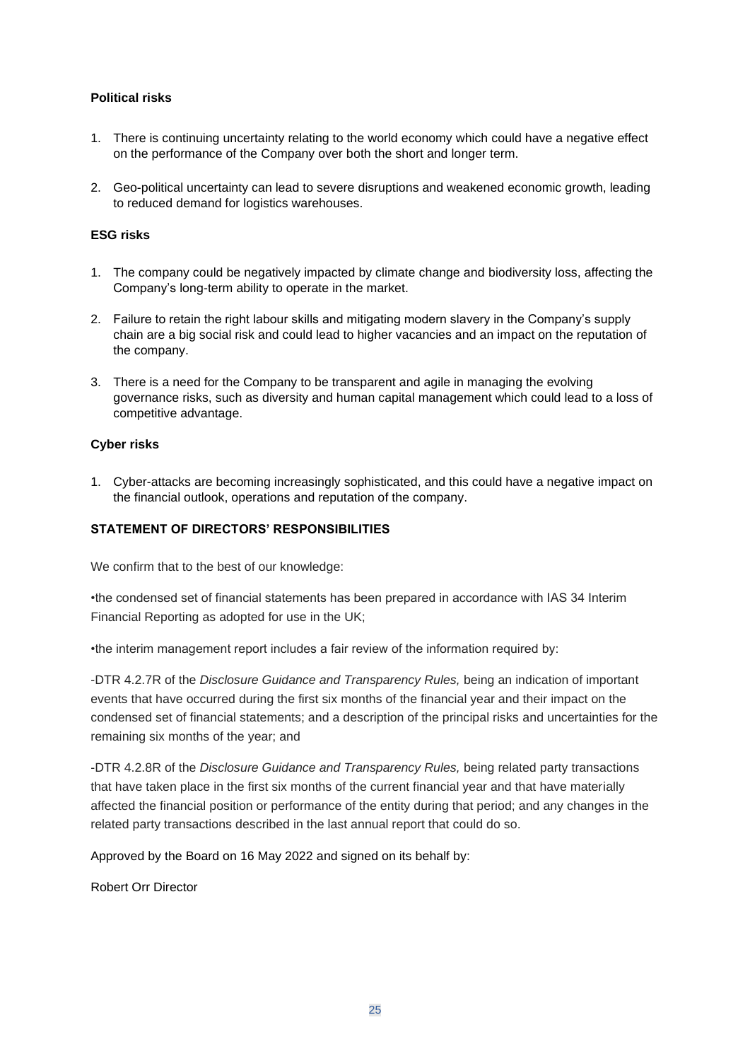**Political risks**

1. There is continuing uncertainty relating to the world economy which could have a negative effect on the performance of the Company over both the short and longer term.

2. Geo-political uncertainty can lead to severe disruptions and weakened economic growth, leading to reduced demand for logistics warehouses.

**ESG risks**

1. The company could be negatively impacted by climate change and biodiversity loss, affecting the Company's long-term ability to operate in the market.

2. Failure to retain the right labour skills and mitigating modern slavery in the Company's supply chain are a big social risk and could lead to higher vacancies and an impact on the reputation of the company.

3. There is a need for the Company to be transparent and agile in managing the evolving governance risks, such as diversity and human capital management which could lead to a loss of competitive advantage.

**Cyber risks**

1. Cyber-attacks are becoming increasingly sophisticated, and this could have a negative impact on the financial outlook, operations and reputation of the company.

**STATEMENT OF DIRECTORS' RESPONSIBILITIES**

We confirm that to the best of our knowledge:

•the condensed set of financial statements has been prepared in accordance with IAS 34 Interim Financial Reporting as adopted for use in the UK;

•the interim management report includes a fair review of the information required by:

-DTR 4.2.7R of the *Disclosure Guidance and Transparency Rules,* being an indication of important events that have occurred during the first six months of the financial year and their impact on the condensed set of financial statements; and a description of the principal risks and uncertainties for the remaining six months of the year; and

-DTR 4.2.8R of the *Disclosure Guidance and Transparency Rules,* being related party transactions that have taken place in the first six months of the current financial year and that have materially affected the financial position or performance of the entity during that period; and any changes in the related party transactions described in the last annual report that could do so.

Approved by the Board on 16 May 2022 and signed on its behalf by:

Robert Orr Director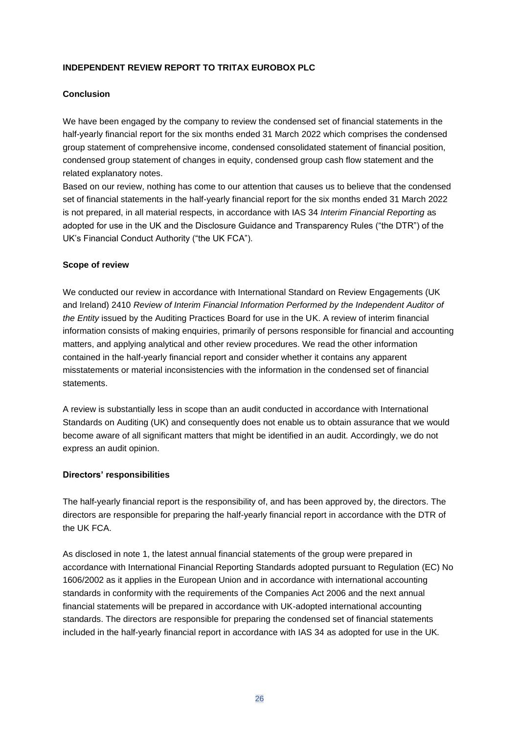**INDEPENDENT REVIEW REPORT TO TRITAX EUROBOX PLC**

**Conclusion**

We have been engaged by the company to review the condensed set of financial statements in the half-yearly financial report for the six months ended 31 March 2022 which comprises the condensed group statement of comprehensive income, condensed consolidated statement of financial position, condensed group statement of changes in equity, condensed group cash flow statement and the related explanatory notes.

Based on our review, nothing has come to our attention that causes us to believe that the condensed set of financial statements in the half-yearly financial report for the six months ended 31 March 2022 is not prepared, in all material respects, in accordance with IAS 34 *Interim Financial Reporting* as adopted for use in the UK and the Disclosure Guidance and Transparency Rules ("the DTR") of the UK's Financial Conduct Authority ("the UK FCA").

**Scope of review**

We conducted our review in accordance with International Standard on Review Engagements (UK and Ireland) 2410 *Review of Interim Financial Information Performed by the Independent Auditor of the Entity* issued by the Auditing Practices Board for use in the UK. A review of interim financial information consists of making enquiries, primarily of persons responsible for financial and accounting matters, and applying analytical and other review procedures. We read the other information contained in the half-yearly financial report and consider whether it contains any apparent misstatements or material inconsistencies with the information in the condensed set of financial statements.

A review is substantially less in scope than an audit conducted in accordance with International Standards on Auditing (UK) and consequently does not enable us to obtain assurance that we would become aware of all significant matters that might be identified in an audit. Accordingly, we do not express an audit opinion.

**Directors' responsibilities**

The half-yearly financial report is the responsibility of, and has been approved by, the directors. The directors are responsible for preparing the half-yearly financial report in accordance with the DTR of the UK FCA.

As disclosed in note 1, the latest annual financial statements of the group were prepared in accordance with International Financial Reporting Standards adopted pursuant to Regulation (EC) No 1606/2002 as it applies in the European Union and in accordance with international accounting standards in conformity with the requirements of the Companies Act 2006 and the next annual financial statements will be prepared in accordance with UK-adopted international accounting standards. The directors are responsible for preparing the condensed set of financial statements included in the half-yearly financial report in accordance with IAS 34 as adopted for use in the UK.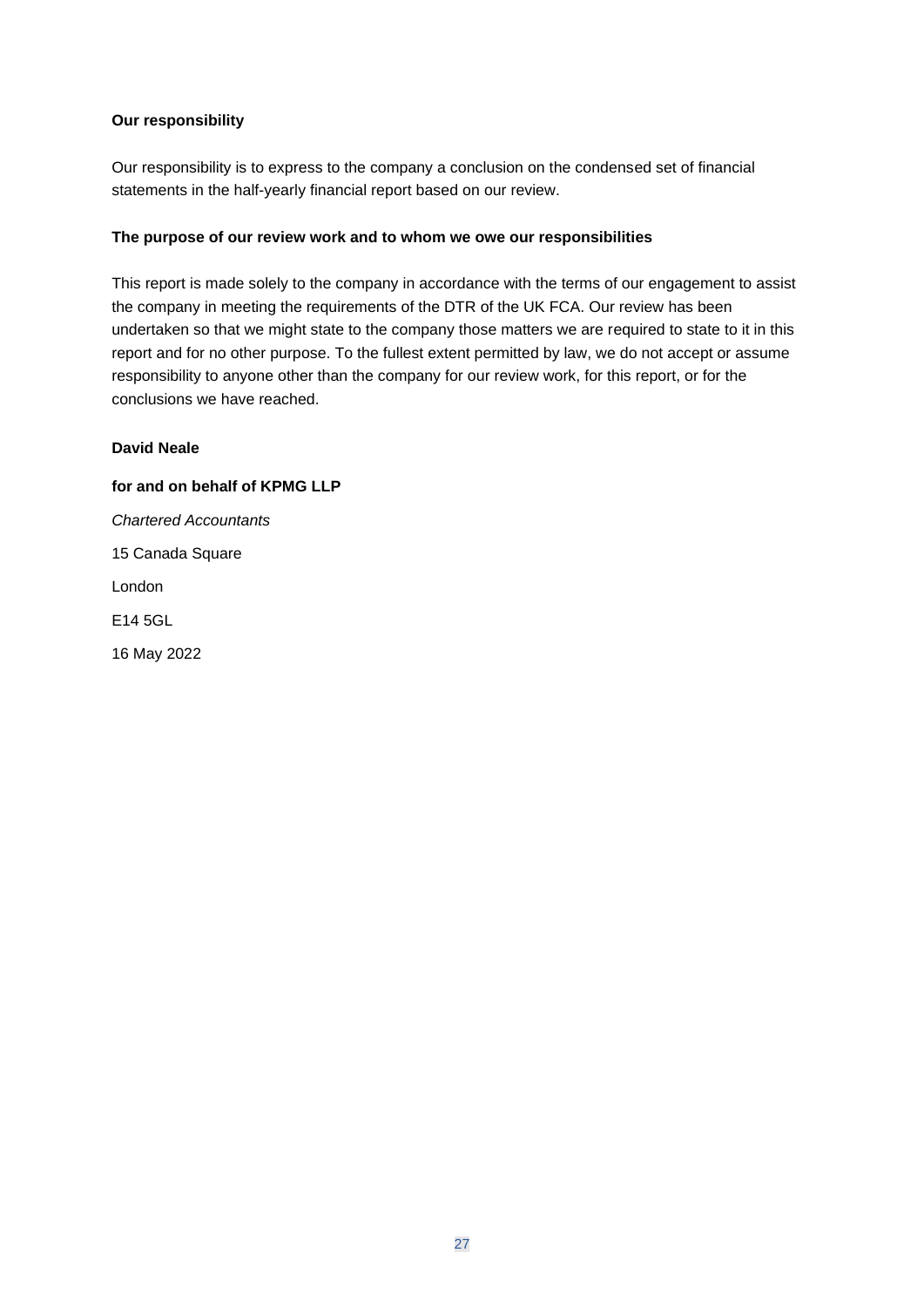**Our responsibility**

Our responsibility is to express to the company a conclusion on the condensed set of financial statements in the half-yearly financial report based on our review.

**The purpose of our review work and to whom we owe our responsibilities**

This report is made solely to the company in accordance with the terms of our engagement to assist the company in meeting the requirements of the DTR of the UK FCA. Our review has been undertaken so that we might state to the company those matters we are required to state to it in this report and for no other purpose. To the fullest extent permitted by law, we do not accept or assume responsibility to anyone other than the company for our review work, for this report, or for the conclusions we have reached.

**David Neale**

**for and on behalf of KPMG LLP**

*Chartered Accountants*

15 Canada Square

London

E14 5GL

16 May 2022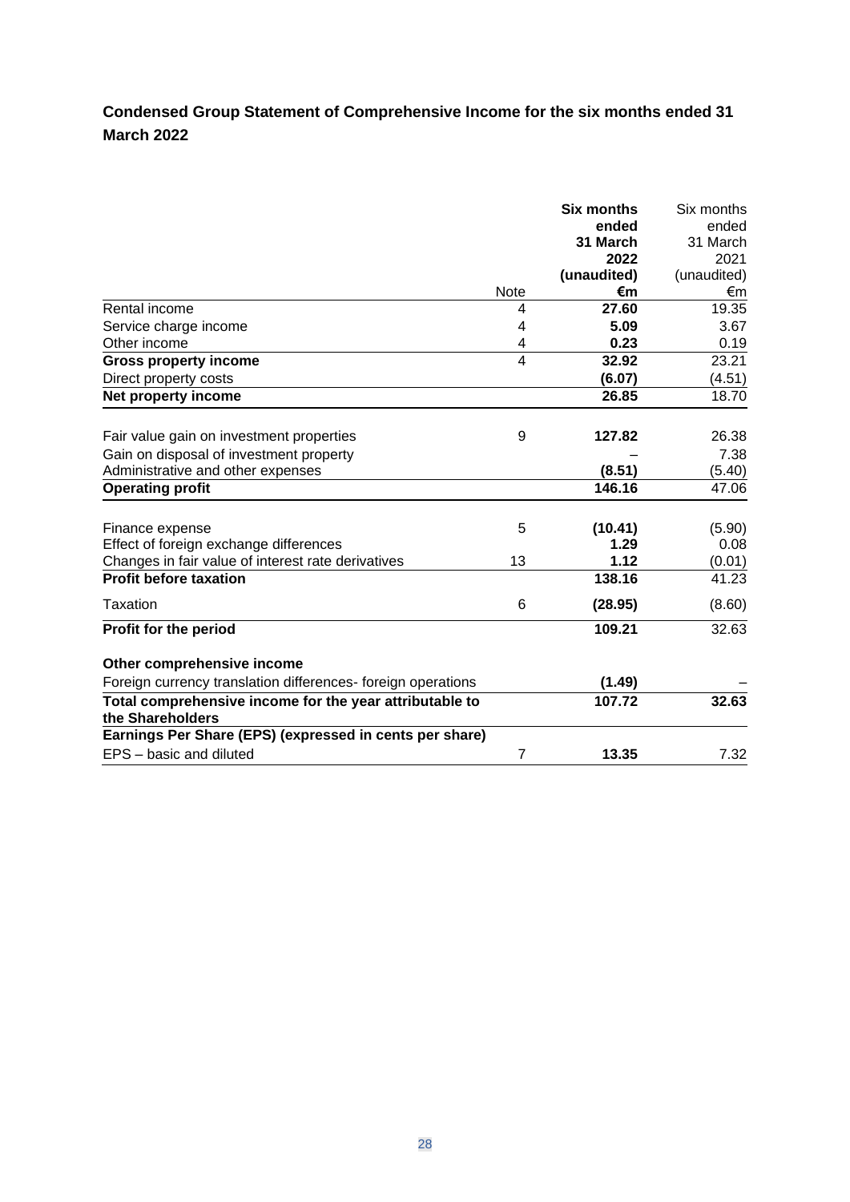## Condensed Group Statement of Comprehensive Income for the six months ended 31 March 2022

| | Note | **Six months ended 31 March 2022 (unaudited) €m** | Six months ended 31 March 2021 (unaudited) €m |
|---|---|---|---|
| Rental income | 4 | **27.60** | 19.35 |
| Service charge income | 4 | **5.09** | 3.67 |
| Other income | 4 | **0.23** | 0.19 |
| **Gross property income** | 4 | **32.92** | 23.21 |
| Direct property costs | | **(6.07)** | (4.51) |
| **Net property income** | | **26.85** | 18.70 |
| Fair value gain on investment properties | 9 | **127.82** | 26.38 |
| Gain on disposal of investment property | | **–** | 7.38 |
| Administrative and other expenses | | **(8.51)** | (5.40) |
| **Operating profit** | | **146.16** | 47.06 |
| Finance expense | 5 | **(10.41)** | (5.90) |
| Effect of foreign exchange differences | | **1.29** | 0.08 |
| Changes in fair value of interest rate derivatives | 13 | **1.12** | (0.01) |
| **Profit before taxation** | | **138.16** | 41.23 |
| Taxation | 6 | **(28.95)** | (8.60) |
| **Profit for the period** | | **109.21** | 32.63 |
| **Other comprehensive income** | | | |
| Foreign currency translation differences- foreign operations | | **(1.49)** | – |
| **Total comprehensive income for the year attributable to the Shareholders** | | **107.72** | **32.63** |
| **Earnings Per Share (EPS) (expressed in cents per share)** | | | |
| EPS – basic and diluted | 7 | **13.35** | 7.32 |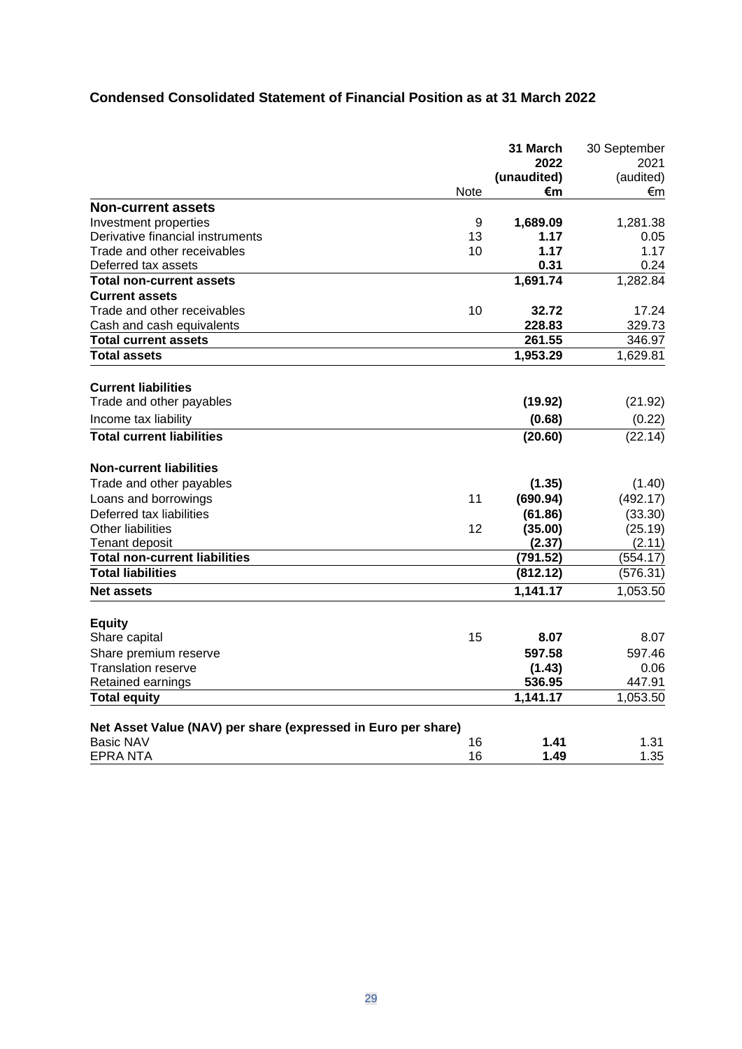## Condensed Consolidated Statement of Financial Position as at 31 March 2022

| | Note | 31 March 2022 (unaudited) €m | 30 September 2021 (audited) €m |
|---|---|---|---|
| **Non-current assets** | | | |
| Investment properties | 9 | **1,689.09** | 1,281.38 |
| Derivative financial instruments | 13 | **1.17** | 0.05 |
| Trade and other receivables | 10 | **1.17** | 1.17 |
| Deferred tax assets | | **0.31** | 0.24 |
| **Total non-current assets** | | **1,691.74** | 1,282.84 |
| **Current assets** | | | |
| Trade and other receivables | 10 | **32.72** | 17.24 |
| Cash and cash equivalents | | **228.83** | 329.73 |
| **Total current assets** | | **261.55** | 346.97 |
| **Total assets** | | **1,953.29** | 1,629.81 |
| | | | |
| **Current liabilities** | | | |
| Trade and other payables | | **(19.92)** | (21.92) |
| Income tax liability | | **(0.68)** | (0.22) |
| **Total current liabilities** | | **(20.60)** | (22.14) |
| | | | |
| **Non-current liabilities** | | | |
| Trade and other payables | | **(1.35)** | (1.40) |
| Loans and borrowings | 11 | **(690.94)** | (492.17) |
| Deferred tax liabilities | | **(61.86)** | (33.30) |
| Other liabilities | 12 | **(35.00)** | (25.19) |
| Tenant deposit | | **(2.37)** | (2.11) |
| **Total non-current liabilities** | | **(791.52)** | (554.17) |
| **Total liabilities** | | **(812.12)** | (576.31) |
| **Net assets** | | **1,141.17** | 1,053.50 |
| | | | |
| **Equity** | | | |
| Share capital | 15 | **8.07** | 8.07 |
| Share premium reserve | | **597.58** | 597.46 |
| Translation reserve | | **(1.43)** | 0.06 |
| Retained earnings | | **536.95** | 447.91 |
| **Total equity** | | **1,141.17** | 1,053.50 |
| | | | |
| **Net Asset Value (NAV) per share (expressed in Euro per share)** | | | |
| Basic NAV | 16 | **1.41** | 1.31 |
| EPRA NTA | 16 | **1.49** | 1.35 |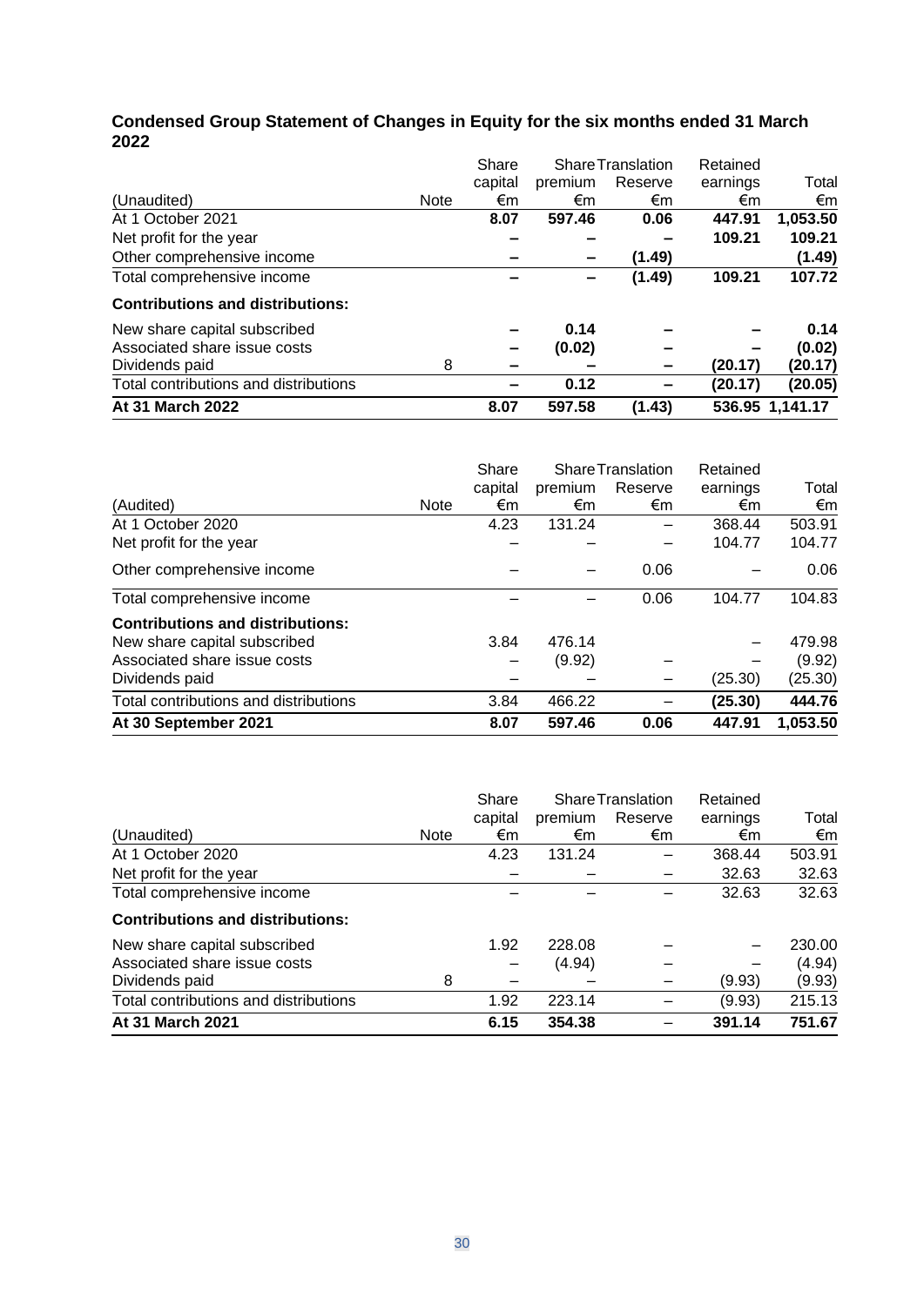## Condensed Group Statement of Changes in Equity for the six months ended 31 March 2022

| (Unaudited) | Note | Share capital €m | Share premium €m | Translation Reserve €m | Retained earnings €m | Total €m |
|---|---|---|---|---|---|---|
| At 1 October 2021 | | **8.07** | **597.46** | **0.06** | **447.91** | **1,053.50** |
| Net profit for the year | | **–** | **–** | **–** | **109.21** | **109.21** |
| Other comprehensive income | | **–** | **–** | **(1.49)** | | **(1.49)** |
| Total comprehensive income | | **–** | **–** | **(1.49)** | **109.21** | **107.72** |
| **Contributions and distributions:** | | | | | | |
| New share capital subscribed | | **–** | **0.14** | **–** | **–** | **0.14** |
| Associated share issue costs | | **–** | **(0.02)** | **–** | **–** | **(0.02)** |
| Dividends paid | 8 | **–** | **–** | **–** | **(20.17)** | **(20.17)** |
| Total contributions and distributions | | **–** | **0.12** | **–** | **(20.17)** | **(20.05)** |
| **At 31 March 2022** | | **8.07** | **597.58** | **(1.43)** | **536.95** | **1,141.17** |

| (Audited) | Note | Share capital €m | Share premium €m | Translation Reserve €m | Retained earnings €m | Total €m |
|---|---|---|---|---|---|---|
| At 1 October 2020 | | 4.23 | 131.24 | – | 368.44 | 503.91 |
| Net profit for the year | | – | – | – | 104.77 | 104.77 |
| Other comprehensive income | | – | – | 0.06 | – | 0.06 |
| Total comprehensive income | | – | – | 0.06 | 104.77 | 104.83 |
| **Contributions and distributions:** | | | | | | |
| New share capital subscribed | | 3.84 | 476.14 | | – | 479.98 |
| Associated share issue costs | | – | (9.92) | – | – | (9.92) |
| Dividends paid | | – | – | – | (25.30) | (25.30) |
| Total contributions and distributions | | 3.84 | 466.22 | – | **(25.30)** | **444.76** |
| **At 30 September 2021** | | **8.07** | **597.46** | **0.06** | **447.91** | **1,053.50** |

| (Unaudited) | Note | Share capital €m | Share premium €m | Translation Reserve €m | Retained earnings €m | Total €m |
|---|---|---|---|---|---|---|
| At 1 October 2020 | | 4.23 | 131.24 | – | 368.44 | 503.91 |
| Net profit for the year | | – | – | – | 32.63 | 32.63 |
| Total comprehensive income | | – | – | – | 32.63 | 32.63 |
| **Contributions and distributions:** | | | | | | |
| New share capital subscribed | | 1.92 | 228.08 | – | – | 230.00 |
| Associated share issue costs | | – | (4.94) | – | – | (4.94) |
| Dividends paid | 8 | – | – | – | (9.93) | (9.93) |
| Total contributions and distributions | | 1.92 | 223.14 | – | (9.93) | 215.13 |
| **At 31 March 2021** | | **6.15** | **354.38** | – | **391.14** | **751.67** |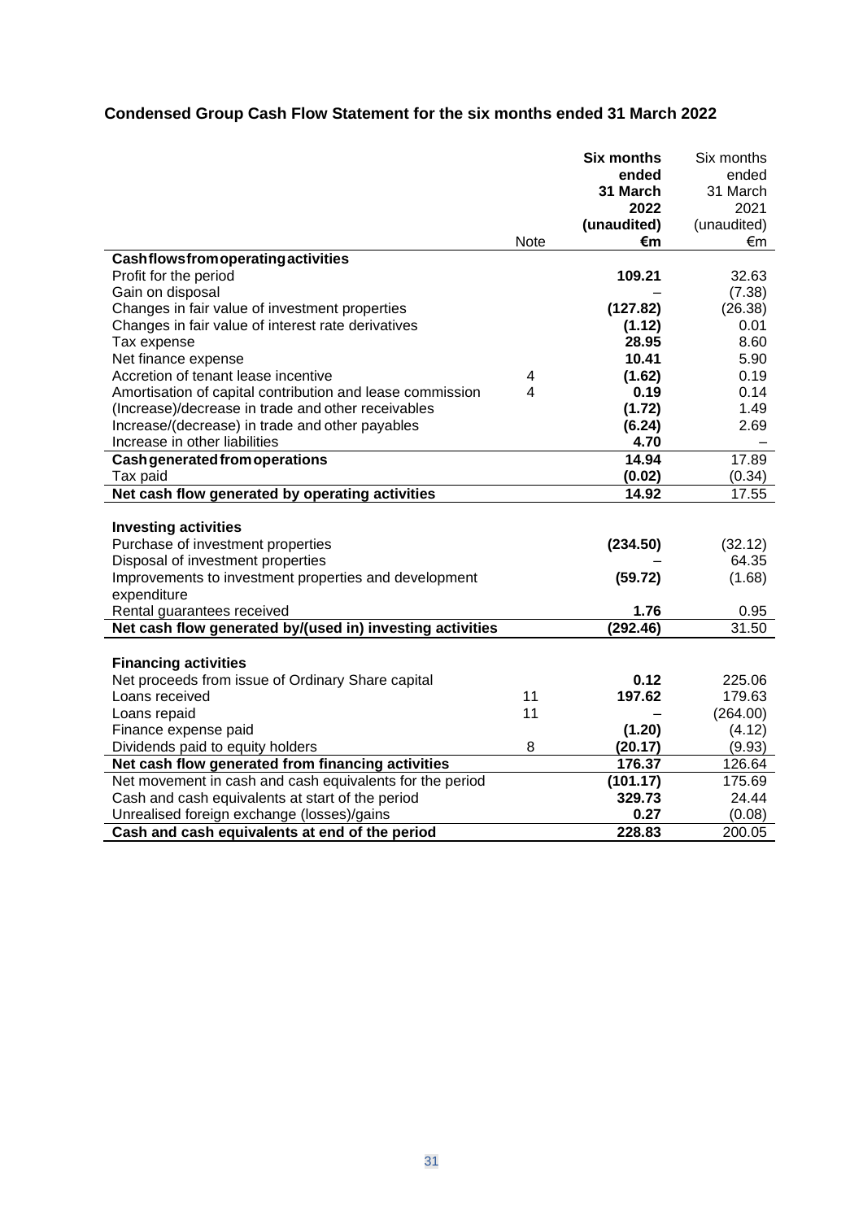## Condensed Group Cash Flow Statement for the six months ended 31 March 2022

| | Note | **Six months ended 31 March 2022 (unaudited) €m** | Six months ended 31 March 2021 (unaudited) €m |
|---|---|---|---|
| **Cash flows from operating activities** | | | |
| Profit for the period | | **109.21** | 32.63 |
| Gain on disposal | | – | (7.38) |
| Changes in fair value of investment properties | | **(127.82)** | (26.38) |
| Changes in fair value of interest rate derivatives | | **(1.12)** | 0.01 |
| Tax expense | | **28.95** | 8.60 |
| Net finance expense | | **10.41** | 5.90 |
| Accretion of tenant lease incentive | 4 | **(1.62)** | 0.19 |
| Amortisation of capital contribution and lease commission | 4 | **0.19** | 0.14 |
| (Increase)/decrease in trade and other receivables | | **(1.72)** | 1.49 |
| Increase/(decrease) in trade and other payables | | **(6.24)** | 2.69 |
| Increase in other liabilities | | **4.70** | – |
| **Cash generated from operations** | | **14.94** | 17.89 |
| Tax paid | | **(0.02)** | (0.34) |
| **Net cash flow generated by operating activities** | | **14.92** | 17.55 |
| | | | |
| **Investing activities** | | | |
| Purchase of investment properties | | **(234.50)** | (32.12) |
| Disposal of investment properties | | – | 64.35 |
| Improvements to investment properties and development expenditure | | **(59.72)** | (1.68) |
| Rental guarantees received | | **1.76** | 0.95 |
| **Net cash flow generated by/(used in) investing activities** | | **(292.46)** | 31.50 |
| | | | |
| **Financing activities** | | | |
| Net proceeds from issue of Ordinary Share capital | | **0.12** | 225.06 |
| Loans received | 11 | **197.62** | 179.63 |
| Loans repaid | 11 | – | (264.00) |
| Finance expense paid | | **(1.20)** | (4.12) |
| Dividends paid to equity holders | 8 | **(20.17)** | (9.93) |
| **Net cash flow generated from financing activities** | | **176.37** | 126.64 |
| Net movement in cash and cash equivalents for the period | | **(101.17)** | 175.69 |
| Cash and cash equivalents at start of the period | | **329.73** | 24.44 |
| Unrealised foreign exchange (losses)/gains | | **0.27** | (0.08) |
| **Cash and cash equivalents at end of the period** | | **228.83** | 200.05 |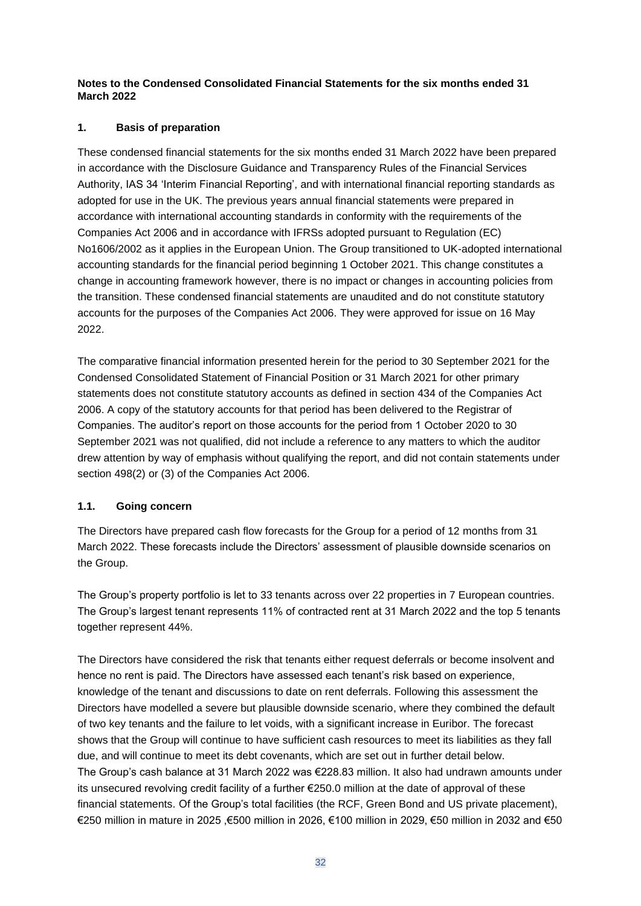**Notes to the Condensed Consolidated Financial Statements for the six months ended 31 March 2022**

## 1. Basis of preparation

These condensed financial statements for the six months ended 31 March 2022 have been prepared in accordance with the Disclosure Guidance and Transparency Rules of the Financial Services Authority, IAS 34 'Interim Financial Reporting', and with international financial reporting standards as adopted for use in the UK. The previous years annual financial statements were prepared in accordance with international accounting standards in conformity with the requirements of the Companies Act 2006 and in accordance with IFRSs adopted pursuant to Regulation (EC) No1606/2002 as it applies in the European Union. The Group transitioned to UK-adopted international accounting standards for the financial period beginning 1 October 2021. This change constitutes a change in accounting framework however, there is no impact or changes in accounting policies from the transition. These condensed financial statements are unaudited and do not constitute statutory accounts for the purposes of the Companies Act 2006. They were approved for issue on 16 May 2022.

The comparative financial information presented herein for the period to 30 September 2021 for the Condensed Consolidated Statement of Financial Position or 31 March 2021 for other primary statements does not constitute statutory accounts as defined in section 434 of the Companies Act 2006. A copy of the statutory accounts for that period has been delivered to the Registrar of Companies. The auditor's report on those accounts for the period from 1 October 2020 to 30 September 2021 was not qualified, did not include a reference to any matters to which the auditor drew attention by way of emphasis without qualifying the report, and did not contain statements under section 498(2) or (3) of the Companies Act 2006.

### 1.1. Going concern

The Directors have prepared cash flow forecasts for the Group for a period of 12 months from 31 March 2022. These forecasts include the Directors' assessment of plausible downside scenarios on the Group.

The Group's property portfolio is let to 33 tenants across over 22 properties in 7 European countries. The Group's largest tenant represents 11% of contracted rent at 31 March 2022 and the top 5 tenants together represent 44%.

The Directors have considered the risk that tenants either request deferrals or become insolvent and hence no rent is paid. The Directors have assessed each tenant's risk based on experience, knowledge of the tenant and discussions to date on rent deferrals. Following this assessment the Directors have modelled a severe but plausible downside scenario, where they combined the default of two key tenants and the failure to let voids, with a significant increase in Euribor. The forecast shows that the Group will continue to have sufficient cash resources to meet its liabilities as they fall due, and will continue to meet its debt covenants, which are set out in further detail below.
The Group's cash balance at 31 March 2022 was €228.83 million. It also had undrawn amounts under its unsecured revolving credit facility of a further €250.0 million at the date of approval of these financial statements. Of the Group's total facilities (the RCF, Green Bond and US private placement), €250 million in mature in 2025 ,€500 million in 2026, €100 million in 2029, €50 million in 2032 and €50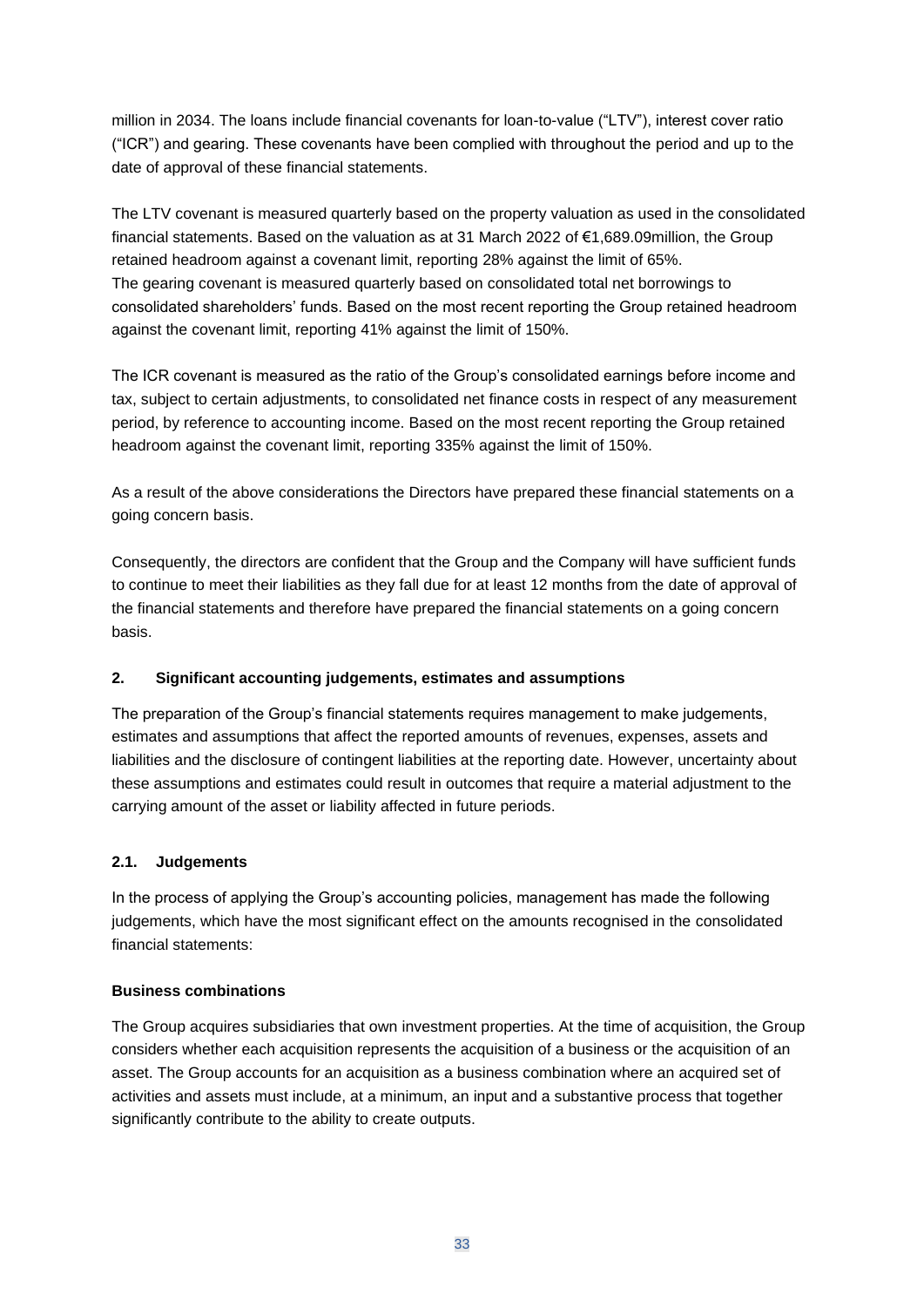million in 2034. The loans include financial covenants for loan-to-value ("LTV"), interest cover ratio ("ICR") and gearing. These covenants have been complied with throughout the period and up to the date of approval of these financial statements.

The LTV covenant is measured quarterly based on the property valuation as used in the consolidated financial statements. Based on the valuation as at 31 March 2022 of €1,689.09million, the Group retained headroom against a covenant limit, reporting 28% against the limit of 65%.
The gearing covenant is measured quarterly based on consolidated total net borrowings to consolidated shareholders' funds. Based on the most recent reporting the Group retained headroom against the covenant limit, reporting 41% against the limit of 150%.

The ICR covenant is measured as the ratio of the Group's consolidated earnings before income and tax, subject to certain adjustments, to consolidated net finance costs in respect of any measurement period, by reference to accounting income. Based on the most recent reporting the Group retained headroom against the covenant limit, reporting 335% against the limit of 150%.

As a result of the above considerations the Directors have prepared these financial statements on a going concern basis.

Consequently, the directors are confident that the Group and the Company will have sufficient funds to continue to meet their liabilities as they fall due for at least 12 months from the date of approval of the financial statements and therefore have prepared the financial statements on a going concern basis.

## 2. Significant accounting judgements, estimates and assumptions

The preparation of the Group's financial statements requires management to make judgements, estimates and assumptions that affect the reported amounts of revenues, expenses, assets and liabilities and the disclosure of contingent liabilities at the reporting date. However, uncertainty about these assumptions and estimates could result in outcomes that require a material adjustment to the carrying amount of the asset or liability affected in future periods.

### 2.1. Judgements

In the process of applying the Group's accounting policies, management has made the following judgements, which have the most significant effect on the amounts recognised in the consolidated financial statements:

**Business combinations**

The Group acquires subsidiaries that own investment properties. At the time of acquisition, the Group considers whether each acquisition represents the acquisition of a business or the acquisition of an asset. The Group accounts for an acquisition as a business combination where an acquired set of activities and assets must include, at a minimum, an input and a substantive process that together significantly contribute to the ability to create outputs.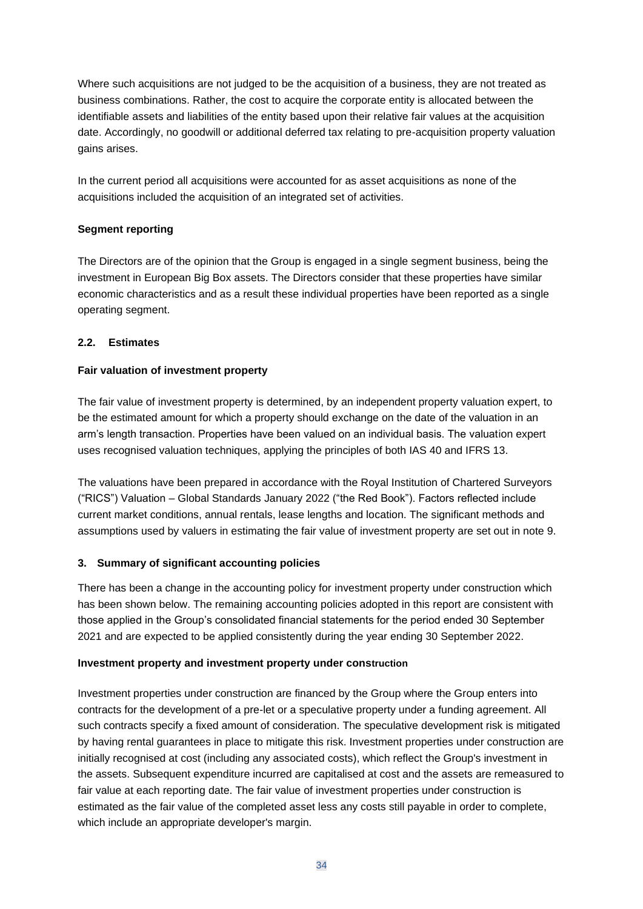Where such acquisitions are not judged to be the acquisition of a business, they are not treated as business combinations. Rather, the cost to acquire the corporate entity is allocated between the identifiable assets and liabilities of the entity based upon their relative fair values at the acquisition date. Accordingly, no goodwill or additional deferred tax relating to pre-acquisition property valuation gains arises.

In the current period all acquisitions were accounted for as asset acquisitions as none of the acquisitions included the acquisition of an integrated set of activities.

**Segment reporting**

The Directors are of the opinion that the Group is engaged in a single segment business, being the investment in European Big Box assets. The Directors consider that these properties have similar economic characteristics and as a result these individual properties have been reported as a single operating segment.

### 2.2. Estimates

**Fair valuation of investment property**

The fair value of investment property is determined, by an independent property valuation expert, to be the estimated amount for which a property should exchange on the date of the valuation in an arm's length transaction. Properties have been valued on an individual basis. The valuation expert uses recognised valuation techniques, applying the principles of both IAS 40 and IFRS 13.

The valuations have been prepared in accordance with the Royal Institution of Chartered Surveyors ("RICS") Valuation – Global Standards January 2022 ("the Red Book"). Factors reflected include current market conditions, annual rentals, lease lengths and location. The significant methods and assumptions used by valuers in estimating the fair value of investment property are set out in note 9.

## 3. Summary of significant accounting policies

There has been a change in the accounting policy for investment property under construction which has been shown below. The remaining accounting policies adopted in this report are consistent with those applied in the Group's consolidated financial statements for the period ended 30 September 2021 and are expected to be applied consistently during the year ending 30 September 2022.

**Investment property and investment property under construction**

Investment properties under construction are financed by the Group where the Group enters into contracts for the development of a pre-let or a speculative property under a funding agreement. All such contracts specify a fixed amount of consideration. The speculative development risk is mitigated by having rental guarantees in place to mitigate this risk. Investment properties under construction are initially recognised at cost (including any associated costs), which reflect the Group's investment in the assets. Subsequent expenditure incurred are capitalised at cost and the assets are remeasured to fair value at each reporting date. The fair value of investment properties under construction is estimated as the fair value of the completed asset less any costs still payable in order to complete, which include an appropriate developer's margin.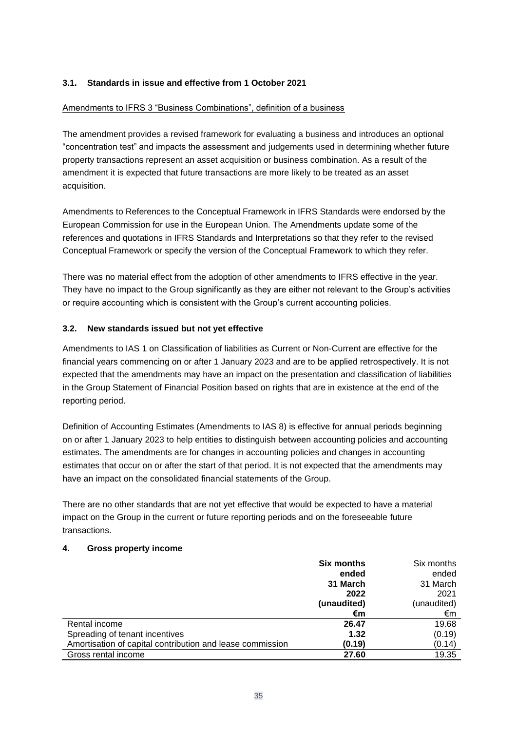### 3.1. Standards in issue and effective from 1 October 2021

Amendments to IFRS 3 "Business Combinations", definition of a business

The amendment provides a revised framework for evaluating a business and introduces an optional "concentration test" and impacts the assessment and judgements used in determining whether future property transactions represent an asset acquisition or business combination. As a result of the amendment it is expected that future transactions are more likely to be treated as an asset acquisition.

Amendments to References to the Conceptual Framework in IFRS Standards were endorsed by the European Commission for use in the European Union. The Amendments update some of the references and quotations in IFRS Standards and Interpretations so that they refer to the revised Conceptual Framework or specify the version of the Conceptual Framework to which they refer.

There was no material effect from the adoption of other amendments to IFRS effective in the year. They have no impact to the Group significantly as they are either not relevant to the Group's activities or require accounting which is consistent with the Group's current accounting policies.

### 3.2. New standards issued but not yet effective

Amendments to IAS 1 on Classification of liabilities as Current or Non-Current are effective for the financial years commencing on or after 1 January 2023 and are to be applied retrospectively. It is not expected that the amendments may have an impact on the presentation and classification of liabilities in the Group Statement of Financial Position based on rights that are in existence at the end of the reporting period.

Definition of Accounting Estimates (Amendments to IAS 8) is effective for annual periods beginning on or after 1 January 2023 to help entities to distinguish between accounting policies and accounting estimates. The amendments are for changes in accounting policies and changes in accounting estimates that occur on or after the start of that period. It is not expected that the amendments may have an impact on the consolidated financial statements of the Group.

There are no other standards that are not yet effective that would be expected to have a material impact on the Group in the current or future reporting periods and on the foreseeable future transactions.

## 4. Gross property income

| | **Six months ended 31 March 2022 (unaudited) €m** | Six months ended 31 March 2021 (unaudited) €m |
|---|---|---|
| Rental income | **26.47** | 19.68 |
| Spreading of tenant incentives | **1.32** | (0.19) |
| Amortisation of capital contribution and lease commission | **(0.19)** | (0.14) |
| Gross rental income | **27.60** | 19.35 |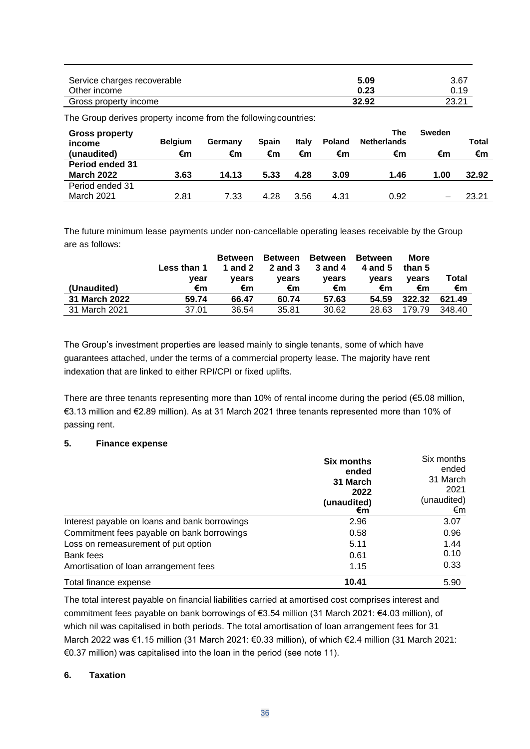| | | |
|---|---|---|
| Service charges recoverable | **5.09** | 3.67 |
| Other income | **0.23** | 0.19 |
| Gross property income | **32.92** | 23.21 |

The Group derives property income from the following countries:

| Gross property income (unaudited) | Belgium €m | Germany €m | Spain €m | Italy €m | Poland €m | The Netherlands €m | Sweden €m | Total €m |
|---|---|---|---|---|---|---|---|---|
| **Period ended 31 March 2022** | **3.63** | **14.13** | **5.33** | **4.28** | **3.09** | **1.46** | **1.00** | **32.92** |
| Period ended 31 March 2021 | 2.81 | 7.33 | 4.28 | 3.56 | 4.31 | 0.92 | – | 23.21 |

The future minimum lease payments under non-cancellable operating leases receivable by the Group are as follows:

| (Unaudited) | Less than 1 year €m | Between 1 and 2 years €m | Between 2 and 3 years €m | Between 3 and 4 years €m | Between 4 and 5 years €m | More than 5 years €m | Total €m |
|---|---|---|---|---|---|---|---|
| **31 March 2022** | **59.74** | **66.47** | **60.74** | **57.63** | **54.59** | **322.32** | **621.49** |
| 31 March 2021 | 37.01 | 36.54 | 35.81 | 30.62 | 28.63 | 179.79 | 348.40 |

The Group's investment properties are leased mainly to single tenants, some of which have guarantees attached, under the terms of a commercial property lease. The majority have rent indexation that are linked to either RPI/CPI or fixed uplifts.

There are three tenants representing more than 10% of rental income during the period (€5.08 million, €3.13 million and €2.89 million). As at 31 March 2021 three tenants represented more than 10% of passing rent.

## 5. Finance expense

| | **Six months ended 31 March 2022 (unaudited) €m** | Six months ended 31 March 2021 (unaudited) €m |
|---|---|---|
| Interest payable on loans and bank borrowings | 2.96 | 3.07 |
| Commitment fees payable on bank borrowings | 0.58 | 0.96 |
| Loss on remeasurement of put option | 5.11 | 1.44 |
| Bank fees | 0.61 | 0.10 |
| Amortisation of loan arrangement fees | 1.15 | 0.33 |
| Total finance expense | **10.41** | 5.90 |

The total interest payable on financial liabilities carried at amortised cost comprises interest and commitment fees payable on bank borrowings of €3.54 million (31 March 2021: €4.03 million), of which nil was capitalised in both periods. The total amortisation of loan arrangement fees for 31 March 2022 was €1.15 million (31 March 2021: €0.33 million), of which €2.4 million (31 March 2021: €0.37 million) was capitalised into the loan in the period (see note 11).

## 6. Taxation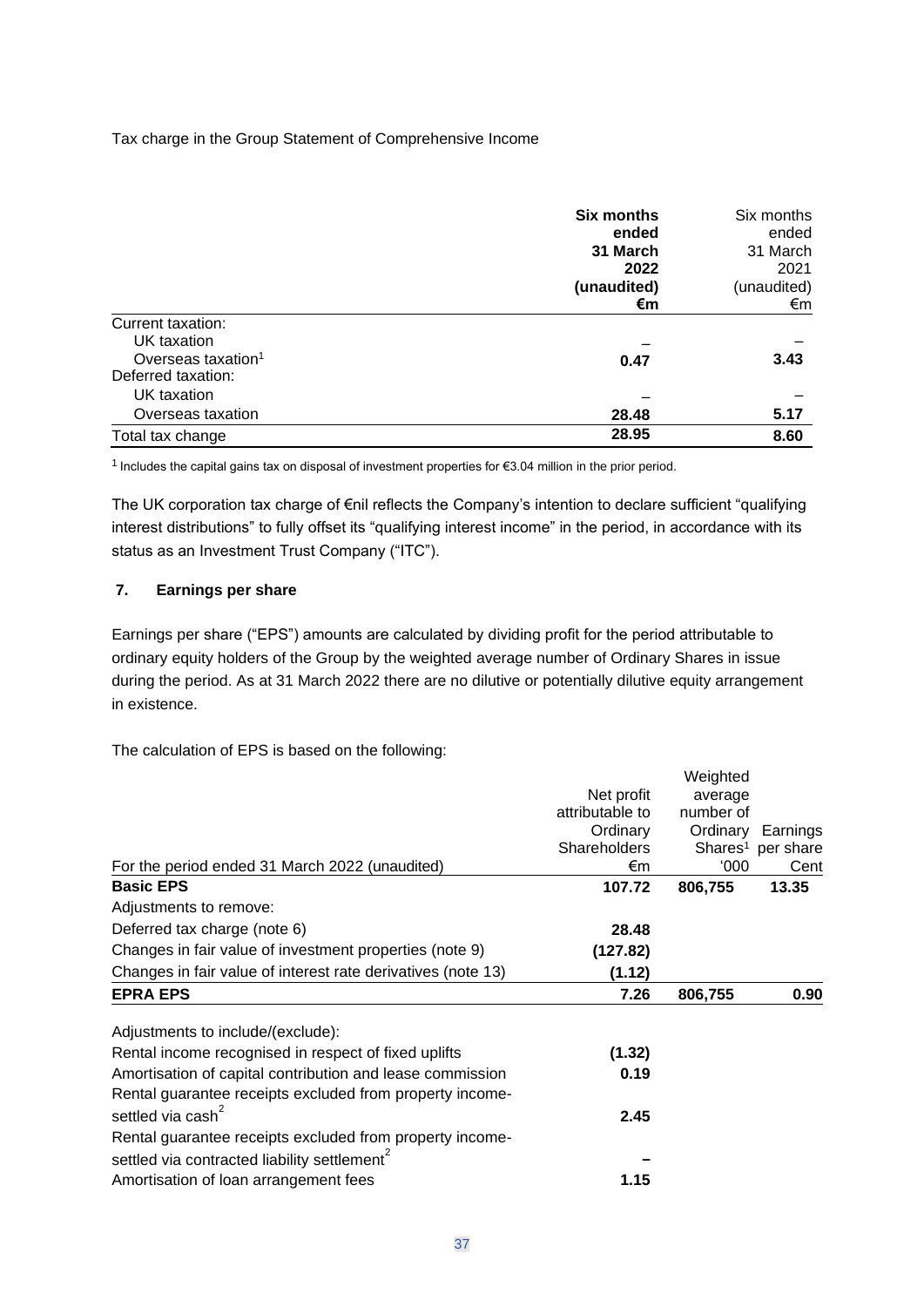Tax charge in the Group Statement of Comprehensive Income

| | **Six months ended 31 March 2022 (unaudited) €m** | Six months ended 31 March 2021 (unaudited) €m |
|---|---|---|
| Current taxation: | | |
| UK taxation | **–** | – |
| Overseas taxation[1] | **0.47** | **3.43** |
| Deferred taxation: | | |
| UK taxation | **–** | – |
| Overseas taxation | **28.48** | **5.17** |
| Total tax change | **28.95** | **8.60** |

[1] Includes the capital gains tax on disposal of investment properties for €3.04 million in the prior period.

The UK corporation tax charge of €nil reflects the Company's intention to declare sufficient "qualifying interest distributions" to fully offset its "qualifying interest income" in the period, in accordance with its status as an Investment Trust Company ("ITC").

## 7. Earnings per share

Earnings per share ("EPS") amounts are calculated by dividing profit for the period attributable to ordinary equity holders of the Group by the weighted average number of Ordinary Shares in issue during the period. As at 31 March 2022 there are no dilutive or potentially dilutive equity arrangement in existence.

The calculation of EPS is based on the following:

| For the period ended 31 March 2022 (unaudited) | Net profit attributable to Ordinary Shareholders €m | Weighted average number of Ordinary Shares[1] '000 | Earnings per share Cent |
|---|---|---|---|
| **Basic EPS** | **107.72** | **806,755** | **13.35** |
| Adjustments to remove: | | | |
| Deferred tax charge (note 6) | **28.48** | | |
| Changes in fair value of investment properties (note 9) | **(127.82)** | | |
| Changes in fair value of interest rate derivatives (note 13) | **(1.12)** | | |
| **EPRA EPS** | **7.26** | **806,755** | **0.90** |
| Adjustments to include/(exclude): | | | |
| Rental income recognised in respect of fixed uplifts | **(1.32)** | | |
| Amortisation of capital contribution and lease commission | **0.19** | | |
| Rental guarantee receipts excluded from property income-settled via cash[2] | **2.45** | | |
| Rental guarantee receipts excluded from property income-settled via contracted liability settlement[2] | **–** | | |
| Amortisation of loan arrangement fees | **1.15** | | |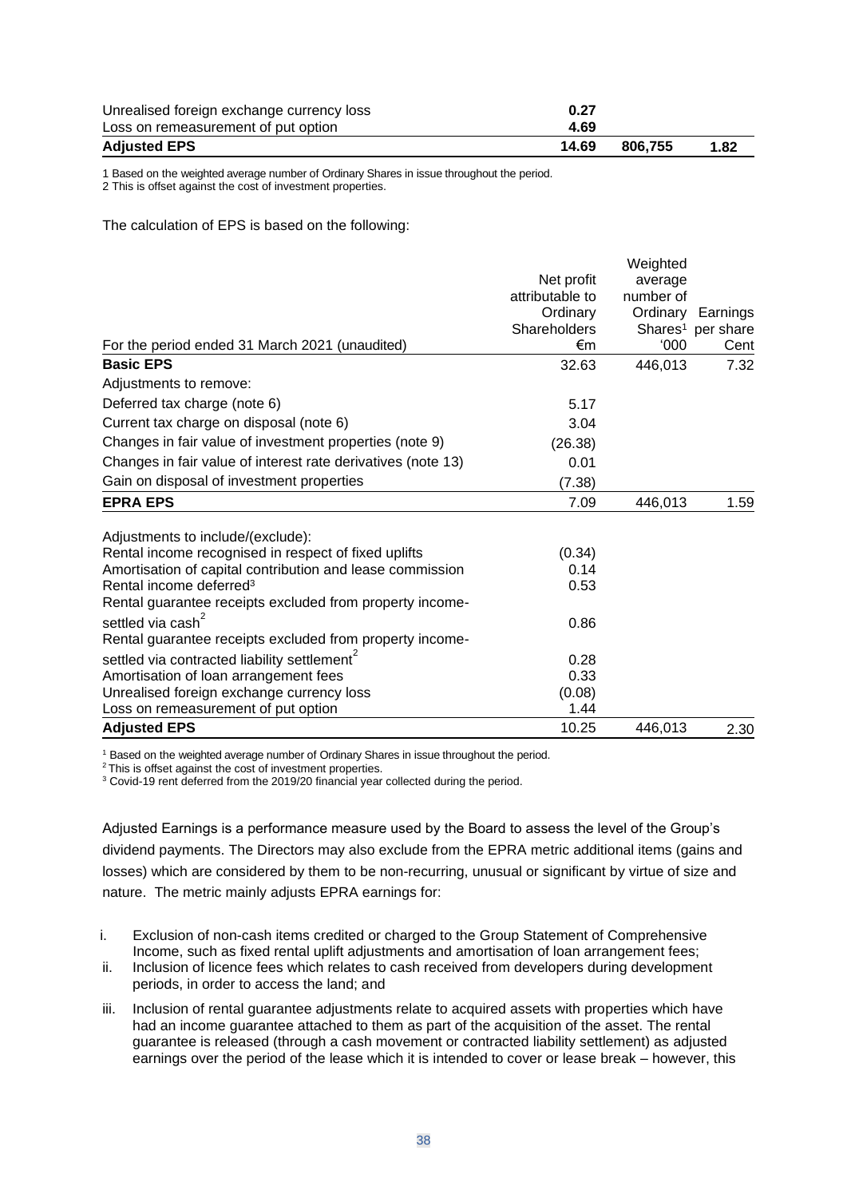| | | | |
|---|---|---|---|
| Unrealised foreign exchange currency loss | **0.27** | | |
| Loss on remeasurement of put option | **4.69** | | |
| **Adjusted EPS** | **14.69** | **806,755** | **1.82** |

1 Based on the weighted average number of Ordinary Shares in issue throughout the period.
2 This is offset against the cost of investment properties.

The calculation of EPS is based on the following:

| For the period ended 31 March 2021 (unaudited) | Net profit attributable to Ordinary Shareholders €m | Weighted average number of Ordinary Shares[1] '000 | Earnings per share Cent |
|---|---|---|---|
| **Basic EPS** | 32.63 | 446,013 | 7.32 |
| Adjustments to remove: | | | |
| Deferred tax charge (note 6) | 5.17 | | |
| Current tax charge on disposal (note 6) | 3.04 | | |
| Changes in fair value of investment properties (note 9) | (26.38) | | |
| Changes in fair value of interest rate derivatives (note 13) | 0.01 | | |
| Gain on disposal of investment properties | (7.38) | | |
| **EPRA EPS** | 7.09 | 446,013 | 1.59 |
| Adjustments to include/(exclude): | | | |
| Rental income recognised in respect of fixed uplifts | (0.34) | | |
| Amortisation of capital contribution and lease commission | 0.14 | | |
| Rental income deferred[3] | 0.53 | | |
| Rental guarantee receipts excluded from property income- settled via cash[2] | 0.86 | | |
| Rental guarantee receipts excluded from property income- settled via contracted liability settlement[2] | 0.28 | | |
| Amortisation of loan arrangement fees | 0.33 | | |
| Unrealised foreign exchange currency loss | (0.08) | | |
| Loss on remeasurement of put option | 1.44 | | |
| **Adjusted EPS** | 10.25 | 446,013 | 2.30 |

[1] Based on the weighted average number of Ordinary Shares in issue throughout the period.
[2] This is offset against the cost of investment properties.
[3] Covid-19 rent deferred from the 2019/20 financial year collected during the period.

Adjusted Earnings is a performance measure used by the Board to assess the level of the Group's dividend payments. The Directors may also exclude from the EPRA metric additional items (gains and losses) which are considered by them to be non-recurring, unusual or significant by virtue of size and nature. The metric mainly adjusts EPRA earnings for:

i. Exclusion of non-cash items credited or charged to the Group Statement of Comprehensive Income, such as fixed rental uplift adjustments and amortisation of loan arrangement fees;
ii. Inclusion of licence fees which relates to cash received from developers during development periods, in order to access the land; and
iii. Inclusion of rental guarantee adjustments relate to acquired assets with properties which have had an income guarantee attached to them as part of the acquisition of the asset. The rental guarantee is released (through a cash movement or contracted liability settlement) as adjusted earnings over the period of the lease which it is intended to cover or lease break – however, this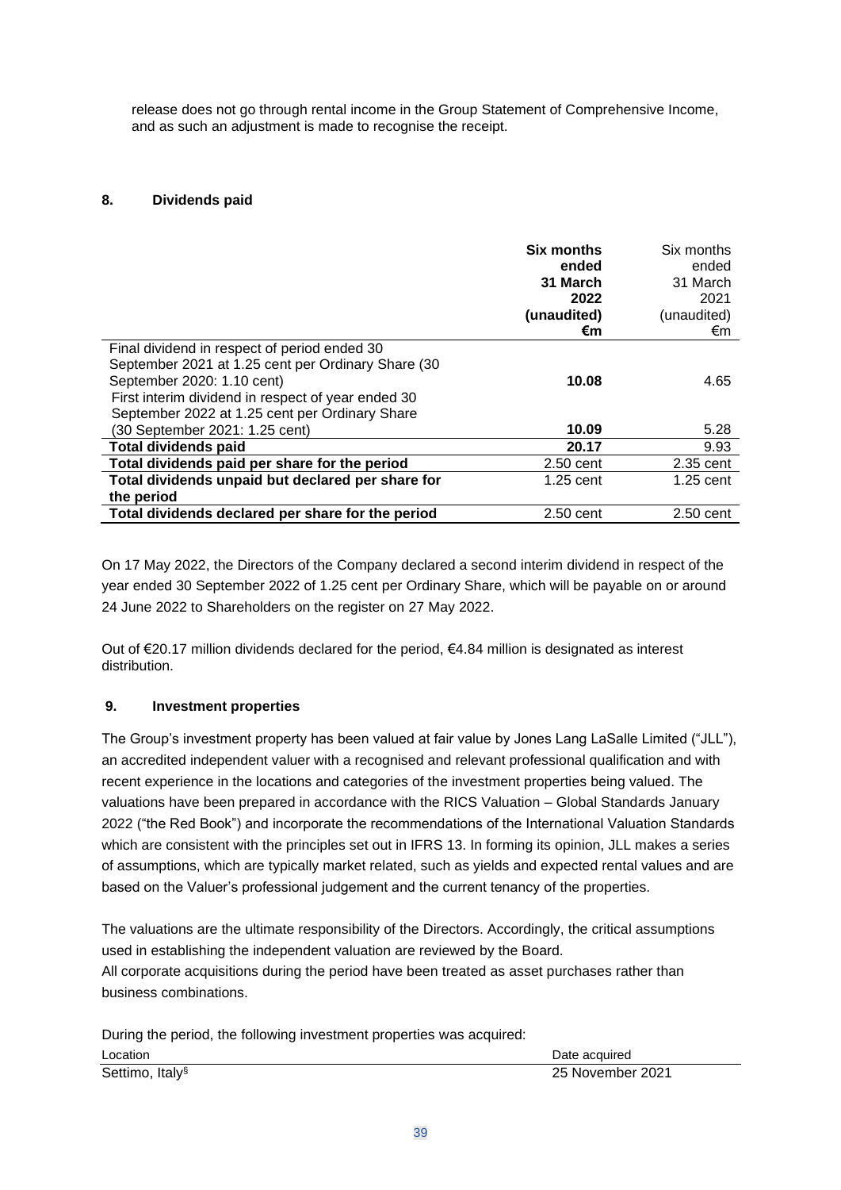release does not go through rental income in the Group Statement of Comprehensive Income, and as such an adjustment is made to recognise the receipt.

## 8. Dividends paid

| | **Six months ended 31 March 2022 (unaudited) €m** | Six months ended 31 March 2021 (unaudited) €m |
|---|---|---|
| Final dividend in respect of period ended 30 September 2021 at 1.25 cent per Ordinary Share (30 September 2020: 1.10 cent) | **10.08** | 4.65 |
| First interim dividend in respect of year ended 30 September 2022 at 1.25 cent per Ordinary Share (30 September 2021: 1.25 cent) | **10.09** | 5.28 |
| **Total dividends paid** | **20.17** | 9.93 |
| **Total dividends paid per share for the period** | 2.50 cent | 2.35 cent |
| **Total dividends unpaid but declared per share for the period** | 1.25 cent | 1.25 cent |
| **Total dividends declared per share for the period** | 2.50 cent | 2.50 cent |

On 17 May 2022, the Directors of the Company declared a second interim dividend in respect of the year ended 30 September 2022 of 1.25 cent per Ordinary Share, which will be payable on or around 24 June 2022 to Shareholders on the register on 27 May 2022.

Out of €20.17 million dividends declared for the period, €4.84 million is designated as interest distribution.

## 9. Investment properties

The Group's investment property has been valued at fair value by Jones Lang LaSalle Limited ("JLL"), an accredited independent valuer with a recognised and relevant professional qualification and with recent experience in the locations and categories of the investment properties being valued. The valuations have been prepared in accordance with the RICS Valuation – Global Standards January 2022 ("the Red Book") and incorporate the recommendations of the International Valuation Standards which are consistent with the principles set out in IFRS 13. In forming its opinion, JLL makes a series of assumptions, which are typically market related, such as yields and expected rental values and are based on the Valuer's professional judgement and the current tenancy of the properties.

The valuations are the ultimate responsibility of the Directors. Accordingly, the critical assumptions used in establishing the independent valuation are reviewed by the Board.
All corporate acquisitions during the period have been treated as asset purchases rather than business combinations.

During the period, the following investment properties was acquired:

| Location | Date acquired |
|---|---|
| Settimo, Italy[§] | 25 November 2021 |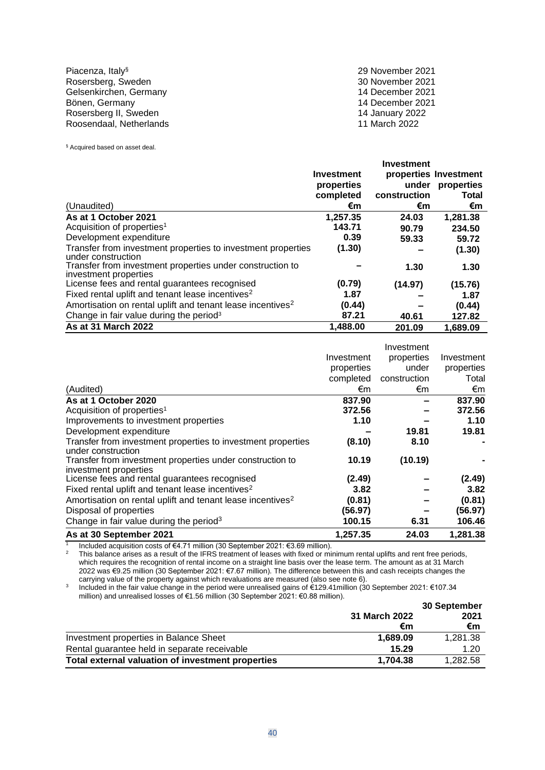| | |
|---|---|
| Piacenza, Italy[§] | 29 November 2021 |
| Rosersberg, Sweden | 30 November 2021 |
| Gelsenkirchen, Germany | 14 December 2021 |
| Bönen, Germany | 14 December 2021 |
| Rosersberg II, Sweden | 14 January 2022 |
| Roosendaal, Netherlands | 11 March 2022 |

[§] Acquired based on asset deal.

| (Unaudited) | **Investment properties completed €m** | **Investment properties under construction €m** | **Investment properties Total €m** |
|---|---|---|---|
| **As at 1 October 2021** | **1,257.35** | **24.03** | **1,281.38** |
| Acquisition of properties[1] | **143.71** | **90.79** | **234.50** |
| Development expenditure | **0.39** | **59.33** | **59.72** |
| Transfer from investment properties to investment properties under construction | **(1.30)** | **–** | **(1.30)** |
| Transfer from investment properties under construction to investment properties | **–** | **1.30** | **1.30** |
| License fees and rental guarantees recognised | **(0.79)** | **(14.97)** | **(15.76)** |
| Fixed rental uplift and tenant lease incentives[2] | **1.87** | **–** | **1.87** |
| Amortisation on rental uplift and tenant lease incentives[2] | **(0.44)** | **–** | **(0.44)** |
| Change in fair value during the period[3] | **87.21** | **40.61** | **127.82** |
| **As at 31 March 2022** | **1,488.00** | **201.09** | **1,689.09** |

| (Audited) | Investment properties completed €m | Investment properties under construction €m | Investment properties Total €m |
|---|---|---|---|
| **As at 1 October 2020** | **837.90** | **–** | **837.90** |
| Acquisition of properties[1] | **372.56** | **–** | **372.56** |
| Improvements to investment properties | **1.10** | **–** | **1.10** |
| Development expenditure | **–** | **19.81** | **19.81** |
| Transfer from investment properties to investment properties under construction | **(8.10)** | **8.10** | **-** |
| Transfer from investment properties under construction to investment properties | **10.19** | **(10.19)** | **-** |
| License fees and rental guarantees recognised | **(2.49)** | **–** | **(2.49)** |
| Fixed rental uplift and tenant lease incentives[2] | **3.82** | **–** | **3.82** |
| Amortisation on rental uplift and tenant lease incentives[2] | **(0.81)** | **–** | **(0.81)** |
| Disposal of properties | **(56.97)** | **–** | **(56.97)** |
| Change in fair value during the period[3] | **100.15** | **6.31** | **106.46** |
| **As at 30 September 2021** | **1,257.35** | **24.03** | **1,281.38** |

[1] Included acquisition costs of €4.71 million (30 September 2021: €3.69 million).

[2] This balance arises as a result of the IFRS treatment of leases with fixed or minimum rental uplifts and rent free periods, which requires the recognition of rental income on a straight line basis over the lease term. The amount as at 31 March 2022 was €9.25 million (30 September 2021: €7.67 million). The difference between this and cash receipts changes the carrying value of the property against which revaluations are measured (also see note 6).

[3] Included in the fair value change in the period were unrealised gains of €129.41million (30 September 2021: €107.34 million) and unrealised losses of €1.56 million (30 September 2021: €0.88 million).

| | **31 March 2022 €m** | **30 September 2021 €m** |
|---|---|---|
| Investment properties in Balance Sheet | **1,689.09** | 1,281.38 |
| Rental guarantee held in separate receivable | **15.29** | 1.20 |
| **Total external valuation of investment properties** | **1,704.38** | 1,282.58 |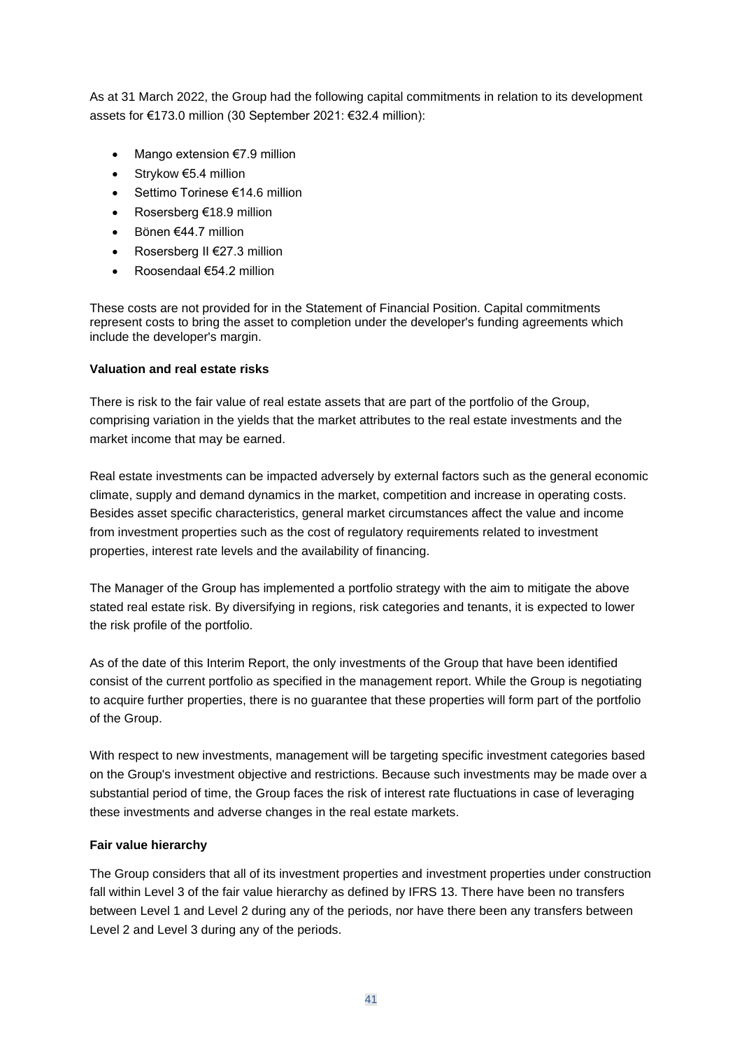As at 31 March 2022, the Group had the following capital commitments in relation to its development assets for €173.0 million (30 September 2021: €32.4 million):

- Mango extension €7.9 million
- Strykow €5.4 million
- Settimo Torinese €14.6 million
- Rosersberg €18.9 million
- Bönen €44.7 million
- Rosersberg II €27.3 million
- Roosendaal €54.2 million

These costs are not provided for in the Statement of Financial Position. Capital commitments represent costs to bring the asset to completion under the developer's funding agreements which include the developer's margin.

**Valuation and real estate risks**

There is risk to the fair value of real estate assets that are part of the portfolio of the Group, comprising variation in the yields that the market attributes to the real estate investments and the market income that may be earned.

Real estate investments can be impacted adversely by external factors such as the general economic climate, supply and demand dynamics in the market, competition and increase in operating costs. Besides asset specific characteristics, general market circumstances affect the value and income from investment properties such as the cost of regulatory requirements related to investment properties, interest rate levels and the availability of financing.

The Manager of the Group has implemented a portfolio strategy with the aim to mitigate the above stated real estate risk. By diversifying in regions, risk categories and tenants, it is expected to lower the risk profile of the portfolio.

As of the date of this Interim Report, the only investments of the Group that have been identified consist of the current portfolio as specified in the management report. While the Group is negotiating to acquire further properties, there is no guarantee that these properties will form part of the portfolio of the Group.

With respect to new investments, management will be targeting specific investment categories based on the Group's investment objective and restrictions. Because such investments may be made over a substantial period of time, the Group faces the risk of interest rate fluctuations in case of leveraging these investments and adverse changes in the real estate markets.

**Fair value hierarchy**

The Group considers that all of its investment properties and investment properties under construction fall within Level 3 of the fair value hierarchy as defined by IFRS 13. There have been no transfers between Level 1 and Level 2 during any of the periods, nor have there been any transfers between Level 2 and Level 3 during any of the periods.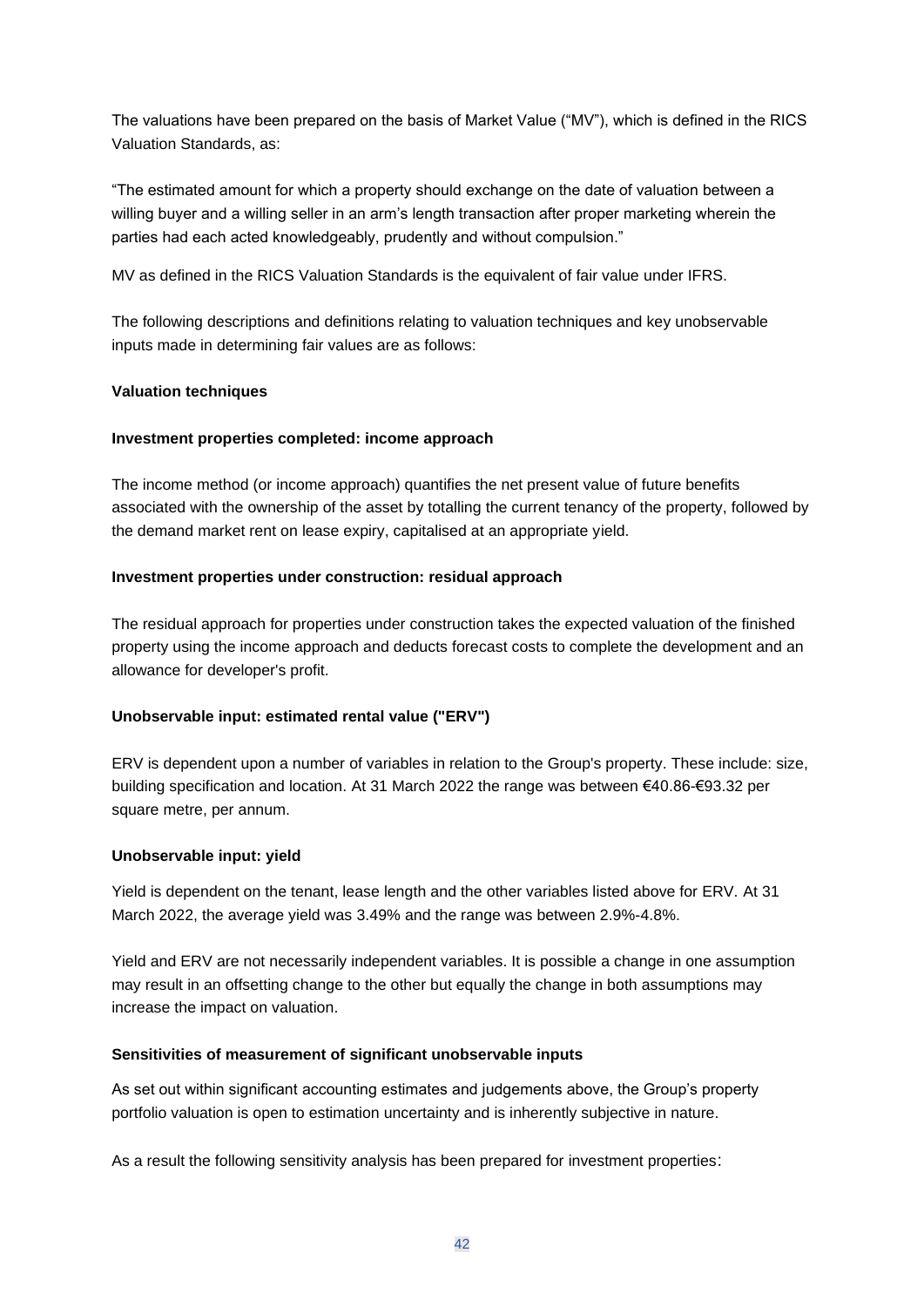The valuations have been prepared on the basis of Market Value ("MV"), which is defined in the RICS Valuation Standards, as:

"The estimated amount for which a property should exchange on the date of valuation between a willing buyer and a willing seller in an arm's length transaction after proper marketing wherein the parties had each acted knowledgeably, prudently and without compulsion."

MV as defined in the RICS Valuation Standards is the equivalent of fair value under IFRS.

The following descriptions and definitions relating to valuation techniques and key unobservable inputs made in determining fair values are as follows:

**Valuation techniques**

**Investment properties completed: income approach**

The income method (or income approach) quantifies the net present value of future benefits associated with the ownership of the asset by totalling the current tenancy of the property, followed by the demand market rent on lease expiry, capitalised at an appropriate yield.

**Investment properties under construction: residual approach**

The residual approach for properties under construction takes the expected valuation of the finished property using the income approach and deducts forecast costs to complete the development and an allowance for developer's profit.

**Unobservable input: estimated rental value ("ERV")**

ERV is dependent upon a number of variables in relation to the Group's property. These include: size, building specification and location. At 31 March 2022 the range was between €40.86-€93.32 per square metre, per annum.

**Unobservable input: yield**

Yield is dependent on the tenant, lease length and the other variables listed above for ERV. At 31 March 2022, the average yield was 3.49% and the range was between 2.9%-4.8%.

Yield and ERV are not necessarily independent variables. It is possible a change in one assumption may result in an offsetting change to the other but equally the change in both assumptions may increase the impact on valuation.

**Sensitivities of measurement of significant unobservable inputs**

As set out within significant accounting estimates and judgements above, the Group's property portfolio valuation is open to estimation uncertainty and is inherently subjective in nature.

As a result the following sensitivity analysis has been prepared for investment properties: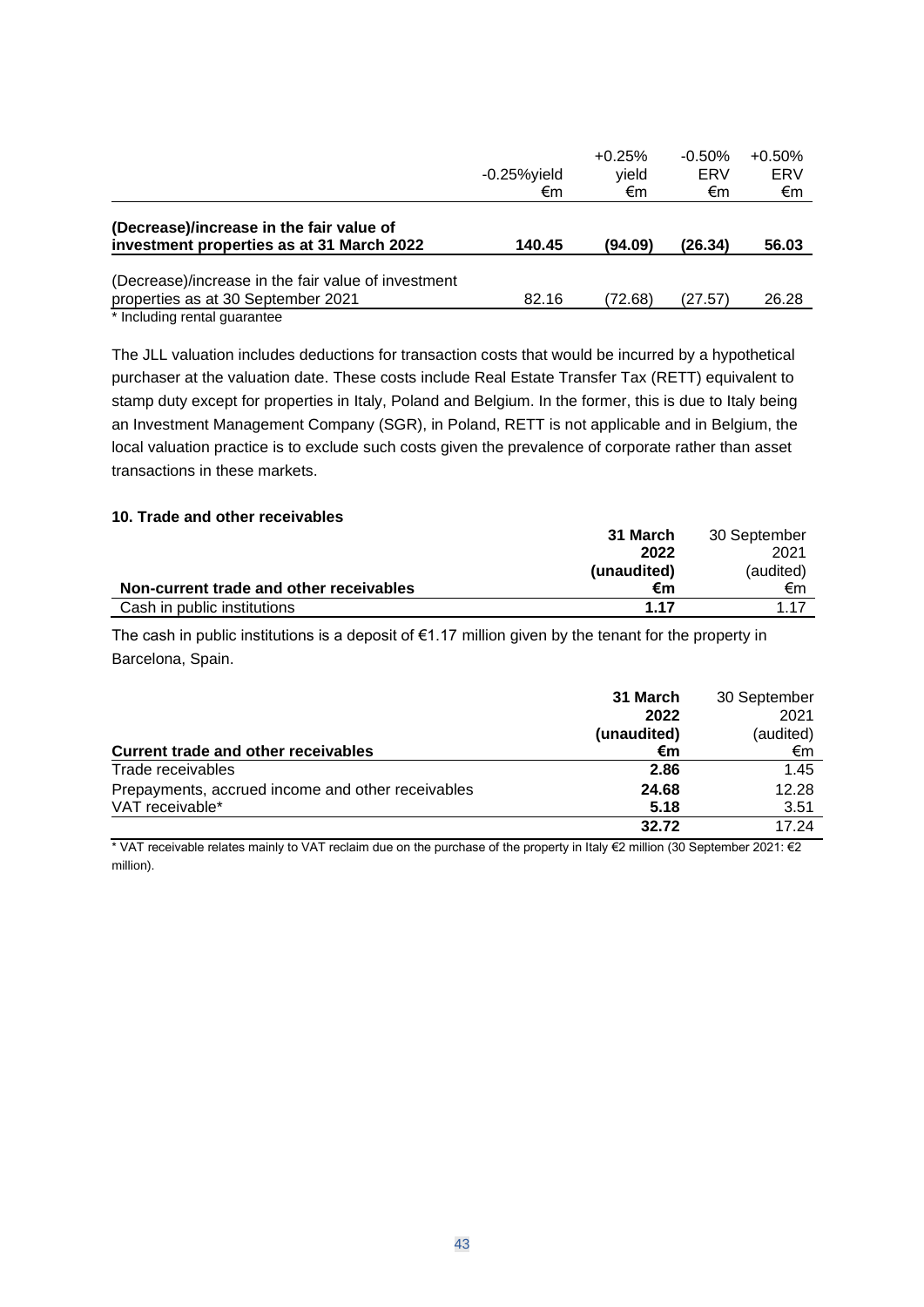| | -0.25%yield €m | +0.25% yield €m | -0.50% ERV €m | +0.50% ERV €m |
|---|---|---|---|---|
| **(Decrease)/increase in the fair value of investment properties as at 31 March 2022** | **140.45** | **(94.09)** | **(26.34)** | **56.03** |
| (Decrease)/increase in the fair value of investment properties as at 30 September 2021 | 82.16 | (72.68) | (27.57) | 26.28 |

\* Including rental guarantee

The JLL valuation includes deductions for transaction costs that would be incurred by a hypothetical purchaser at the valuation date. These costs include Real Estate Transfer Tax (RETT) equivalent to stamp duty except for properties in Italy, Poland and Belgium. In the former, this is due to Italy being an Investment Management Company (SGR), in Poland, RETT is not applicable and in Belgium, the local valuation practice is to exclude such costs given the prevalence of corporate rather than asset transactions in these markets.

**10. Trade and other receivables**

| Non-current trade and other receivables | 31 March 2022 (unaudited) €m | 30 September 2021 (audited) €m |
|---|---|---|
| Cash in public institutions | **1.17** | 1.17 |

The cash in public institutions is a deposit of €1.17 million given by the tenant for the property in Barcelona, Spain.

| Current trade and other receivables | 31 March 2022 (unaudited) €m | 30 September 2021 (audited) €m |
|---|---|---|
| Trade receivables | **2.86** | 1.45 |
| Prepayments, accrued income and other receivables | **24.68** | 12.28 |
| VAT receivable* | **5.18** | 3.51 |
| | **32.72** | 17.24 |

\* VAT receivable relates mainly to VAT reclaim due on the purchase of the property in Italy €2 million (30 September 2021: €2 million).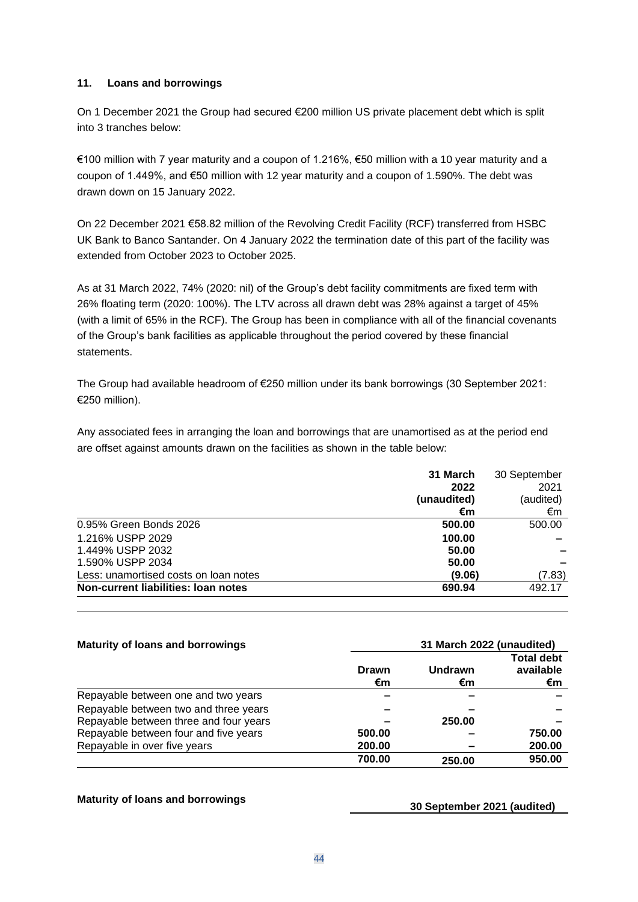### 11. Loans and borrowings

On 1 December 2021 the Group had secured €200 million US private placement debt which is split into 3 tranches below:

€100 million with 7 year maturity and a coupon of 1.216%, €50 million with a 10 year maturity and a coupon of 1.449%, and €50 million with 12 year maturity and a coupon of 1.590%. The debt was drawn down on 15 January 2022.

On 22 December 2021 €58.82 million of the Revolving Credit Facility (RCF) transferred from HSBC UK Bank to Banco Santander. On 4 January 2022 the termination date of this part of the facility was extended from October 2023 to October 2025.

As at 31 March 2022, 74% (2020: nil) of the Group's debt facility commitments are fixed term with 26% floating term (2020: 100%). The LTV across all drawn debt was 28% against a target of 45% (with a limit of 65% in the RCF). The Group has been in compliance with all of the financial covenants of the Group's bank facilities as applicable throughout the period covered by these financial statements.

The Group had available headroom of €250 million under its bank borrowings (30 September 2021: €250 million).

Any associated fees in arranging the loan and borrowings that are unamortised as at the period end are offset against amounts drawn on the facilities as shown in the table below:

| | **31 March 2022 (unaudited) €m** | 30 September 2021 (audited) €m |
|---|---|---|
| 0.95% Green Bonds 2026 | **500.00** | 500.00 |
| 1.216% USPP 2029 | **100.00** | – |
| 1.449% USPP 2032 | **50.00** | – |
| 1.590% USPP 2034 | **50.00** | – |
| Less: unamortised costs on loan notes | **(9.06)** | (7.83) |
| **Non-current liabilities: loan notes** | **690.94** | 492.17 |

| **Maturity of loans and borrowings** | **31 March 2022 (unaudited)** | | |
|---|---|---|---|
| | **Drawn €m** | **Undrawn €m** | **Total debt available €m** |
| Repayable between one and two years | **–** | **–** | **–** |
| Repayable between two and three years | **–** | **–** | **–** |
| Repayable between three and four years | **–** | **250.00** | **–** |
| Repayable between four and five years | **500.00** | **–** | **750.00** |
| Repayable in over five years | **200.00** | **–** | **200.00** |
| | **700.00** | **250.00** | **950.00** |

**Maturity of loans and borrowings** **30 September 2021 (audited)**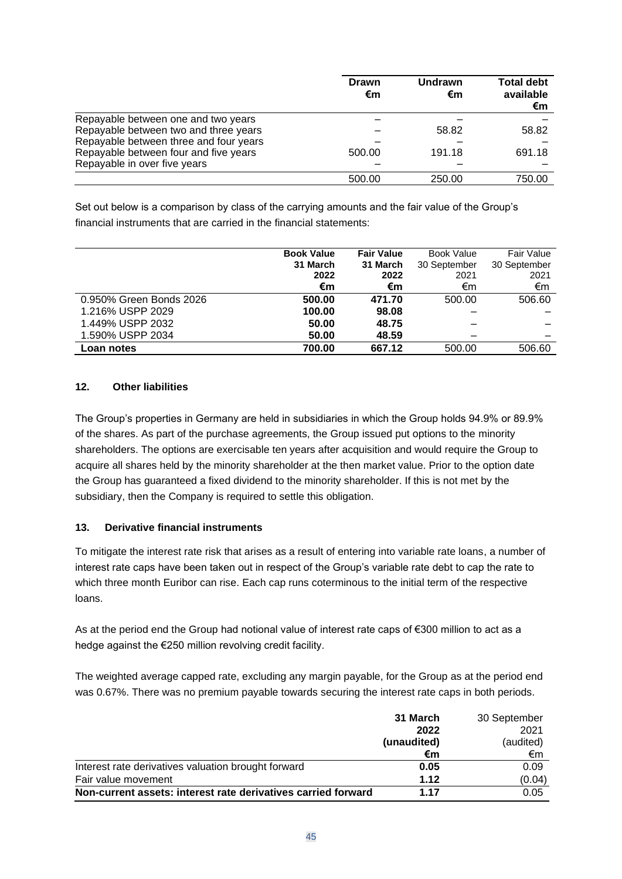| | Drawn €m | Undrawn €m | Total debt available €m |
|---|---|---|---|
| Repayable between one and two years | – | – | – |
| Repayable between two and three years | – | 58.82 | 58.82 |
| Repayable between three and four years | – | – | – |
| Repayable between four and five years | 500.00 | 191.18 | 691.18 |
| Repayable in over five years | – | – | – |
| | 500.00 | 250.00 | 750.00 |

Set out below is a comparison by class of the carrying amounts and the fair value of the Group's financial instruments that are carried in the financial statements:

| | **Book Value 31 March 2022 €m** | **Fair Value 31 March 2022 €m** | Book Value 30 September 2021 €m | Fair Value 30 September 2021 €m |
|---|---|---|---|---|
| 0.950% Green Bonds 2026 | **500.00** | **471.70** | 500.00 | 506.60 |
| 1.216% USPP 2029 | **100.00** | **98.08** | – | – |
| 1.449% USPP 2032 | **50.00** | **48.75** | – | – |
| 1.590% USPP 2034 | **50.00** | **48.59** | – | – |
| **Loan notes** | **700.00** | **667.12** | 500.00 | 506.60 |

## 12. Other liabilities

The Group's properties in Germany are held in subsidiaries in which the Group holds 94.9% or 89.9% of the shares. As part of the purchase agreements, the Group issued put options to the minority shareholders. The options are exercisable ten years after acquisition and would require the Group to acquire all shares held by the minority shareholder at the then market value. Prior to the option date the Group has guaranteed a fixed dividend to the minority shareholder. If this is not met by the subsidiary, then the Company is required to settle this obligation.

## 13. Derivative financial instruments

To mitigate the interest rate risk that arises as a result of entering into variable rate loans, a number of interest rate caps have been taken out in respect of the Group's variable rate debt to cap the rate to which three month Euribor can rise. Each cap runs coterminous to the initial term of the respective loans.

As at the period end the Group had notional value of interest rate caps of €300 million to act as a hedge against the €250 million revolving credit facility.

The weighted average capped rate, excluding any margin payable, for the Group as at the period end was 0.67%. There was no premium payable towards securing the interest rate caps in both periods.

| | **31 March 2022 (unaudited) €m** | 30 September 2021 (audited) €m |
|---|---|---|
| Interest rate derivatives valuation brought forward | **0.05** | 0.09 |
| Fair value movement | **1.12** | (0.04) |
| **Non-current assets: interest rate derivatives carried forward** | **1.17** | 0.05 |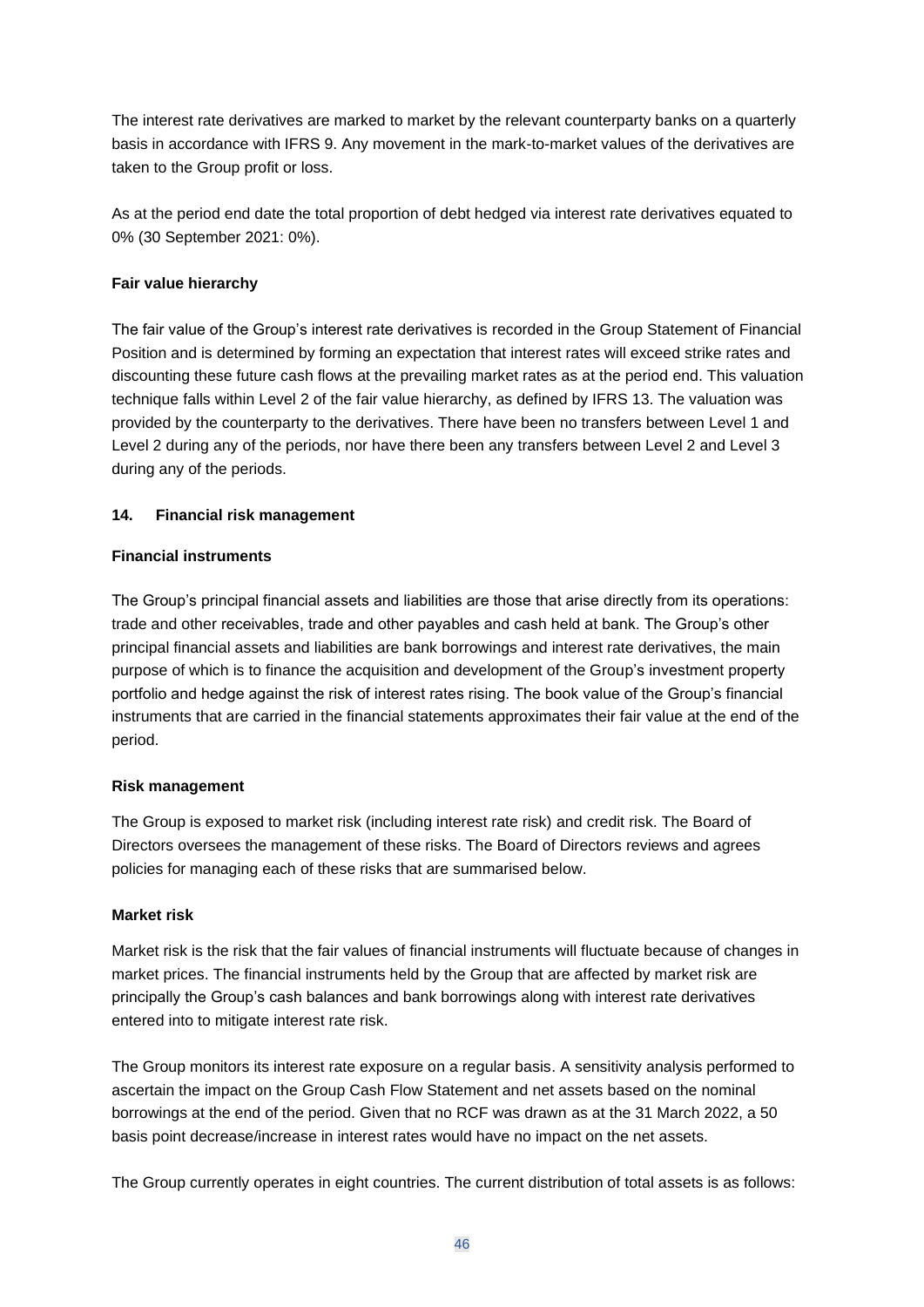The interest rate derivatives are marked to market by the relevant counterparty banks on a quarterly basis in accordance with IFRS 9. Any movement in the mark-to-market values of the derivatives are taken to the Group profit or loss.

As at the period end date the total proportion of debt hedged via interest rate derivatives equated to 0% (30 September 2021: 0%).

**Fair value hierarchy**

The fair value of the Group's interest rate derivatives is recorded in the Group Statement of Financial Position and is determined by forming an expectation that interest rates will exceed strike rates and discounting these future cash flows at the prevailing market rates as at the period end. This valuation technique falls within Level 2 of the fair value hierarchy, as defined by IFRS 13. The valuation was provided by the counterparty to the derivatives. There have been no transfers between Level 1 and Level 2 during any of the periods, nor have there been any transfers between Level 2 and Level 3 during any of the periods.

## 14. Financial risk management

**Financial instruments**

The Group's principal financial assets and liabilities are those that arise directly from its operations: trade and other receivables, trade and other payables and cash held at bank. The Group's other principal financial assets and liabilities are bank borrowings and interest rate derivatives, the main purpose of which is to finance the acquisition and development of the Group's investment property portfolio and hedge against the risk of interest rates rising. The book value of the Group's financial instruments that are carried in the financial statements approximates their fair value at the end of the period.

**Risk management**

The Group is exposed to market risk (including interest rate risk) and credit risk. The Board of Directors oversees the management of these risks. The Board of Directors reviews and agrees policies for managing each of these risks that are summarised below.

**Market risk**

Market risk is the risk that the fair values of financial instruments will fluctuate because of changes in market prices. The financial instruments held by the Group that are affected by market risk are principally the Group's cash balances and bank borrowings along with interest rate derivatives entered into to mitigate interest rate risk.

The Group monitors its interest rate exposure on a regular basis. A sensitivity analysis performed to ascertain the impact on the Group Cash Flow Statement and net assets based on the nominal borrowings at the end of the period. Given that no RCF was drawn as at the 31 March 2022, a 50 basis point decrease/increase in interest rates would have no impact on the net assets.

The Group currently operates in eight countries. The current distribution of total assets is as follows: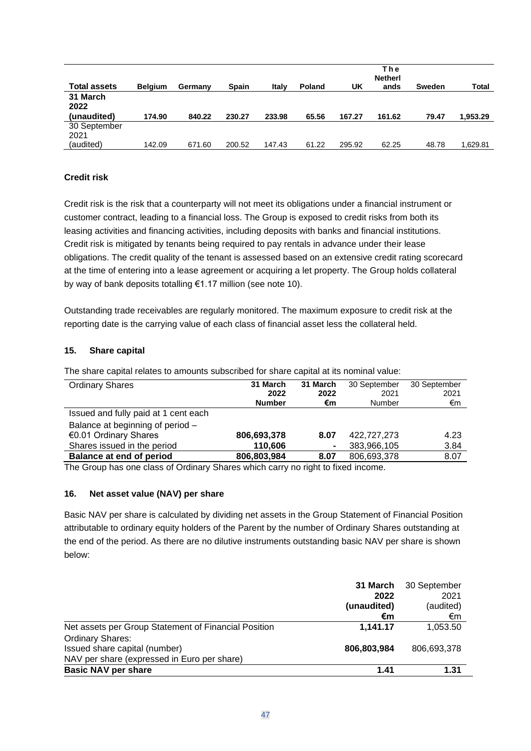| Total assets | Belgium | Germany | Spain | Italy | Poland | UK | The Netherlands | Sweden | Total |
|---|---|---|---|---|---|---|---|---|---|
| **31 March 2022 (unaudited)** | **174.90** | **840.22** | **230.27** | **233.98** | **65.56** | **167.27** | **161.62** | **79.47** | **1,953.29** |
| 30 September 2021 (audited) | 142.09 | 671.60 | 200.52 | 147.43 | 61.22 | 295.92 | 62.25 | 48.78 | 1,629.81 |

### Credit risk

Credit risk is the risk that a counterparty will not meet its obligations under a financial instrument or customer contract, leading to a financial loss. The Group is exposed to credit risks from both its leasing activities and financing activities, including deposits with banks and financial institutions. Credit risk is mitigated by tenants being required to pay rentals in advance under their lease obligations. The credit quality of the tenant is assessed based on an extensive credit rating scorecard at the time of entering into a lease agreement or acquiring a let property. The Group holds collateral by way of bank deposits totalling €1.17 million (see note 10).

Outstanding trade receivables are regularly monitored. The maximum exposure to credit risk at the reporting date is the carrying value of each class of financial asset less the collateral held.

### 15. Share capital

The share capital relates to amounts subscribed for share capital at its nominal value:

| Ordinary Shares | 31 March 2022 Number | 31 March 2022 €m | 30 September 2021 Number | 30 September 2021 €m |
|---|---|---|---|---|
| Issued and fully paid at 1 cent each | | | | |
| Balance at beginning of period – €0.01 Ordinary Shares | **806,693,378** | **8.07** | 422,727,273 | 4.23 |
| Shares issued in the period | **110,606** | **-** | 383,966,105 | 3.84 |
| **Balance at end of period** | **806,803,984** | **8.07** | 806,693,378 | 8.07 |

The Group has one class of Ordinary Shares which carry no right to fixed income.

### 16. Net asset value (NAV) per share

Basic NAV per share is calculated by dividing net assets in the Group Statement of Financial Position attributable to ordinary equity holders of the Parent by the number of Ordinary Shares outstanding at the end of the period. As there are no dilutive instruments outstanding basic NAV per share is shown below:

| | 31 March 2022 (unaudited) €m | 30 September 2021 (audited) €m |
|---|---|---|
| Net assets per Group Statement of Financial Position | **1,141.17** | 1,053.50 |
| Ordinary Shares: | | |
| Issued share capital (number) | **806,803,984** | 806,693,378 |
| NAV per share (expressed in Euro per share) | | |
| **Basic NAV per share** | **1.41** | **1.31** |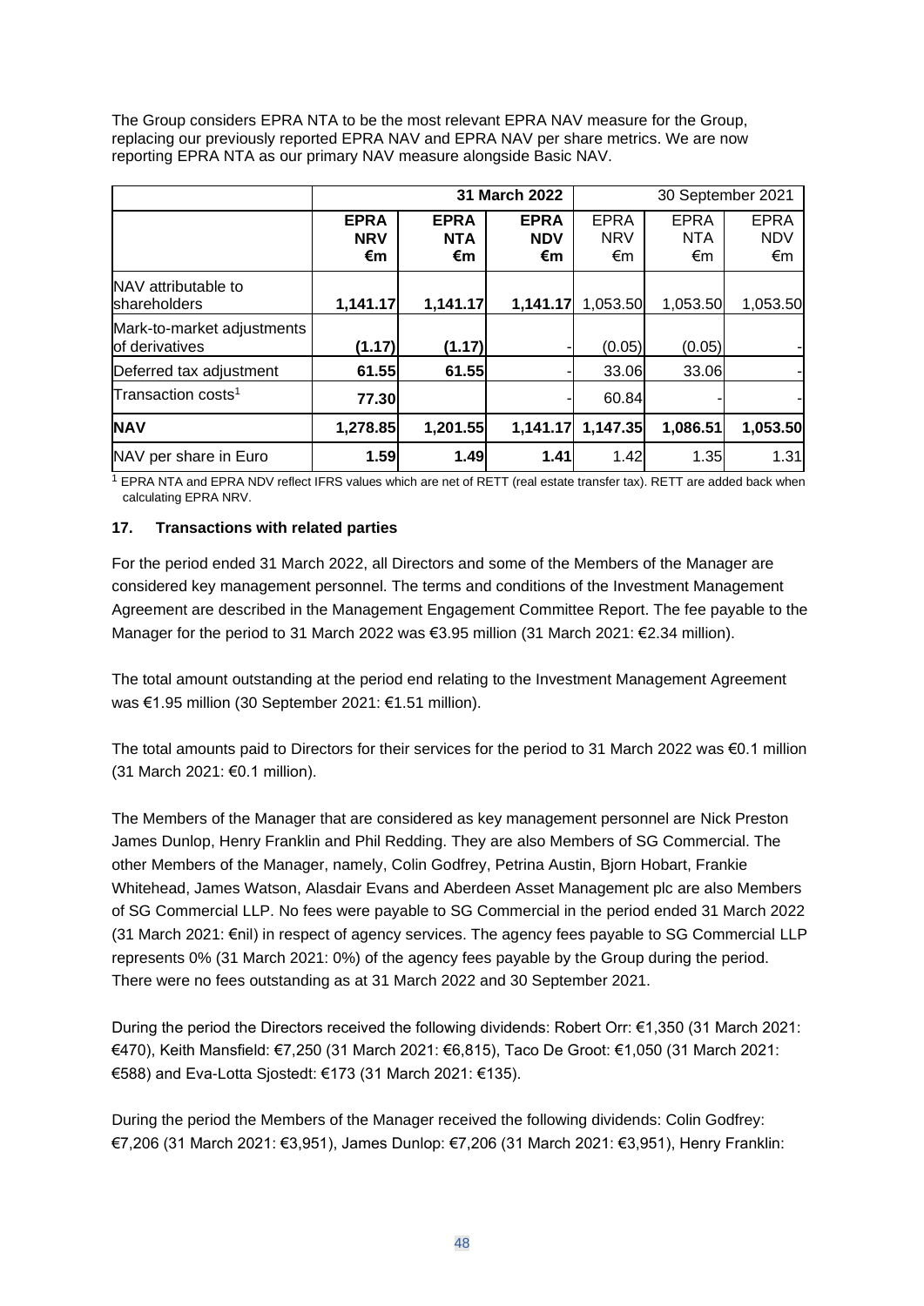The Group considers EPRA NTA to be the most relevant EPRA NAV measure for the Group, replacing our previously reported EPRA NAV and EPRA NAV per share metrics. We are now reporting EPRA NTA as our primary NAV measure alongside Basic NAV.

| | **31 March 2022** | | | 30 September 2021 | | |
|---|---|---|---|---|---|---|
| | **EPRA NRV €m** | **EPRA NTA €m** | **EPRA NDV €m** | EPRA NRV €m | EPRA NTA €m | EPRA NDV €m |
| NAV attributable to shareholders | **1,141.17** | **1,141.17** | **1,141.17** | 1,053.50 | 1,053.50 | 1,053.50 |
| Mark-to-market adjustments of derivatives | **(1.17)** | **(1.17)** | - | (0.05) | (0.05) | - |
| Deferred tax adjustment | **61.55** | **61.55** | - | 33.06 | 33.06 | - |
| Transaction costs[1] | **77.30** | | - | 60.84 | - | - |
| **NAV** | **1,278.85** | **1,201.55** | **1,141.17** | 1,147.35 | 1,086.51 | 1,053.50 |
| NAV per share in Euro | **1.59** | **1.49** | **1.41** | 1.42 | 1.35 | 1.31 |

[1] EPRA NTA and EPRA NDV reflect IFRS values which are net of RETT (real estate transfer tax). RETT are added back when calculating EPRA NRV.

### 17. Transactions with related parties

For the period ended 31 March 2022, all Directors and some of the Members of the Manager are considered key management personnel. The terms and conditions of the Investment Management Agreement are described in the Management Engagement Committee Report. The fee payable to the Manager for the period to 31 March 2022 was €3.95 million (31 March 2021: €2.34 million).

The total amount outstanding at the period end relating to the Investment Management Agreement was €1.95 million (30 September 2021: €1.51 million).

The total amounts paid to Directors for their services for the period to 31 March 2022 was €0.1 million (31 March 2021: €0.1 million).

The Members of the Manager that are considered as key management personnel are Nick Preston James Dunlop, Henry Franklin and Phil Redding. They are also Members of SG Commercial. The other Members of the Manager, namely, Colin Godfrey, Petrina Austin, Bjorn Hobart, Frankie Whitehead, James Watson, Alasdair Evans and Aberdeen Asset Management plc are also Members of SG Commercial LLP. No fees were payable to SG Commercial in the period ended 31 March 2022 (31 March 2021: €nil) in respect of agency services. The agency fees payable to SG Commercial LLP represents 0% (31 March 2021: 0%) of the agency fees payable by the Group during the period. There were no fees outstanding as at 31 March 2022 and 30 September 2021.

During the period the Directors received the following dividends: Robert Orr: €1,350 (31 March 2021: €470), Keith Mansfield: €7,250 (31 March 2021: €6,815), Taco De Groot: €1,050 (31 March 2021: €588) and Eva-Lotta Sjostedt: €173 (31 March 2021: €135).

During the period the Members of the Manager received the following dividends: Colin Godfrey: €7,206 (31 March 2021: €3,951), James Dunlop: €7,206 (31 March 2021: €3,951), Henry Franklin: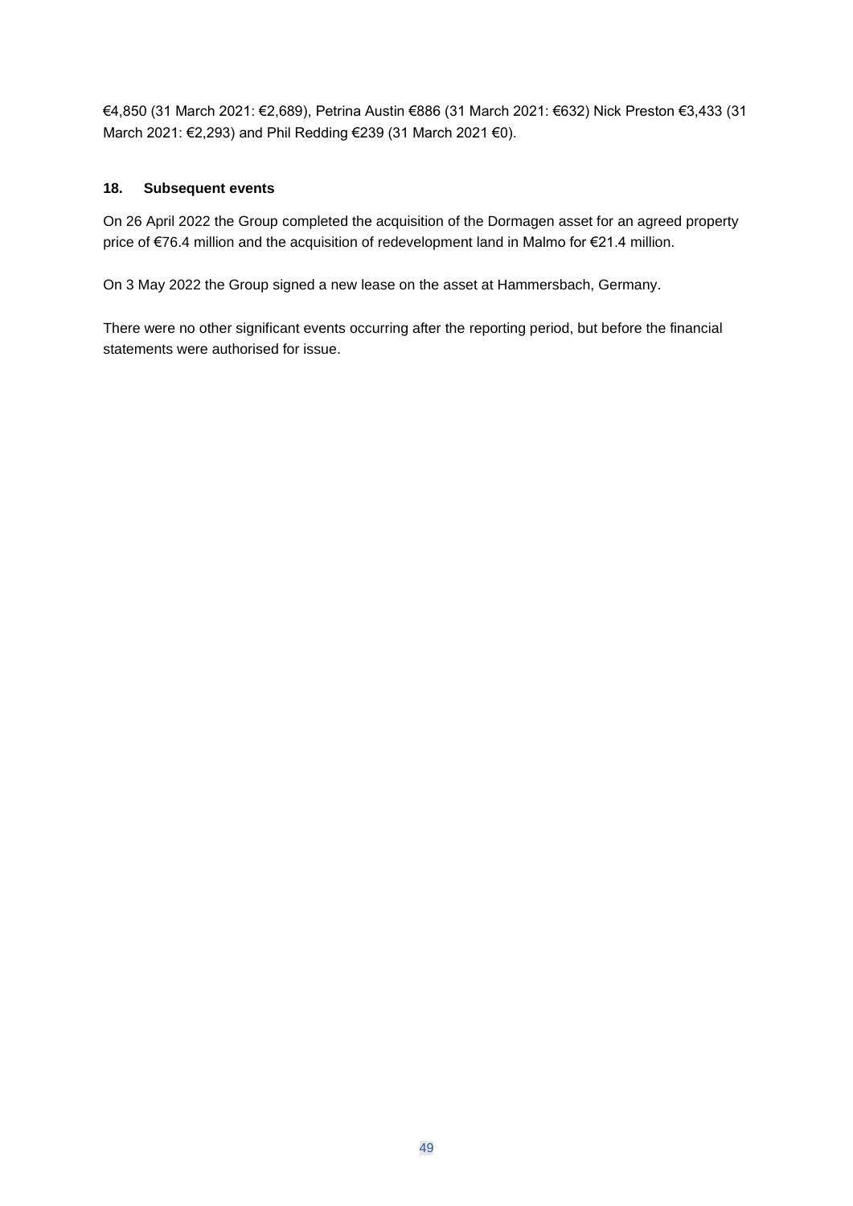€4,850 (31 March 2021: €2,689), Petrina Austin €886 (31 March 2021: €632) Nick Preston €3,433 (31 March 2021: €2,293) and Phil Redding €239 (31 March 2021 €0).

### 18. Subsequent events

On 26 April 2022 the Group completed the acquisition of the Dormagen asset for an agreed property price of €76.4 million and the acquisition of redevelopment land in Malmo for €21.4 million.

On 3 May 2022 the Group signed a new lease on the asset at Hammersbach, Germany.

There were no other significant events occurring after the reporting period, but before the financial statements were authorised for issue.